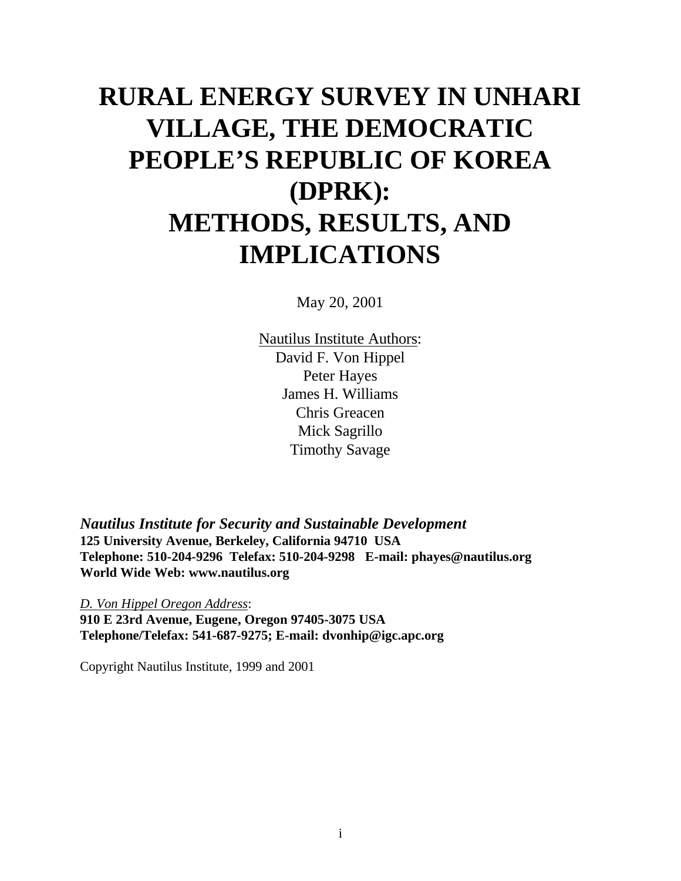# RURAL ENERGY SURVEY IN UNHARI VILLAGE, THE DEMOCRATIC PEOPLE'S REPUBLIC OF KOREA (DPRK): METHODS, RESULTS, AND IMPLICATIONS

May 20, 2001

Nautilus Institute Authors:
David F. Von Hippel
Peter Hayes
James H. Williams
Chris Greacen
Mick Sagrillo
Timothy Savage

***Nautilus Institute for Security and Sustainable Development***
**125 University Avenue, Berkeley, California 94710 USA**
**Telephone: 510-204-9296 Telefax: 510-204-9298 E-mail: phayes@nautilus.org**
**World Wide Web: www.nautilus.org**

*D. Von Hippel Oregon Address*:
**910 E 23rd Avenue, Eugene, Oregon 97405-3075 USA**
**Telephone/Telefax: 541-687-9275; E-mail: dvonhip@igc.apc.org**

Copyright Nautilus Institute, 1999 and 2001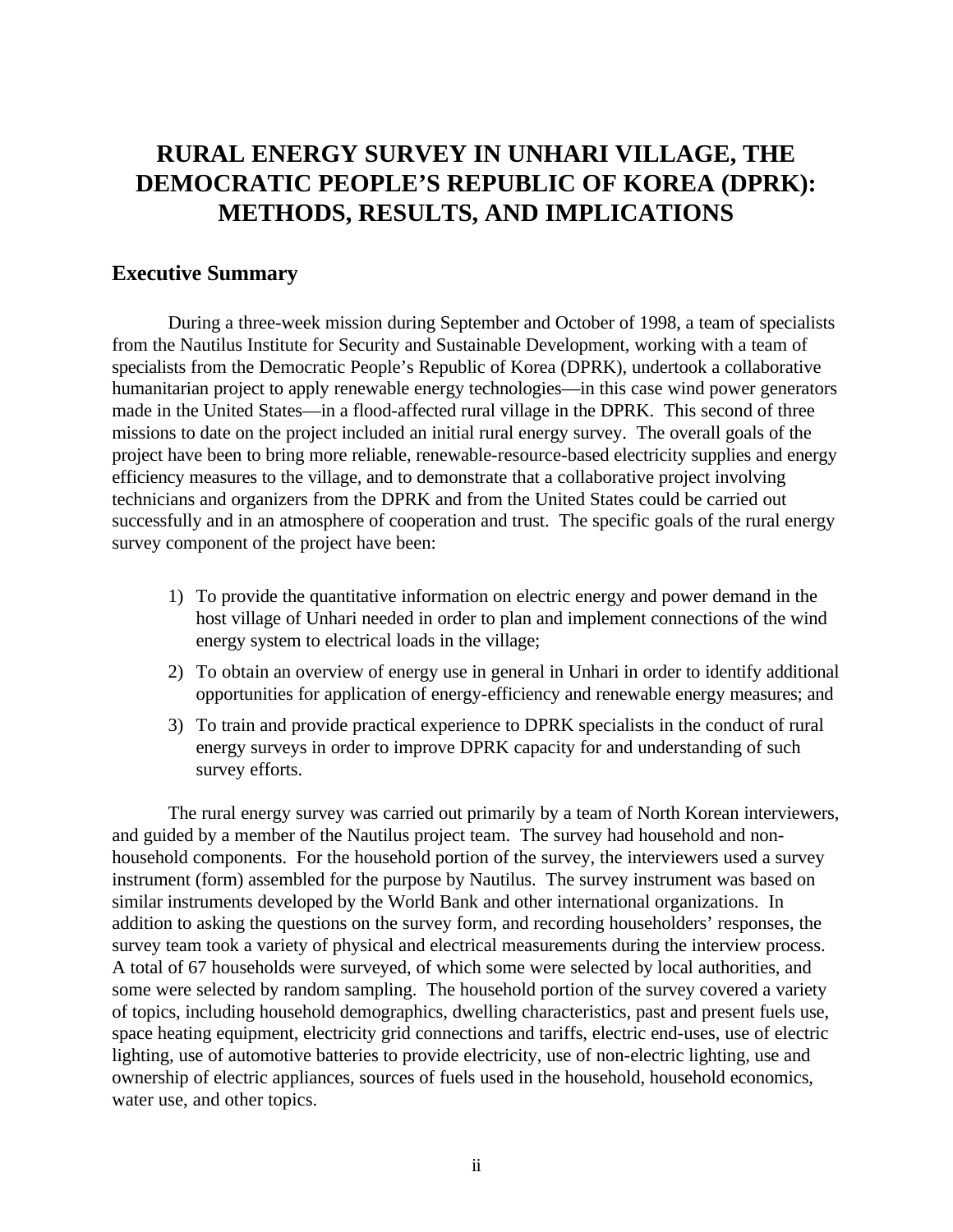# RURAL ENERGY SURVEY IN UNHARI VILLAGE, THE DEMOCRATIC PEOPLE'S REPUBLIC OF KOREA (DPRK): METHODS, RESULTS, AND IMPLICATIONS

## Executive Summary

During a three-week mission during September and October of 1998, a team of specialists from the Nautilus Institute for Security and Sustainable Development, working with a team of specialists from the Democratic People's Republic of Korea (DPRK), undertook a collaborative humanitarian project to apply renewable energy technologies—in this case wind power generators made in the United States—in a flood-affected rural village in the DPRK. This second of three missions to date on the project included an initial rural energy survey. The overall goals of the project have been to bring more reliable, renewable-resource-based electricity supplies and energy efficiency measures to the village, and to demonstrate that a collaborative project involving technicians and organizers from the DPRK and from the United States could be carried out successfully and in an atmosphere of cooperation and trust. The specific goals of the rural energy survey component of the project have been:

1) To provide the quantitative information on electric energy and power demand in the host village of Unhari needed in order to plan and implement connections of the wind energy system to electrical loads in the village;
2) To obtain an overview of energy use in general in Unhari in order to identify additional opportunities for application of energy-efficiency and renewable energy measures; and
3) To train and provide practical experience to DPRK specialists in the conduct of rural energy surveys in order to improve DPRK capacity for and understanding of such survey efforts.

The rural energy survey was carried out primarily by a team of North Korean interviewers, and guided by a member of the Nautilus project team. The survey had household and non-household components. For the household portion of the survey, the interviewers used a survey instrument (form) assembled for the purpose by Nautilus. The survey instrument was based on similar instruments developed by the World Bank and other international organizations. In addition to asking the questions on the survey form, and recording householders' responses, the survey team took a variety of physical and electrical measurements during the interview process. A total of 67 households were surveyed, of which some were selected by local authorities, and some were selected by random sampling. The household portion of the survey covered a variety of topics, including household demographics, dwelling characteristics, past and present fuels use, space heating equipment, electricity grid connections and tariffs, electric end-uses, use of electric lighting, use of automotive batteries to provide electricity, use of non-electric lighting, use and ownership of electric appliances, sources of fuels used in the household, household economics, water use, and other topics.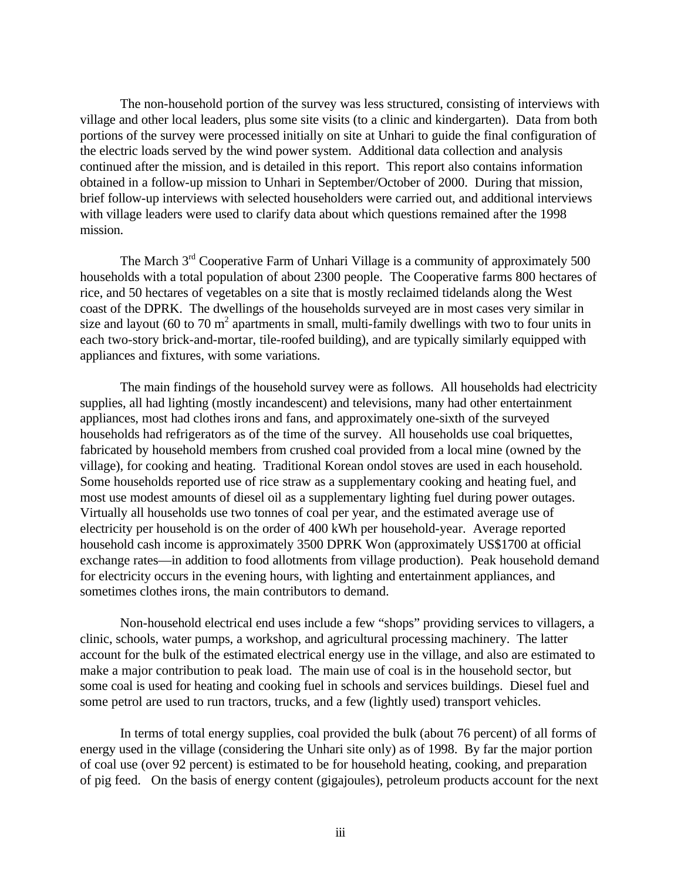The non-household portion of the survey was less structured, consisting of interviews with village and other local leaders, plus some site visits (to a clinic and kindergarten). Data from both portions of the survey were processed initially on site at Unhari to guide the final configuration of the electric loads served by the wind power system. Additional data collection and analysis continued after the mission, and is detailed in this report. This report also contains information obtained in a follow-up mission to Unhari in September/October of 2000. During that mission, brief follow-up interviews with selected householders were carried out, and additional interviews with village leaders were used to clarify data about which questions remained after the 1998 mission.

The March 3rd Cooperative Farm of Unhari Village is a community of approximately 500 households with a total population of about 2300 people. The Cooperative farms 800 hectares of rice, and 50 hectares of vegetables on a site that is mostly reclaimed tidelands along the West coast of the DPRK. The dwellings of the households surveyed are in most cases very similar in size and layout (60 to 70 $m^2$ apartments in small, multi-family dwellings with two to four units in each two-story brick-and-mortar, tile-roofed building), and are typically similarly equipped with appliances and fixtures, with some variations.

The main findings of the household survey were as follows. All households had electricity supplies, all had lighting (mostly incandescent) and televisions, many had other entertainment appliances, most had clothes irons and fans, and approximately one-sixth of the surveyed households had refrigerators as of the time of the survey. All households use coal briquettes, fabricated by household members from crushed coal provided from a local mine (owned by the village), for cooking and heating. Traditional Korean ondol stoves are used in each household. Some households reported use of rice straw as a supplementary cooking and heating fuel, and most use modest amounts of diesel oil as a supplementary lighting fuel during power outages. Virtually all households use two tonnes of coal per year, and the estimated average use of electricity per household is on the order of 400 kWh per household-year. Average reported household cash income is approximately 3500 DPRK Won (approximately US$1700 at official exchange rates—in addition to food allotments from village production). Peak household demand for electricity occurs in the evening hours, with lighting and entertainment appliances, and sometimes clothes irons, the main contributors to demand.

Non-household electrical end uses include a few "shops" providing services to villagers, a clinic, schools, water pumps, a workshop, and agricultural processing machinery. The latter account for the bulk of the estimated electrical energy use in the village, and also are estimated to make a major contribution to peak load. The main use of coal is in the household sector, but some coal is used for heating and cooking fuel in schools and services buildings. Diesel fuel and some petrol are used to run tractors, trucks, and a few (lightly used) transport vehicles.

In terms of total energy supplies, coal provided the bulk (about 76 percent) of all forms of energy used in the village (considering the Unhari site only) as of 1998. By far the major portion of coal use (over 92 percent) is estimated to be for household heating, cooking, and preparation of pig feed. On the basis of energy content (gigajoules), petroleum products account for the next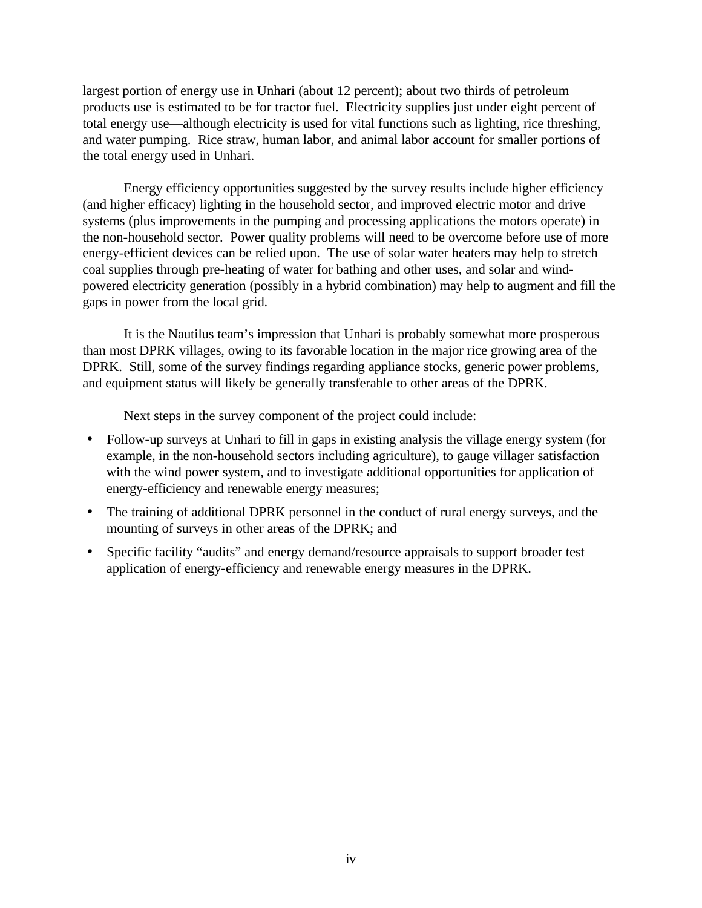largest portion of energy use in Unhari (about 12 percent); about two thirds of petroleum products use is estimated to be for tractor fuel. Electricity supplies just under eight percent of total energy use—although electricity is used for vital functions such as lighting, rice threshing, and water pumping. Rice straw, human labor, and animal labor account for smaller portions of the total energy used in Unhari.

Energy efficiency opportunities suggested by the survey results include higher efficiency (and higher efficacy) lighting in the household sector, and improved electric motor and drive systems (plus improvements in the pumping and processing applications the motors operate) in the non-household sector. Power quality problems will need to be overcome before use of more energy-efficient devices can be relied upon. The use of solar water heaters may help to stretch coal supplies through pre-heating of water for bathing and other uses, and solar and wind-powered electricity generation (possibly in a hybrid combination) may help to augment and fill the gaps in power from the local grid.

It is the Nautilus team's impression that Unhari is probably somewhat more prosperous than most DPRK villages, owing to its favorable location in the major rice growing area of the DPRK. Still, some of the survey findings regarding appliance stocks, generic power problems, and equipment status will likely be generally transferable to other areas of the DPRK.

Next steps in the survey component of the project could include:

- Follow-up surveys at Unhari to fill in gaps in existing analysis the village energy system (for example, in the non-household sectors including agriculture), to gauge villager satisfaction with the wind power system, and to investigate additional opportunities for application of energy-efficiency and renewable energy measures;
- The training of additional DPRK personnel in the conduct of rural energy surveys, and the mounting of surveys in other areas of the DPRK; and
- Specific facility "audits" and energy demand/resource appraisals to support broader test application of energy-efficiency and renewable energy measures in the DPRK.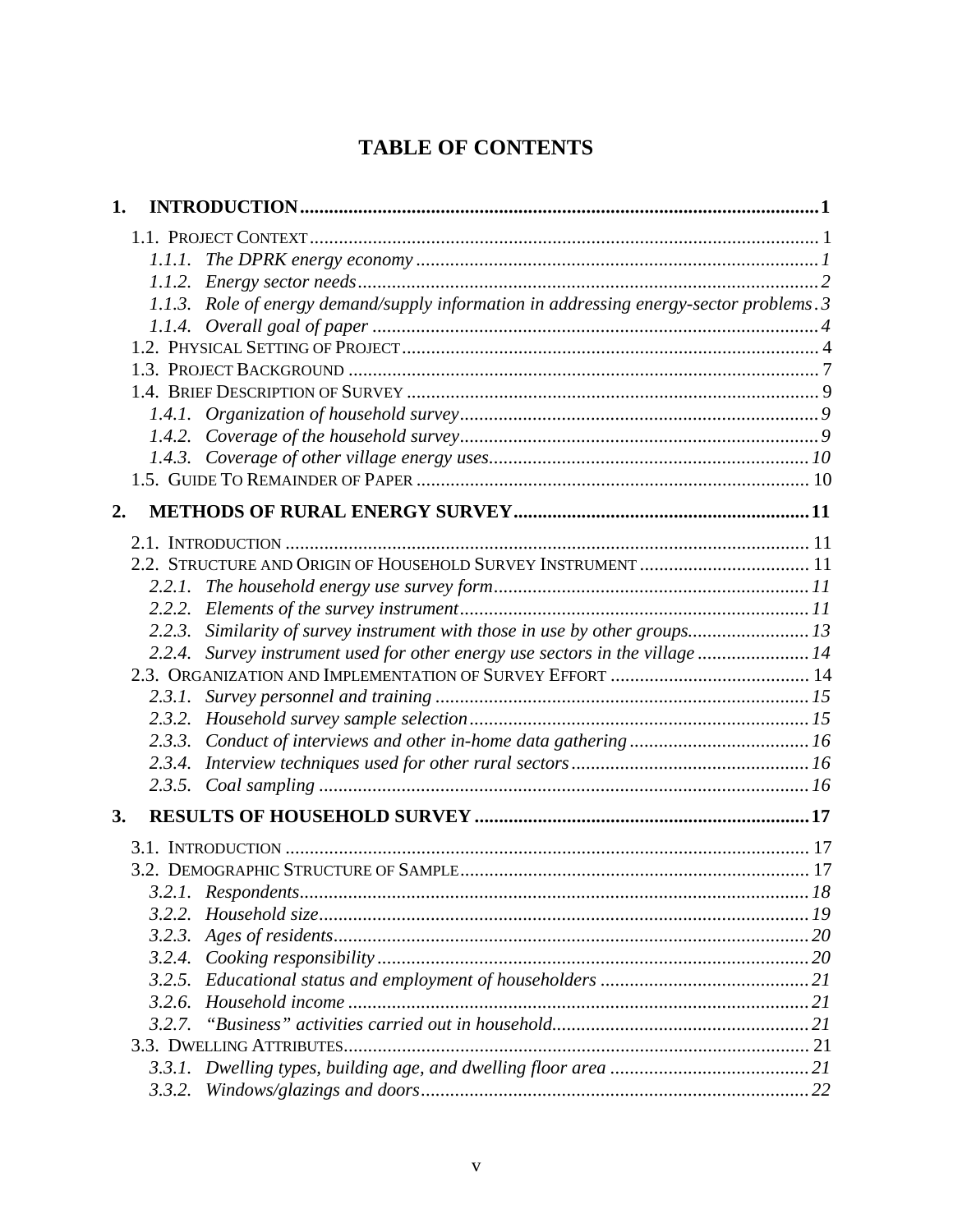# TABLE OF CONTENTS

**1. INTRODUCTION** .......... **1**

- 1.1. PROJECT CONTEXT .......... 1
  - *1.1.1. The DPRK energy economy* .......... *1*
  - *1.1.2. Energy sector needs* .......... *2*
  - *1.1.3. Role of energy demand/supply information in addressing energy-sector problems* .......... *3*
  - *1.1.4. Overall goal of paper* .......... *4*
- 1.2. PHYSICAL SETTING OF PROJECT .......... 4
- 1.3. PROJECT BACKGROUND .......... 7
- 1.4. BRIEF DESCRIPTION OF SURVEY .......... 9
  - *1.4.1. Organization of household survey* .......... *9*
  - *1.4.2. Coverage of the household survey* .......... *9*
  - *1.4.3. Coverage of other village energy uses* .......... *10*
- 1.5. GUIDE TO REMAINDER OF PAPER .......... 10

**2. METHODS OF RURAL ENERGY SURVEY** .......... **11**

- 2.1. INTRODUCTION .......... 11
- 2.2. STRUCTURE AND ORIGIN OF HOUSEHOLD SURVEY INSTRUMENT .......... 11
  - *2.2.1. The household energy use survey form* .......... *11*
  - *2.2.2. Elements of the survey instrument* .......... *11*
  - *2.2.3. Similarity of survey instrument with those in use by other groups* .......... *13*
  - *2.2.4. Survey instrument used for other energy use sectors in the village* .......... *14*
- 2.3. ORGANIZATION AND IMPLEMENTATION OF SURVEY EFFORT .......... 14
  - *2.3.1. Survey personnel and training* .......... *15*
  - *2.3.2. Household survey sample selection* .......... *15*
  - *2.3.3. Conduct of interviews and other in-home data gathering* .......... *16*
  - *2.3.4. Interview techniques used for other rural sectors* .......... *16*
  - *2.3.5. Coal sampling* .......... *16*

**3. RESULTS OF HOUSEHOLD SURVEY** .......... **17**

- 3.1. INTRODUCTION .......... 17
- 3.2. DEMOGRAPHIC STRUCTURE OF SAMPLE .......... 17
  - *3.2.1. Respondents* .......... *18*
  - *3.2.2. Household size* .......... *19*
  - *3.2.3. Ages of residents* .......... *20*
  - *3.2.4. Cooking responsibility* .......... *20*
  - *3.2.5. Educational status and employment of householders* .......... *21*
  - *3.2.6. Household income* .......... *21*
  - *3.2.7. "Business" activities carried out in household* .......... *21*
- 3.3. DWELLING ATTRIBUTES .......... 21
  - *3.3.1. Dwelling types, building age, and dwelling floor area* .......... *21*
  - *3.3.2. Windows/glazings and doors* .......... *22*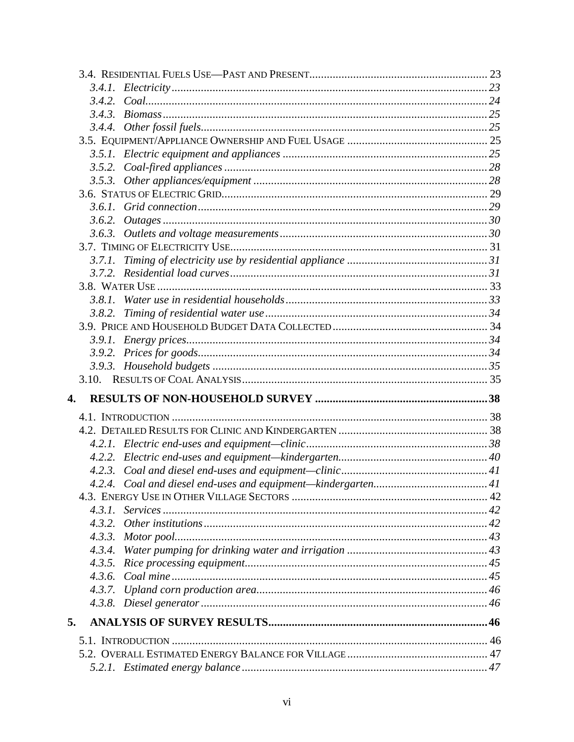3.4. Residential Fuels Use—Past and Present ............ 23
- *3.4.1. Electricity ............ 23*
- *3.4.2. Coal ............ 24*
- *3.4.3. Biomass ............ 25*
- *3.4.4. Other fossil fuels ............ 25*

3.5. Equipment/Appliance Ownership and Fuel Usage ............ 25
- *3.5.1. Electric equipment and appliances ............ 25*
- *3.5.2. Coal-fired appliances ............ 28*
- *3.5.3. Other appliances/equipment ............ 28*

3.6. Status of Electric Grid ............ 29
- *3.6.1. Grid connection ............ 29*
- *3.6.2. Outages ............ 30*
- *3.6.3. Outlets and voltage measurements ............ 30*

3.7. Timing of Electricity Use ............ 31
- *3.7.1. Timing of electricity use by residential appliance ............ 31*
- *3.7.2. Residential load curves ............ 31*

3.8. Water Use ............ 33
- *3.8.1. Water use in residential households ............ 33*
- *3.8.2. Timing of residential water use ............ 34*

3.9. Price and Household Budget Data Collected ............ 34
- *3.9.1. Energy prices ............ 34*
- *3.9.2. Prices for goods ............ 34*
- *3.9.3. Household budgets ............ 35*

3.10. Results of Coal Analysis ............ 35

**4. RESULTS OF NON-HOUSEHOLD SURVEY ............ 38**

4.1. Introduction ............ 38

4.2. Detailed Results for Clinic and Kindergarten ............ 38
- *4.2.1. Electric end-uses and equipment—clinic ............ 38*
- *4.2.2. Electric end-uses and equipment—kindergarten ............ 40*
- *4.2.3. Coal and diesel end-uses and equipment—clinic ............ 41*
- *4.2.4. Coal and diesel end-uses and equipment—kindergarten ............ 41*

4.3. Energy Use in Other Village Sectors ............ 42
- *4.3.1. Services ............ 42*
- *4.3.2. Other institutions ............ 42*
- *4.3.3. Motor pool ............ 43*
- *4.3.4. Water pumping for drinking water and irrigation ............ 43*
- *4.3.5. Rice processing equipment ............ 45*
- *4.3.6. Coal mine ............ 45*
- *4.3.7. Upland corn production area ............ 46*
- *4.3.8. Diesel generator ............ 46*

**5. ANALYSIS OF SURVEY RESULTS ............ 46**

5.1. Introduction ............ 46

5.2. Overall Estimated Energy Balance for Village ............ 47
- *5.2.1. Estimated energy balance ............ 47*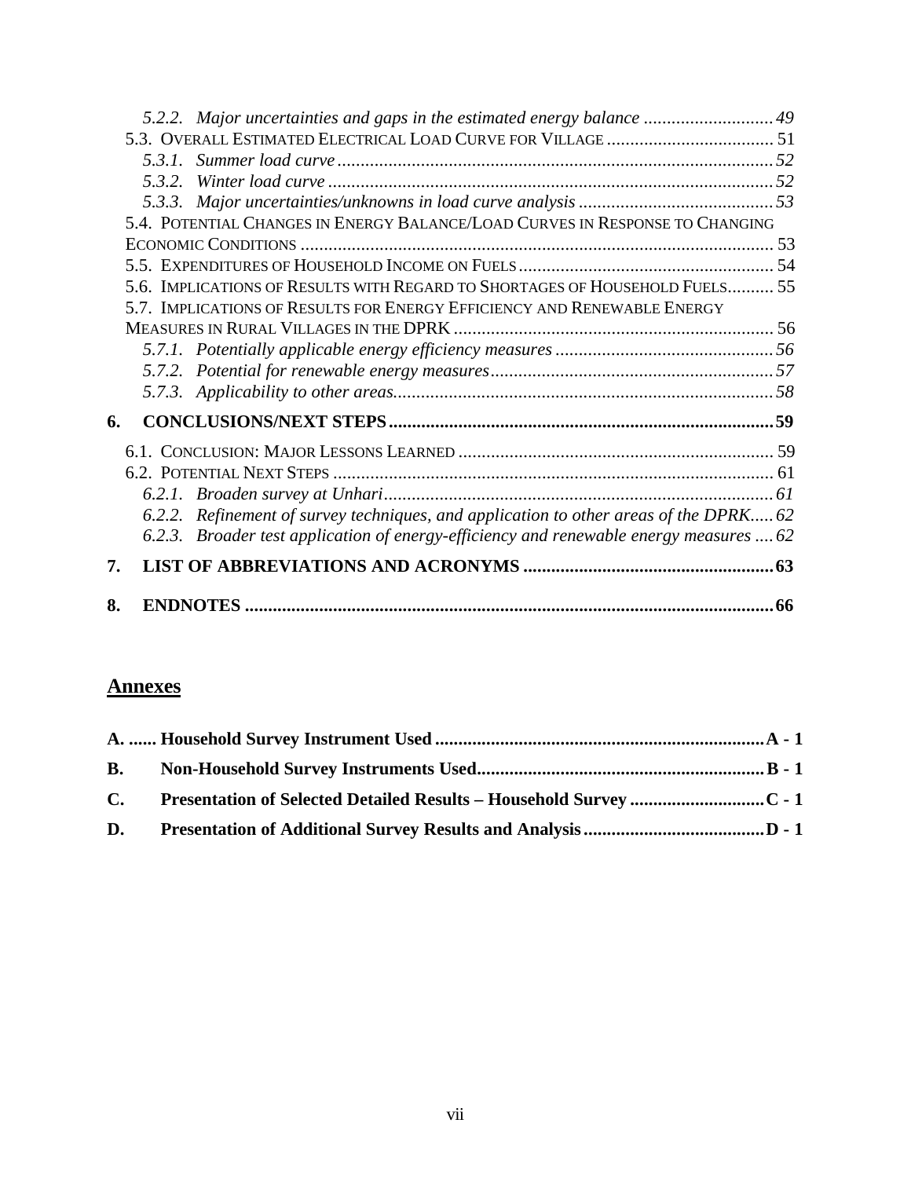*5.2.2. Major uncertainties and gaps in the estimated energy balance ............................ 49*

5.3. OVERALL ESTIMATED ELECTRICAL LOAD CURVE FOR VILLAGE .................................... 51

*5.3.1. Summer load curve .............................................................................................. 52*

*5.3.2. Winter load curve ................................................................................................ 52*

*5.3.3. Major uncertainties/unknowns in load curve analysis .......................................... 53*

5.4. POTENTIAL CHANGES IN ENERGY BALANCE/LOAD CURVES IN RESPONSE TO CHANGING ECONOMIC CONDITIONS ..................................................................................................... 53

5.5. EXPENDITURES OF HOUSEHOLD INCOME ON FUELS ...................................................... 54

5.6. IMPLICATIONS OF RESULTS WITH REGARD TO SHORTAGES OF HOUSEHOLD FUELS.......... 55

5.7. IMPLICATIONS OF RESULTS FOR ENERGY EFFICIENCY AND RENEWABLE ENERGY MEASURES IN RURAL VILLAGES IN THE DPRK .................................................................... 56

*5.7.1. Potentially applicable energy efficiency measures ............................................... 56*

*5.7.2. Potential for renewable energy measures ............................................................. 57*

*5.7.3. Applicability to other areas.................................................................................. 58*

**6. CONCLUSIONS/NEXT STEPS .................................................................................. 59**

6.1. CONCLUSION: MAJOR LESSONS LEARNED ................................................................... 59

6.2. POTENTIAL NEXT STEPS .............................................................................................. 61

*6.2.1. Broaden survey at Unhari ................................................................................... 61*

*6.2.2. Refinement of survey techniques, and application to other areas of the DPRK..... 62*

*6.2.3. Broader test application of energy-efficiency and renewable energy measures .... 62*

**7. LIST OF ABBREVIATIONS AND ACRONYMS ...................................................... 63**

**8. ENDNOTES ................................................................................................................ 66**

## Annexes

**A. ...... Household Survey Instrument Used ....................................................................... A - 1**

**B. Non-Household Survey Instruments Used............................................................. B - 1**

**C. Presentation of Selected Detailed Results – Household Survey ............................. C - 1**

**D. Presentation of Additional Survey Results and Analysis ....................................... D - 1**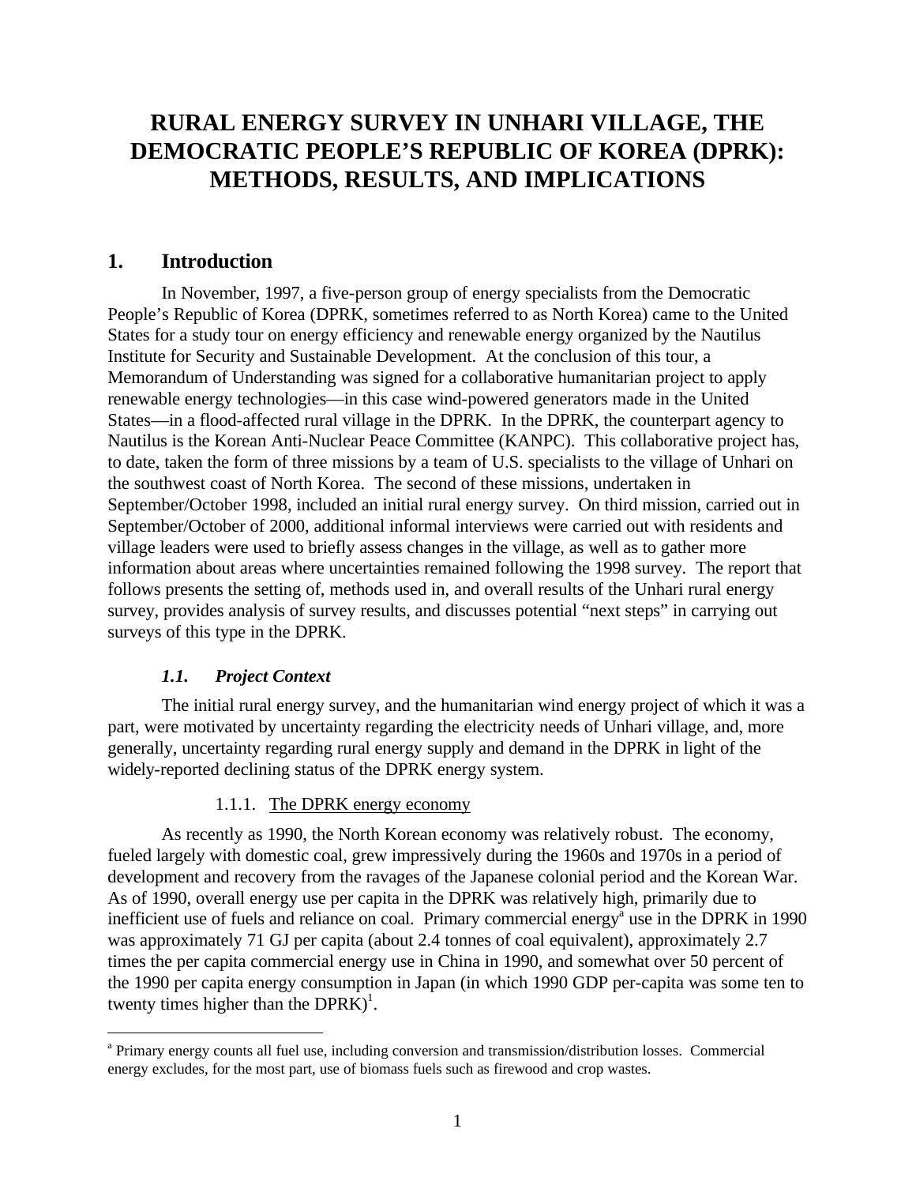# RURAL ENERGY SURVEY IN UNHARI VILLAGE, THE DEMOCRATIC PEOPLE'S REPUBLIC OF KOREA (DPRK): METHODS, RESULTS, AND IMPLICATIONS

## 1. Introduction

In November, 1997, a five-person group of energy specialists from the Democratic People's Republic of Korea (DPRK, sometimes referred to as North Korea) came to the United States for a study tour on energy efficiency and renewable energy organized by the Nautilus Institute for Security and Sustainable Development. At the conclusion of this tour, a Memorandum of Understanding was signed for a collaborative humanitarian project to apply renewable energy technologies—in this case wind-powered generators made in the United States—in a flood-affected rural village in the DPRK. In the DPRK, the counterpart agency to Nautilus is the Korean Anti-Nuclear Peace Committee (KANPC). This collaborative project has, to date, taken the form of three missions by a team of U.S. specialists to the village of Unhari on the southwest coast of North Korea. The second of these missions, undertaken in September/October 1998, included an initial rural energy survey. On third mission, carried out in September/October of 2000, additional informal interviews were carried out with residents and village leaders were used to briefly assess changes in the village, as well as to gather more information about areas where uncertainties remained following the 1998 survey. The report that follows presents the setting of, methods used in, and overall results of the Unhari rural energy survey, provides analysis of survey results, and discusses potential "next steps" in carrying out surveys of this type in the DPRK.

### *1.1. Project Context*

The initial rural energy survey, and the humanitarian wind energy project of which it was a part, were motivated by uncertainty regarding the electricity needs of Unhari village, and, more generally, uncertainty regarding rural energy supply and demand in the DPRK in light of the widely-reported declining status of the DPRK energy system.

#### 1.1.1. The DPRK energy economy

As recently as 1990, the North Korean economy was relatively robust. The economy, fueled largely with domestic coal, grew impressively during the 1960s and 1970s in a period of development and recovery from the ravages of the Japanese colonial period and the Korean War. As of 1990, overall energy use per capita in the DPRK was relatively high, primarily due to inefficient use of fuels and reliance on coal. Primary commercial energy[a] use in the DPRK in 1990 was approximately 71 GJ per capita (about 2.4 tonnes of coal equivalent), approximately 2.7 times the per capita commercial energy use in China in 1990, and somewhat over 50 percent of the 1990 per capita energy consumption in Japan (in which 1990 GDP per-capita was some ten to twenty times higher than the DPRK)[1].

---

[a] Primary energy counts all fuel use, including conversion and transmission/distribution losses. Commercial energy excludes, for the most part, use of biomass fuels such as firewood and crop wastes.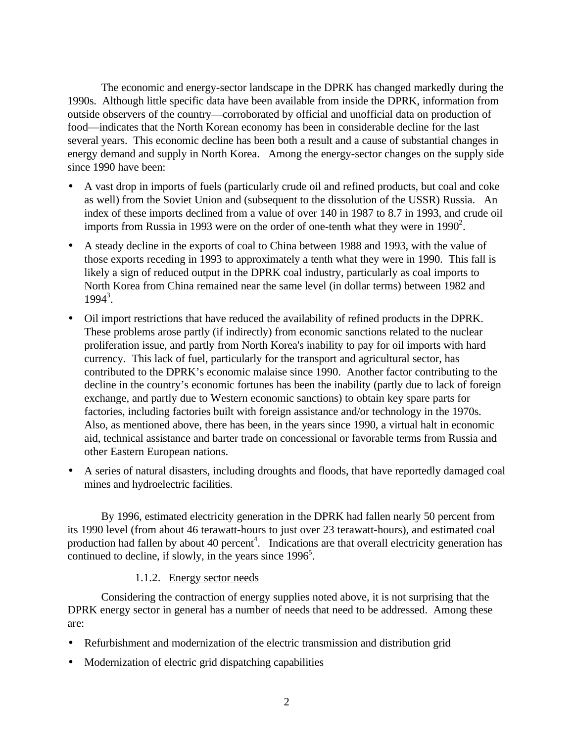The economic and energy-sector landscape in the DPRK has changed markedly during the 1990s. Although little specific data have been available from inside the DPRK, information from outside observers of the country—corroborated by official and unofficial data on production of food—indicates that the North Korean economy has been in considerable decline for the last several years. This economic decline has been both a result and a cause of substantial changes in energy demand and supply in North Korea. Among the energy-sector changes on the supply side since 1990 have been:

- A vast drop in imports of fuels (particularly crude oil and refined products, but coal and coke as well) from the Soviet Union and (subsequent to the dissolution of the USSR) Russia. An index of these imports declined from a value of over 140 in 1987 to 8.7 in 1993, and crude oil imports from Russia in 1993 were on the order of one-tenth what they were in 1990[2].
- A steady decline in the exports of coal to China between 1988 and 1993, with the value of those exports receding in 1993 to approximately a tenth what they were in 1990. This fall is likely a sign of reduced output in the DPRK coal industry, particularly as coal imports to North Korea from China remained near the same level (in dollar terms) between 1982 and 1994[3].
- Oil import restrictions that have reduced the availability of refined products in the DPRK. These problems arose partly (if indirectly) from economic sanctions related to the nuclear proliferation issue, and partly from North Korea's inability to pay for oil imports with hard currency. This lack of fuel, particularly for the transport and agricultural sector, has contributed to the DPRK's economic malaise since 1990. Another factor contributing to the decline in the country's economic fortunes has been the inability (partly due to lack of foreign exchange, and partly due to Western economic sanctions) to obtain key spare parts for factories, including factories built with foreign assistance and/or technology in the 1970s. Also, as mentioned above, there has been, in the years since 1990, a virtual halt in economic aid, technical assistance and barter trade on concessional or favorable terms from Russia and other Eastern European nations.
- A series of natural disasters, including droughts and floods, that have reportedly damaged coal mines and hydroelectric facilities.

By 1996, estimated electricity generation in the DPRK had fallen nearly 50 percent from its 1990 level (from about 46 terawatt-hours to just over 23 terawatt-hours), and estimated coal production had fallen by about 40 percent[4]. Indications are that overall electricity generation has continued to decline, if slowly, in the years since 1996[5].

#### 1.1.2. Energy sector needs

Considering the contraction of energy supplies noted above, it is not surprising that the DPRK energy sector in general has a number of needs that need to be addressed. Among these are:

- Refurbishment and modernization of the electric transmission and distribution grid
- Modernization of electric grid dispatching capabilities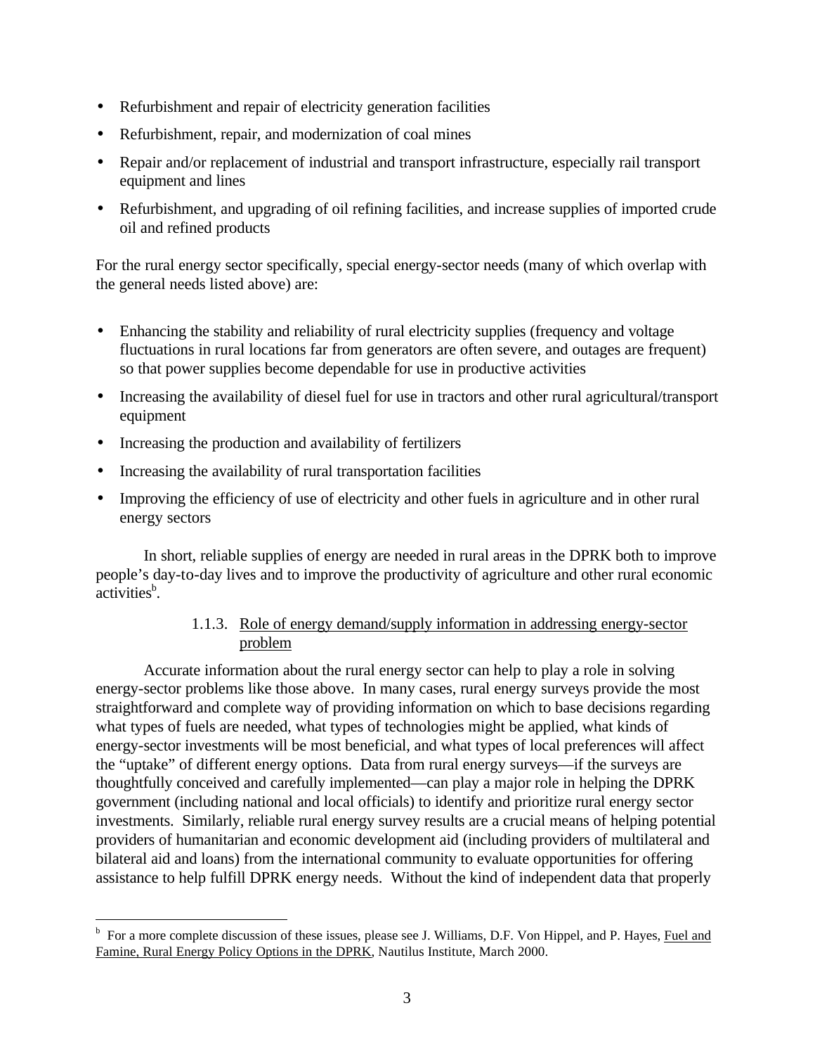- Refurbishment and repair of electricity generation facilities
- Refurbishment, repair, and modernization of coal mines
- Repair and/or replacement of industrial and transport infrastructure, especially rail transport equipment and lines
- Refurbishment, and upgrading of oil refining facilities, and increase supplies of imported crude oil and refined products

For the rural energy sector specifically, special energy-sector needs (many of which overlap with the general needs listed above) are:

- Enhancing the stability and reliability of rural electricity supplies (frequency and voltage fluctuations in rural locations far from generators are often severe, and outages are frequent) so that power supplies become dependable for use in productive activities
- Increasing the availability of diesel fuel for use in tractors and other rural agricultural/transport equipment
- Increasing the production and availability of fertilizers
- Increasing the availability of rural transportation facilities
- Improving the efficiency of use of electricity and other fuels in agriculture and in other rural energy sectors

In short, reliable supplies of energy are needed in rural areas in the DPRK both to improve people's day-to-day lives and to improve the productivity of agriculture and other rural economic activities[b].

#### 1.1.3. Role of energy demand/supply information in addressing energy-sector problem

Accurate information about the rural energy sector can help to play a role in solving energy-sector problems like those above. In many cases, rural energy surveys provide the most straightforward and complete way of providing information on which to base decisions regarding what types of fuels are needed, what types of technologies might be applied, what kinds of energy-sector investments will be most beneficial, and what types of local preferences will affect the "uptake" of different energy options. Data from rural energy surveys—if the surveys are thoughtfully conceived and carefully implemented—can play a major role in helping the DPRK government (including national and local officials) to identify and prioritize rural energy sector investments. Similarly, reliable rural energy survey results are a crucial means of helping potential providers of humanitarian and economic development aid (including providers of multilateral and bilateral aid and loans) from the international community to evaluate opportunities for offering assistance to help fulfill DPRK energy needs. Without the kind of independent data that properly

---

[b] For a more complete discussion of these issues, please see J. Williams, D.F. Von Hippel, and P. Hayes, Fuel and Famine, Rural Energy Policy Options in the DPRK, Nautilus Institute, March 2000.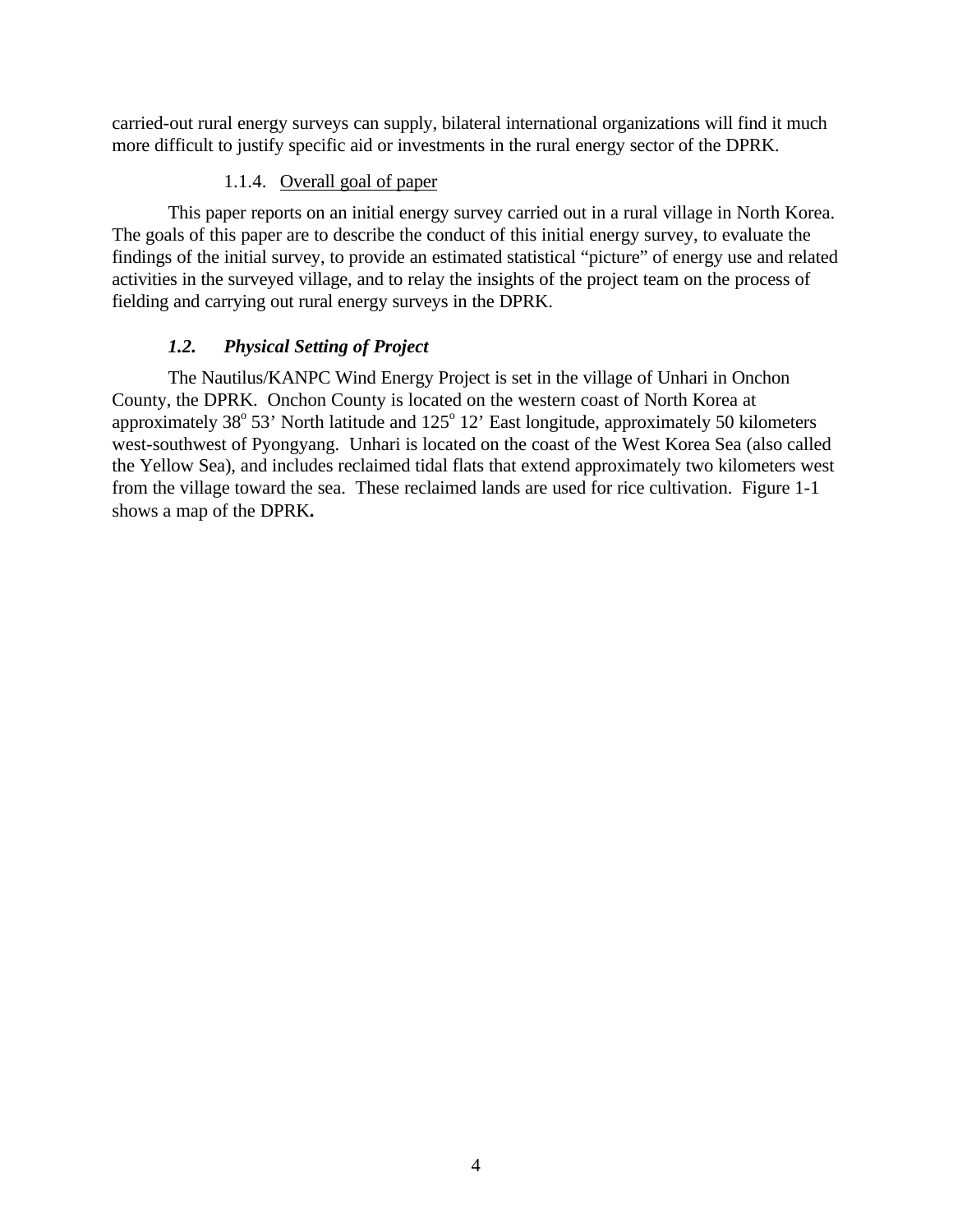carried-out rural energy surveys can supply, bilateral international organizations will find it much more difficult to justify specific aid or investments in the rural energy sector of the DPRK.

#### 1.1.4. Overall goal of paper

This paper reports on an initial energy survey carried out in a rural village in North Korea. The goals of this paper are to describe the conduct of this initial energy survey, to evaluate the findings of the initial survey, to provide an estimated statistical "picture" of energy use and related activities in the surveyed village, and to relay the insights of the project team on the process of fielding and carrying out rural energy surveys in the DPRK.

### *1.2. Physical Setting of Project*

The Nautilus/KANPC Wind Energy Project is set in the village of Unhari in Onchon County, the DPRK. Onchon County is located on the western coast of North Korea at approximately 38$^{o}$ 53' North latitude and 125$^{o}$ 12' East longitude, approximately 50 kilometers west-southwest of Pyongyang. Unhari is located on the coast of the West Korea Sea (also called the Yellow Sea), and includes reclaimed tidal flats that extend approximately two kilometers west from the village toward the sea. These reclaimed lands are used for rice cultivation. Figure 1-1 shows a map of the DPRK**.**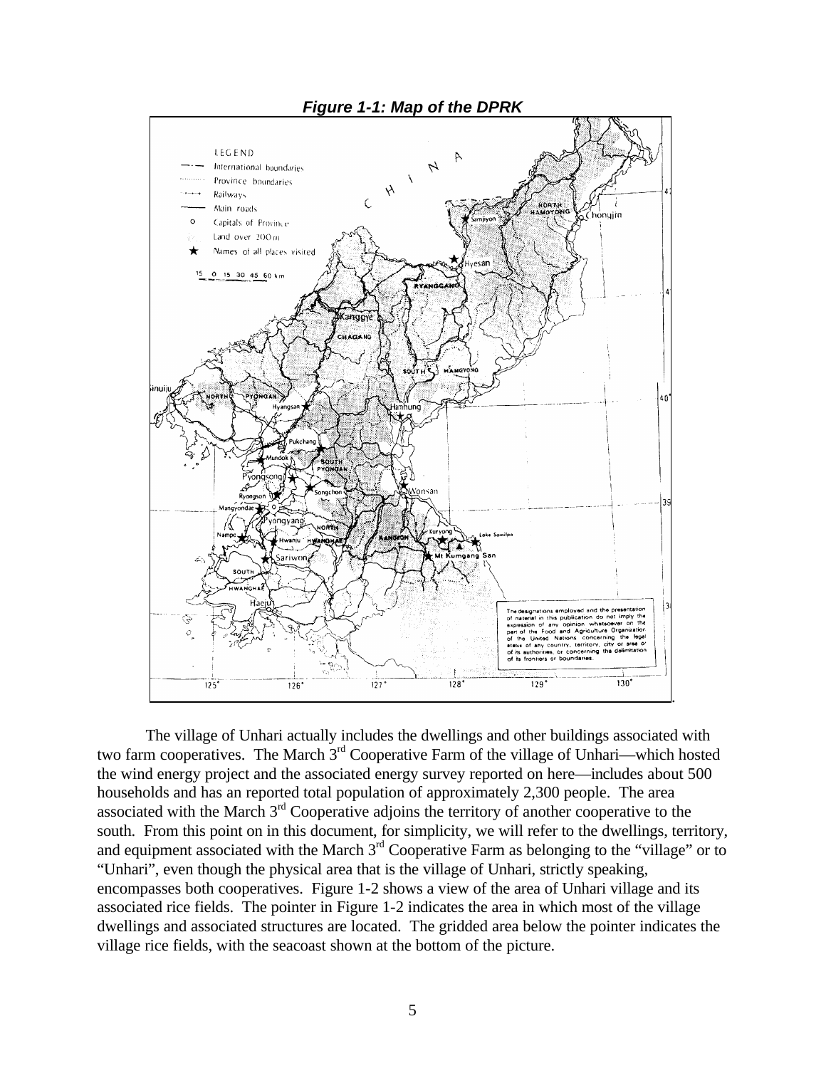***Figure 1-1: Map of the DPRK***

The village of Unhari actually includes the dwellings and other buildings associated with two farm cooperatives. The March 3rd Cooperative Farm of the village of Unhari—which hosted the wind energy project and the associated energy survey reported on here—includes about 500 households and has an reported total population of approximately 2,300 people. The area associated with the March 3rd Cooperative adjoins the territory of another cooperative to the south. From this point on in this document, for simplicity, we will refer to the dwellings, territory, and equipment associated with the March 3rd Cooperative Farm as belonging to the "village" or to "Unhari", even though the physical area that is the village of Unhari, strictly speaking, encompasses both cooperatives. Figure 1-2 shows a view of the area of Unhari village and its associated rice fields. The pointer in Figure 1-2 indicates the area in which most of the village dwellings and associated structures are located. The gridded area below the pointer indicates the village rice fields, with the seacoast shown at the bottom of the picture.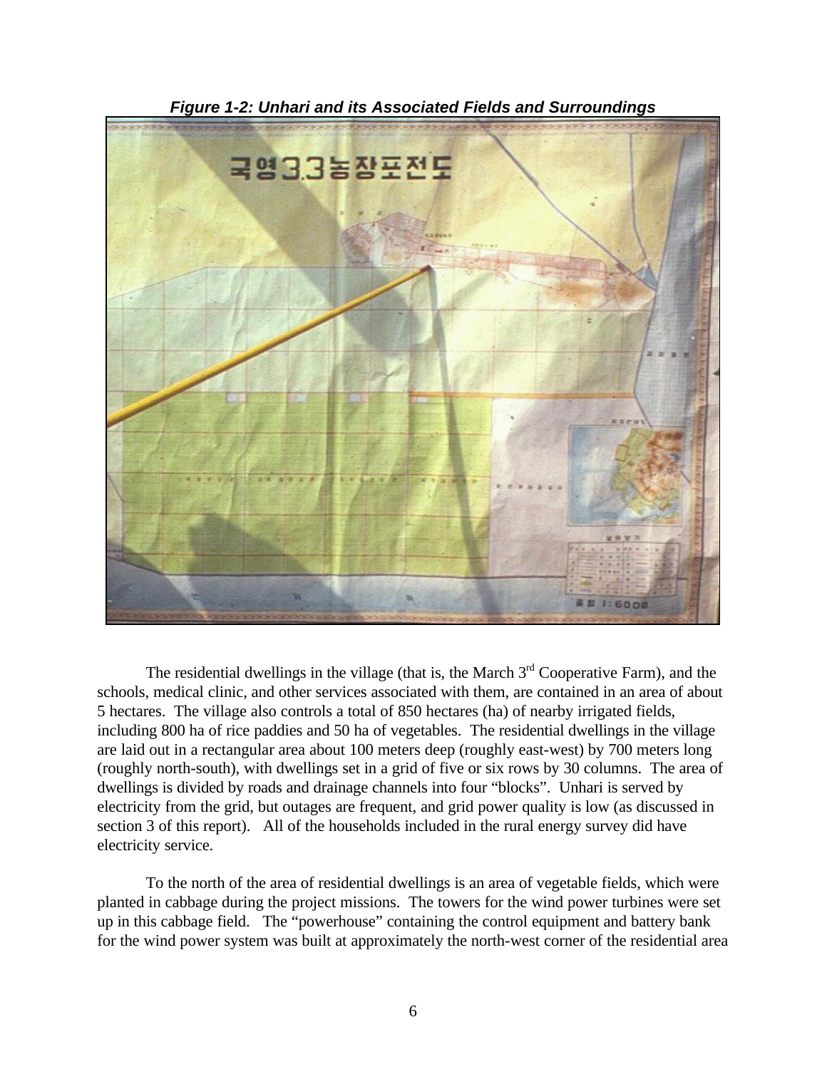***Figure 1-2: Unhari and its Associated Fields and Surroundings***

The residential dwellings in the village (that is, the March 3rd Cooperative Farm), and the schools, medical clinic, and other services associated with them, are contained in an area of about 5 hectares. The village also controls a total of 850 hectares (ha) of nearby irrigated fields, including 800 ha of rice paddies and 50 ha of vegetables. The residential dwellings in the village are laid out in a rectangular area about 100 meters deep (roughly east-west) by 700 meters long (roughly north-south), with dwellings set in a grid of five or six rows by 30 columns. The area of dwellings is divided by roads and drainage channels into four "blocks". Unhari is served by electricity from the grid, but outages are frequent, and grid power quality is low (as discussed in section 3 of this report). All of the households included in the rural energy survey did have electricity service.

To the north of the area of residential dwellings is an area of vegetable fields, which were planted in cabbage during the project missions. The towers for the wind power turbines were set up in this cabbage field. The "powerhouse" containing the control equipment and battery bank for the wind power system was built at approximately the north-west corner of the residential area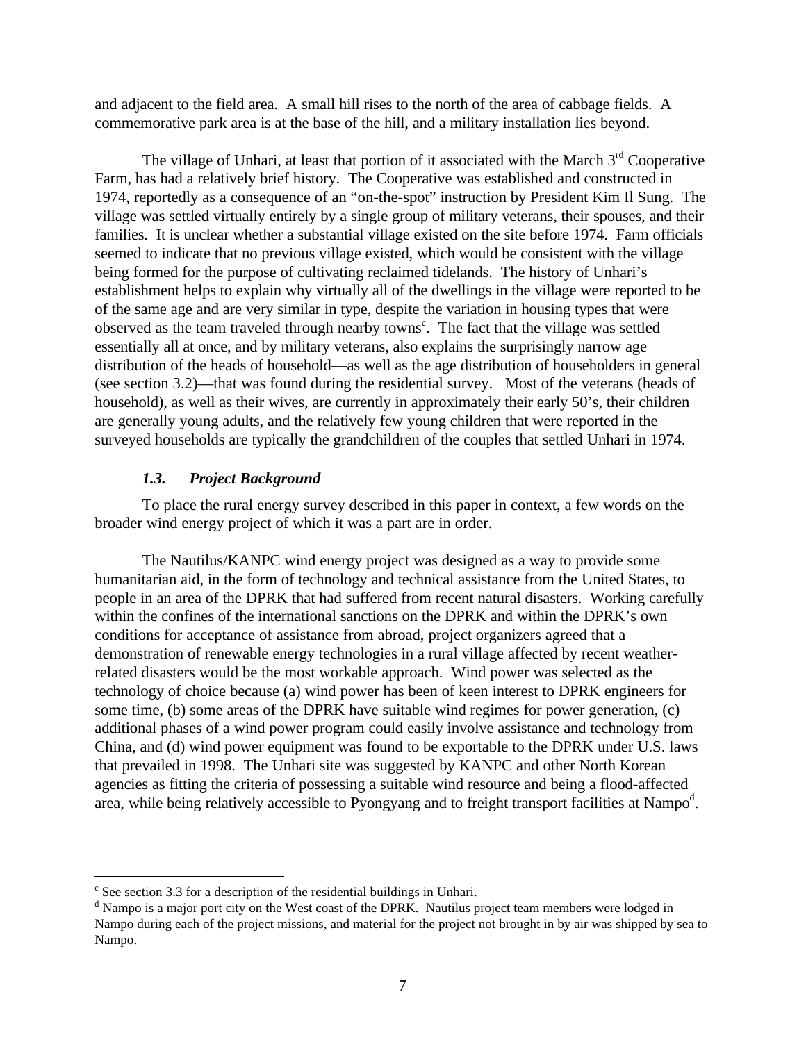and adjacent to the field area. A small hill rises to the north of the area of cabbage fields. A commemorative park area is at the base of the hill, and a military installation lies beyond.

The village of Unhari, at least that portion of it associated with the March 3rd Cooperative Farm, has had a relatively brief history. The Cooperative was established and constructed in 1974, reportedly as a consequence of an "on-the-spot" instruction by President Kim Il Sung. The village was settled virtually entirely by a single group of military veterans, their spouses, and their families. It is unclear whether a substantial village existed on the site before 1974. Farm officials seemed to indicate that no previous village existed, which would be consistent with the village being formed for the purpose of cultivating reclaimed tidelands. The history of Unhari's establishment helps to explain why virtually all of the dwellings in the village were reported to be of the same age and are very similar in type, despite the variation in housing types that were observed as the team traveled through nearby towns[c]. The fact that the village was settled essentially all at once, and by military veterans, also explains the surprisingly narrow age distribution of the heads of household—as well as the age distribution of householders in general (see section 3.2)—that was found during the residential survey. Most of the veterans (heads of household), as well as their wives, are currently in approximately their early 50's, their children are generally young adults, and the relatively few young children that were reported in the surveyed households are typically the grandchildren of the couples that settled Unhari in 1974.

### *1.3. Project Background*

To place the rural energy survey described in this paper in context, a few words on the broader wind energy project of which it was a part are in order.

The Nautilus/KANPC wind energy project was designed as a way to provide some humanitarian aid, in the form of technology and technical assistance from the United States, to people in an area of the DPRK that had suffered from recent natural disasters. Working carefully within the confines of the international sanctions on the DPRK and within the DPRK's own conditions for acceptance of assistance from abroad, project organizers agreed that a demonstration of renewable energy technologies in a rural village affected by recent weather-related disasters would be the most workable approach. Wind power was selected as the technology of choice because (a) wind power has been of keen interest to DPRK engineers for some time, (b) some areas of the DPRK have suitable wind regimes for power generation, (c) additional phases of a wind power program could easily involve assistance and technology from China, and (d) wind power equipment was found to be exportable to the DPRK under U.S. laws that prevailed in 1998. The Unhari site was suggested by KANPC and other North Korean agencies as fitting the criteria of possessing a suitable wind resource and being a flood-affected area, while being relatively accessible to Pyongyang and to freight transport facilities at Nampo[d].

---

[c] See section 3.3 for a description of the residential buildings in Unhari.

[d] Nampo is a major port city on the West coast of the DPRK. Nautilus project team members were lodged in Nampo during each of the project missions, and material for the project not brought in by air was shipped by sea to Nampo.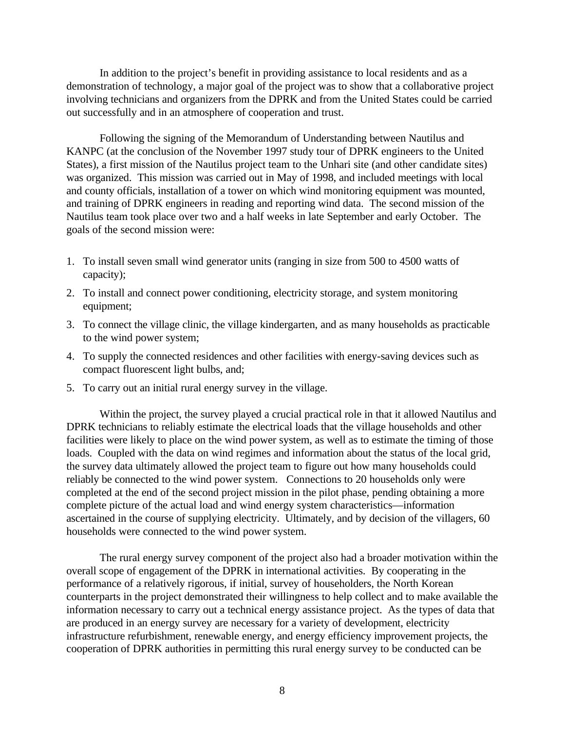In addition to the project's benefit in providing assistance to local residents and as a demonstration of technology, a major goal of the project was to show that a collaborative project involving technicians and organizers from the DPRK and from the United States could be carried out successfully and in an atmosphere of cooperation and trust.

Following the signing of the Memorandum of Understanding between Nautilus and KANPC (at the conclusion of the November 1997 study tour of DPRK engineers to the United States), a first mission of the Nautilus project team to the Unhari site (and other candidate sites) was organized. This mission was carried out in May of 1998, and included meetings with local and county officials, installation of a tower on which wind monitoring equipment was mounted, and training of DPRK engineers in reading and reporting wind data. The second mission of the Nautilus team took place over two and a half weeks in late September and early October. The goals of the second mission were:

1. To install seven small wind generator units (ranging in size from 500 to 4500 watts of capacity);
2. To install and connect power conditioning, electricity storage, and system monitoring equipment;
3. To connect the village clinic, the village kindergarten, and as many households as practicable to the wind power system;
4. To supply the connected residences and other facilities with energy-saving devices such as compact fluorescent light bulbs, and;
5. To carry out an initial rural energy survey in the village.

Within the project, the survey played a crucial practical role in that it allowed Nautilus and DPRK technicians to reliably estimate the electrical loads that the village households and other facilities were likely to place on the wind power system, as well as to estimate the timing of those loads. Coupled with the data on wind regimes and information about the status of the local grid, the survey data ultimately allowed the project team to figure out how many households could reliably be connected to the wind power system. Connections to 20 households only were completed at the end of the second project mission in the pilot phase, pending obtaining a more complete picture of the actual load and wind energy system characteristics—information ascertained in the course of supplying electricity. Ultimately, and by decision of the villagers, 60 households were connected to the wind power system.

The rural energy survey component of the project also had a broader motivation within the overall scope of engagement of the DPRK in international activities. By cooperating in the performance of a relatively rigorous, if initial, survey of householders, the North Korean counterparts in the project demonstrated their willingness to help collect and to make available the information necessary to carry out a technical energy assistance project. As the types of data that are produced in an energy survey are necessary for a variety of development, electricity infrastructure refurbishment, renewable energy, and energy efficiency improvement projects, the cooperation of DPRK authorities in permitting this rural energy survey to be conducted can be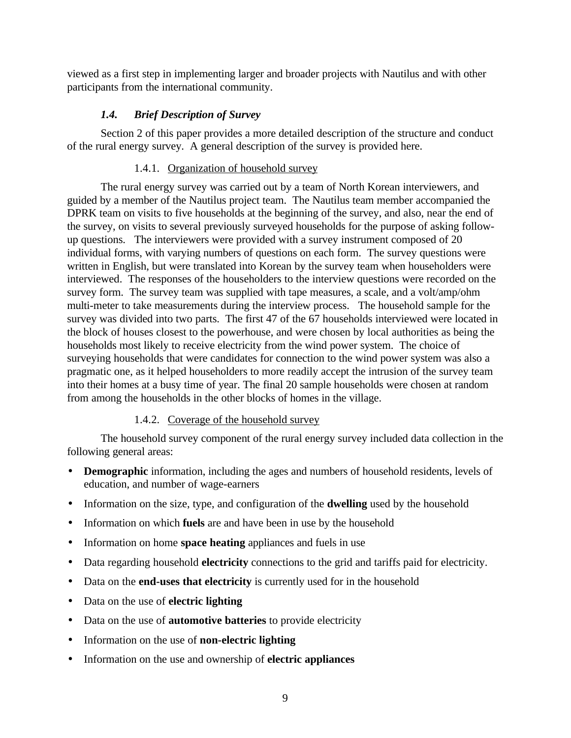viewed as a first step in implementing larger and broader projects with Nautilus and with other participants from the international community.

### *1.4. Brief Description of Survey*

Section 2 of this paper provides a more detailed description of the structure and conduct of the rural energy survey. A general description of the survey is provided here.

#### 1.4.1. Organization of household survey

The rural energy survey was carried out by a team of North Korean interviewers, and guided by a member of the Nautilus project team. The Nautilus team member accompanied the DPRK team on visits to five households at the beginning of the survey, and also, near the end of the survey, on visits to several previously surveyed households for the purpose of asking follow-up questions. The interviewers were provided with a survey instrument composed of 20 individual forms, with varying numbers of questions on each form. The survey questions were written in English, but were translated into Korean by the survey team when householders were interviewed. The responses of the householders to the interview questions were recorded on the survey form. The survey team was supplied with tape measures, a scale, and a volt/amp/ohm multi-meter to take measurements during the interview process. The household sample for the survey was divided into two parts. The first 47 of the 67 households interviewed were located in the block of houses closest to the powerhouse, and were chosen by local authorities as being the households most likely to receive electricity from the wind power system. The choice of surveying households that were candidates for connection to the wind power system was also a pragmatic one, as it helped householders to more readily accept the intrusion of the survey team into their homes at a busy time of year. The final 20 sample households were chosen at random from among the households in the other blocks of homes in the village.

#### 1.4.2. Coverage of the household survey

The household survey component of the rural energy survey included data collection in the following general areas:

- **Demographic** information, including the ages and numbers of household residents, levels of education, and number of wage-earners
- Information on the size, type, and configuration of the **dwelling** used by the household
- Information on which **fuels** are and have been in use by the household
- Information on home **space heating** appliances and fuels in use
- Data regarding household **electricity** connections to the grid and tariffs paid for electricity.
- Data on the **end-uses that electricity** is currently used for in the household
- Data on the use of **electric lighting**
- Data on the use of **automotive batteries** to provide electricity
- Information on the use of **non-electric lighting**
- Information on the use and ownership of **electric appliances**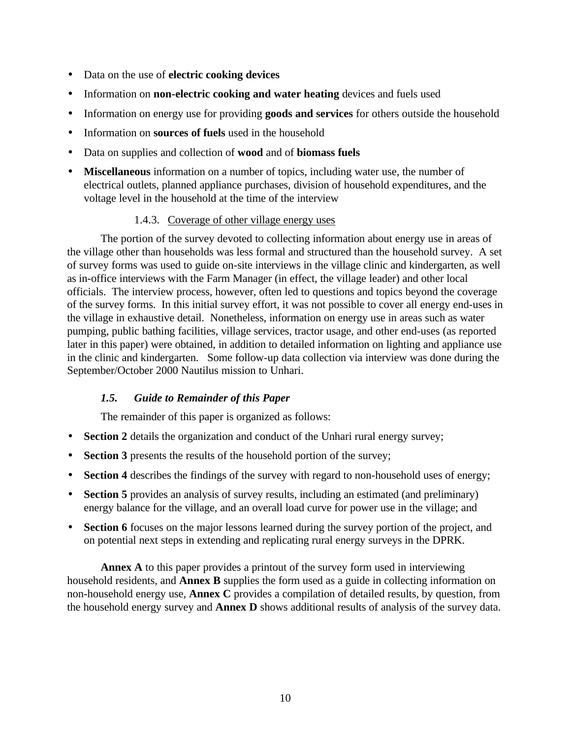- Data on the use of **electric cooking devices**
- Information on **non-electric cooking and water heating** devices and fuels used
- Information on energy use for providing **goods and services** for others outside the household
- Information on **sources of fuels** used in the household
- Data on supplies and collection of **wood** and of **biomass fuels**
- **Miscellaneous** information on a number of topics, including water use, the number of electrical outlets, planned appliance purchases, division of household expenditures, and the voltage level in the household at the time of the interview

#### 1.4.3. Coverage of other village energy uses

The portion of the survey devoted to collecting information about energy use in areas of the village other than households was less formal and structured than the household survey. A set of survey forms was used to guide on-site interviews in the village clinic and kindergarten, as well as in-office interviews with the Farm Manager (in effect, the village leader) and other local officials. The interview process, however, often led to questions and topics beyond the coverage of the survey forms. In this initial survey effort, it was not possible to cover all energy end-uses in the village in exhaustive detail. Nonetheless, information on energy use in areas such as water pumping, public bathing facilities, village services, tractor usage, and other end-uses (as reported later in this paper) were obtained, in addition to detailed information on lighting and appliance use in the clinic and kindergarten. Some follow-up data collection via interview was done during the September/October 2000 Nautilus mission to Unhari.

### *1.5. Guide to Remainder of this Paper*

The remainder of this paper is organized as follows:

- **Section 2** details the organization and conduct of the Unhari rural energy survey;
- **Section 3** presents the results of the household portion of the survey;
- **Section 4** describes the findings of the survey with regard to non-household uses of energy;
- **Section 5** provides an analysis of survey results, including an estimated (and preliminary) energy balance for the village, and an overall load curve for power use in the village; and
- **Section 6** focuses on the major lessons learned during the survey portion of the project, and on potential next steps in extending and replicating rural energy surveys in the DPRK.

**Annex A** to this paper provides a printout of the survey form used in interviewing household residents, and **Annex B** supplies the form used as a guide in collecting information on non-household energy use, **Annex C** provides a compilation of detailed results, by question, from the household energy survey and **Annex D** shows additional results of analysis of the survey data.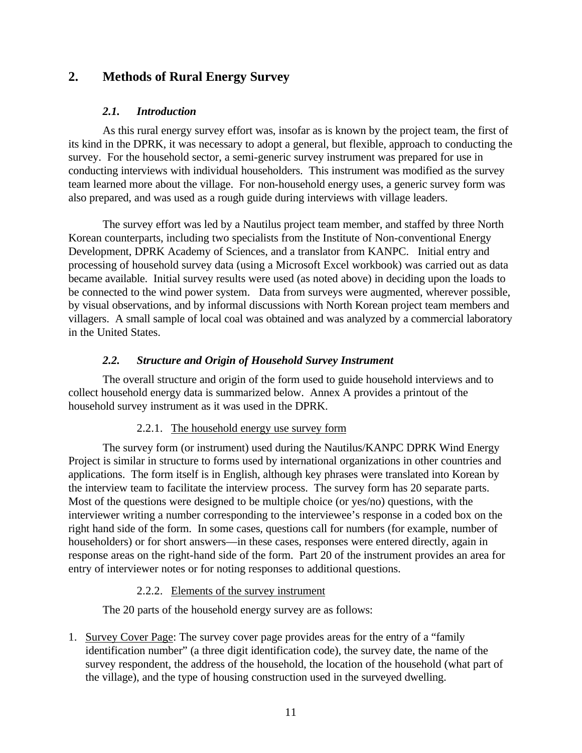## 2. Methods of Rural Energy Survey

### *2.1. Introduction*

As this rural energy survey effort was, insofar as is known by the project team, the first of its kind in the DPRK, it was necessary to adopt a general, but flexible, approach to conducting the survey. For the household sector, a semi-generic survey instrument was prepared for use in conducting interviews with individual householders. This instrument was modified as the survey team learned more about the village. For non-household energy uses, a generic survey form was also prepared, and was used as a rough guide during interviews with village leaders.

The survey effort was led by a Nautilus project team member, and staffed by three North Korean counterparts, including two specialists from the Institute of Non-conventional Energy Development, DPRK Academy of Sciences, and a translator from KANPC. Initial entry and processing of household survey data (using a Microsoft Excel workbook) was carried out as data became available. Initial survey results were used (as noted above) in deciding upon the loads to be connected to the wind power system. Data from surveys were augmented, wherever possible, by visual observations, and by informal discussions with North Korean project team members and villagers. A small sample of local coal was obtained and was analyzed by a commercial laboratory in the United States.

### *2.2. Structure and Origin of Household Survey Instrument*

The overall structure and origin of the form used to guide household interviews and to collect household energy data is summarized below. Annex A provides a printout of the household survey instrument as it was used in the DPRK.

#### 2.2.1. The household energy use survey form

The survey form (or instrument) used during the Nautilus/KANPC DPRK Wind Energy Project is similar in structure to forms used by international organizations in other countries and applications. The form itself is in English, although key phrases were translated into Korean by the interview team to facilitate the interview process. The survey form has 20 separate parts. Most of the questions were designed to be multiple choice (or yes/no) questions, with the interviewer writing a number corresponding to the interviewee's response in a coded box on the right hand side of the form. In some cases, questions call for numbers (for example, number of householders) or for short answers—in these cases, responses were entered directly, again in response areas on the right-hand side of the form. Part 20 of the instrument provides an area for entry of interviewer notes or for noting responses to additional questions.

#### 2.2.2. Elements of the survey instrument

The 20 parts of the household energy survey are as follows:

1. Survey Cover Page: The survey cover page provides areas for the entry of a "family identification number" (a three digit identification code), the survey date, the name of the survey respondent, the address of the household, the location of the household (what part of the village), and the type of housing construction used in the surveyed dwelling.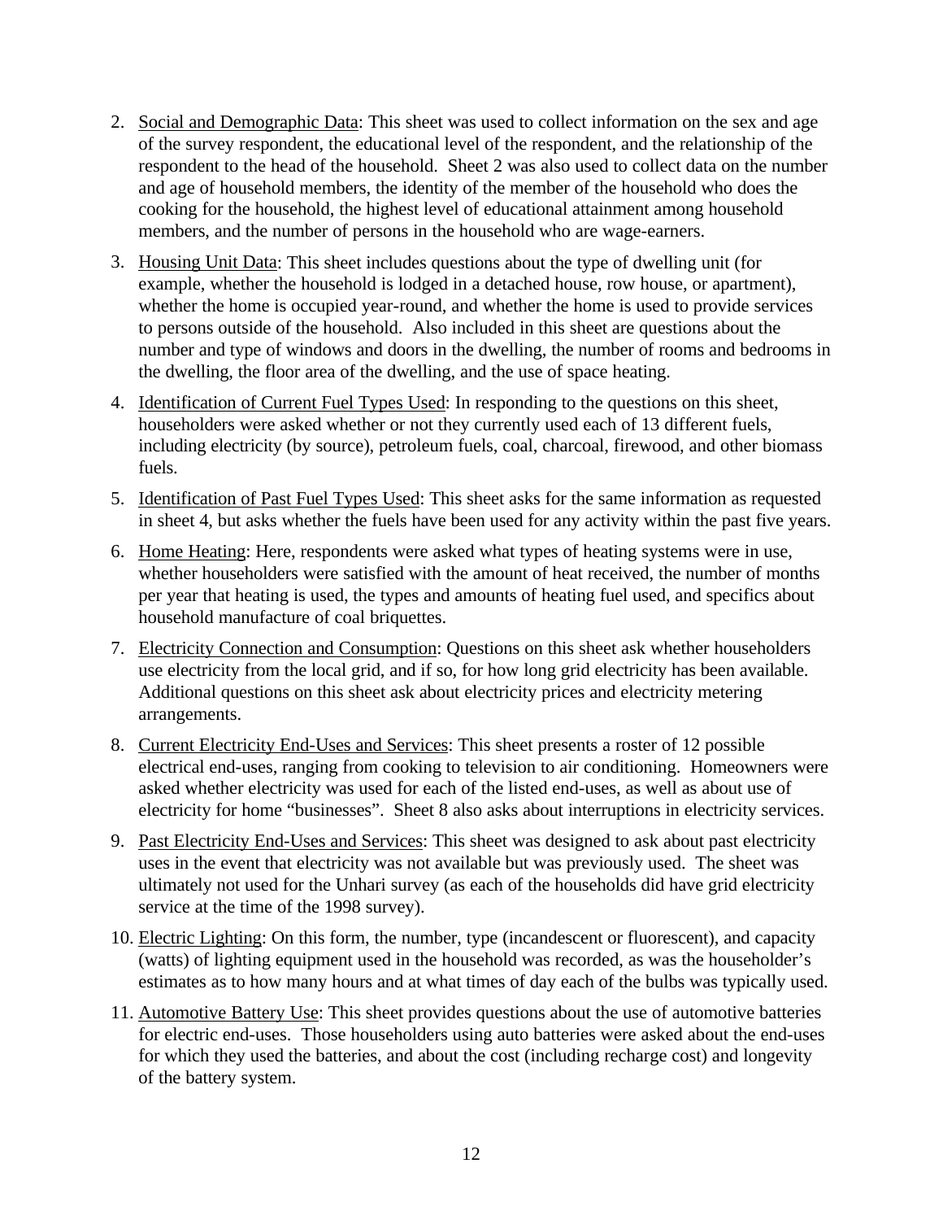2. <u>Social and Demographic Data</u>: This sheet was used to collect information on the sex and age of the survey respondent, the educational level of the respondent, and the relationship of the respondent to the head of the household. Sheet 2 was also used to collect data on the number and age of household members, the identity of the member of the household who does the cooking for the household, the highest level of educational attainment among household members, and the number of persons in the household who are wage-earners.

3. <u>Housing Unit Data</u>: This sheet includes questions about the type of dwelling unit (for example, whether the household is lodged in a detached house, row house, or apartment), whether the home is occupied year-round, and whether the home is used to provide services to persons outside of the household. Also included in this sheet are questions about the number and type of windows and doors in the dwelling, the number of rooms and bedrooms in the dwelling, the floor area of the dwelling, and the use of space heating.

4. <u>Identification of Current Fuel Types Used</u>: In responding to the questions on this sheet, householders were asked whether or not they currently used each of 13 different fuels, including electricity (by source), petroleum fuels, coal, charcoal, firewood, and other biomass fuels.

5. <u>Identification of Past Fuel Types Used</u>: This sheet asks for the same information as requested in sheet 4, but asks whether the fuels have been used for any activity within the past five years.

6. <u>Home Heating</u>: Here, respondents were asked what types of heating systems were in use, whether householders were satisfied with the amount of heat received, the number of months per year that heating is used, the types and amounts of heating fuel used, and specifics about household manufacture of coal briquettes.

7. <u>Electricity Connection and Consumption</u>: Questions on this sheet ask whether householders use electricity from the local grid, and if so, for how long grid electricity has been available. Additional questions on this sheet ask about electricity prices and electricity metering arrangements.

8. <u>Current Electricity End-Uses and Services</u>: This sheet presents a roster of 12 possible electrical end-uses, ranging from cooking to television to air conditioning. Homeowners were asked whether electricity was used for each of the listed end-uses, as well as about use of electricity for home "businesses". Sheet 8 also asks about interruptions in electricity services.

9. <u>Past Electricity End-Uses and Services</u>: This sheet was designed to ask about past electricity uses in the event that electricity was not available but was previously used. The sheet was ultimately not used for the Unhari survey (as each of the households did have grid electricity service at the time of the 1998 survey).

10. <u>Electric Lighting</u>: On this form, the number, type (incandescent or fluorescent), and capacity (watts) of lighting equipment used in the household was recorded, as was the householder's estimates as to how many hours and at what times of day each of the bulbs was typically used.

11. <u>Automotive Battery Use</u>: This sheet provides questions about the use of automotive batteries for electric end-uses. Those householders using auto batteries were asked about the end-uses for which they used the batteries, and about the cost (including recharge cost) and longevity of the battery system.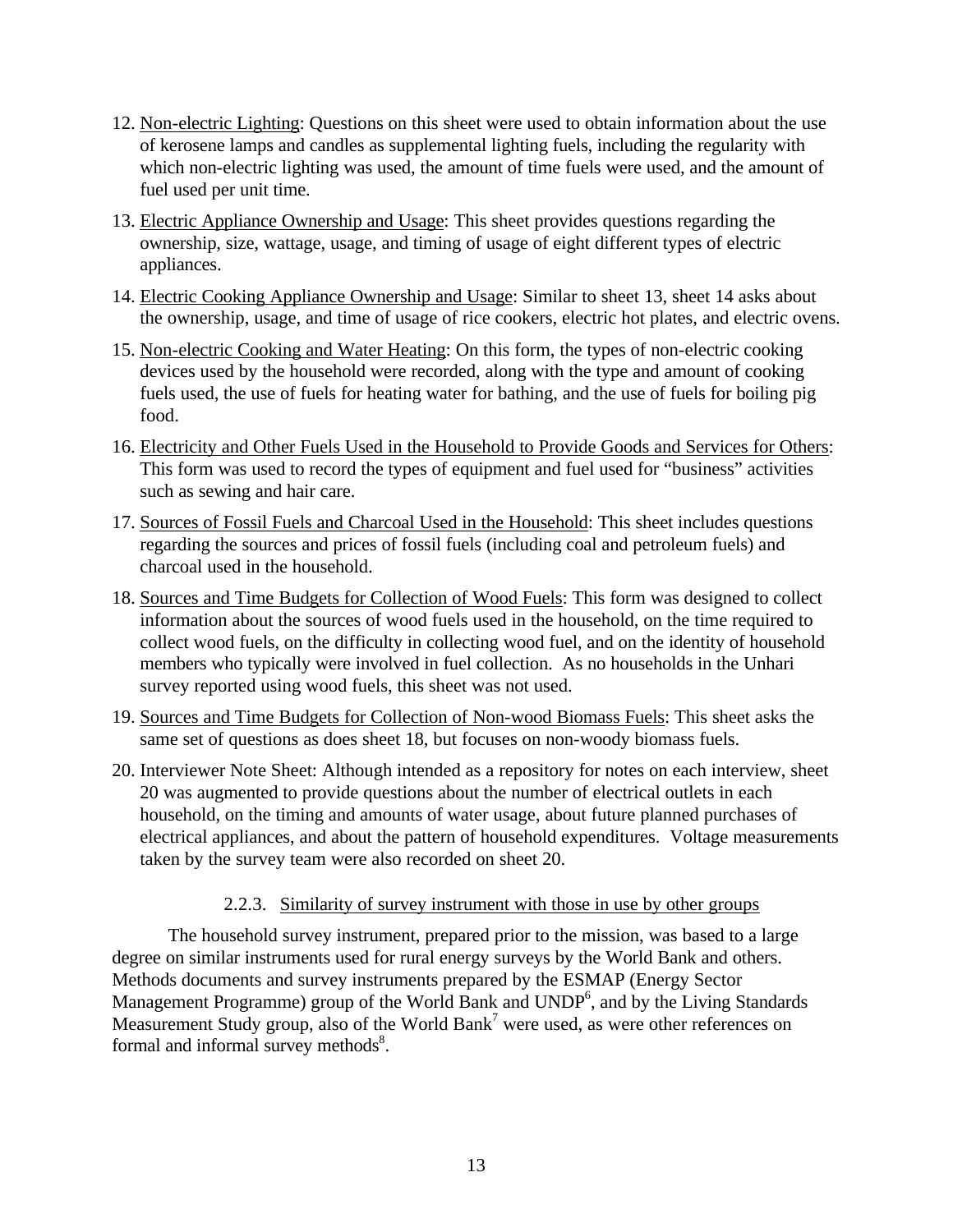12. Non-electric Lighting: Questions on this sheet were used to obtain information about the use of kerosene lamps and candles as supplemental lighting fuels, including the regularity with which non-electric lighting was used, the amount of time fuels were used, and the amount of fuel used per unit time.

13. Electric Appliance Ownership and Usage: This sheet provides questions regarding the ownership, size, wattage, usage, and timing of usage of eight different types of electric appliances.

14. Electric Cooking Appliance Ownership and Usage: Similar to sheet 13, sheet 14 asks about the ownership, usage, and time of usage of rice cookers, electric hot plates, and electric ovens.

15. Non-electric Cooking and Water Heating: On this form, the types of non-electric cooking devices used by the household were recorded, along with the type and amount of cooking fuels used, the use of fuels for heating water for bathing, and the use of fuels for boiling pig food.

16. Electricity and Other Fuels Used in the Household to Provide Goods and Services for Others: This form was used to record the types of equipment and fuel used for "business" activities such as sewing and hair care.

17. Sources of Fossil Fuels and Charcoal Used in the Household: This sheet includes questions regarding the sources and prices of fossil fuels (including coal and petroleum fuels) and charcoal used in the household.

18. Sources and Time Budgets for Collection of Wood Fuels: This form was designed to collect information about the sources of wood fuels used in the household, on the time required to collect wood fuels, on the difficulty in collecting wood fuel, and on the identity of household members who typically were involved in fuel collection. As no households in the Unhari survey reported using wood fuels, this sheet was not used.

19. Sources and Time Budgets for Collection of Non-wood Biomass Fuels: This sheet asks the same set of questions as does sheet 18, but focuses on non-woody biomass fuels.

20. Interviewer Note Sheet: Although intended as a repository for notes on each interview, sheet 20 was augmented to provide questions about the number of electrical outlets in each household, on the timing and amounts of water usage, about future planned purchases of electrical appliances, and about the pattern of household expenditures. Voltage measurements taken by the survey team were also recorded on sheet 20.

#### 2.2.3. Similarity of survey instrument with those in use by other groups

The household survey instrument, prepared prior to the mission, was based to a large degree on similar instruments used for rural energy surveys by the World Bank and others. Methods documents and survey instruments prepared by the ESMAP (Energy Sector Management Programme) group of the World Bank and UNDP[6], and by the Living Standards Measurement Study group, also of the World Bank[7] were used, as were other references on formal and informal survey methods[8].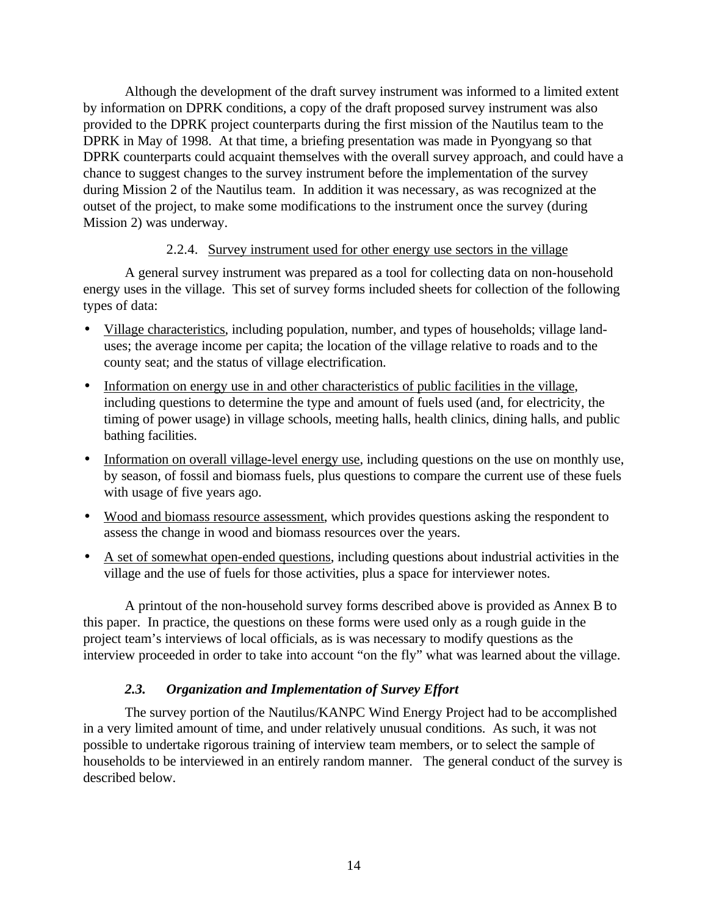Although the development of the draft survey instrument was informed to a limited extent by information on DPRK conditions, a copy of the draft proposed survey instrument was also provided to the DPRK project counterparts during the first mission of the Nautilus team to the DPRK in May of 1998. At that time, a briefing presentation was made in Pyongyang so that DPRK counterparts could acquaint themselves with the overall survey approach, and could have a chance to suggest changes to the survey instrument before the implementation of the survey during Mission 2 of the Nautilus team. In addition it was necessary, as was recognized at the outset of the project, to make some modifications to the instrument once the survey (during Mission 2) was underway.

#### 2.2.4. Survey instrument used for other energy use sectors in the village

A general survey instrument was prepared as a tool for collecting data on non-household energy uses in the village. This set of survey forms included sheets for collection of the following types of data:

- Village characteristics, including population, number, and types of households; village land-uses; the average income per capita; the location of the village relative to roads and to the county seat; and the status of village electrification.
- Information on energy use in and other characteristics of public facilities in the village, including questions to determine the type and amount of fuels used (and, for electricity, the timing of power usage) in village schools, meeting halls, health clinics, dining halls, and public bathing facilities.
- Information on overall village-level energy use, including questions on the use on monthly use, by season, of fossil and biomass fuels, plus questions to compare the current use of these fuels with usage of five years ago.
- Wood and biomass resource assessment, which provides questions asking the respondent to assess the change in wood and biomass resources over the years.
- A set of somewhat open-ended questions, including questions about industrial activities in the village and the use of fuels for those activities, plus a space for interviewer notes.

A printout of the non-household survey forms described above is provided as Annex B to this paper. In practice, the questions on these forms were used only as a rough guide in the project team's interviews of local officials, as is was necessary to modify questions as the interview proceeded in order to take into account "on the fly" what was learned about the village.

### *2.3. Organization and Implementation of Survey Effort*

The survey portion of the Nautilus/KANPC Wind Energy Project had to be accomplished in a very limited amount of time, and under relatively unusual conditions. As such, it was not possible to undertake rigorous training of interview team members, or to select the sample of households to be interviewed in an entirely random manner. The general conduct of the survey is described below.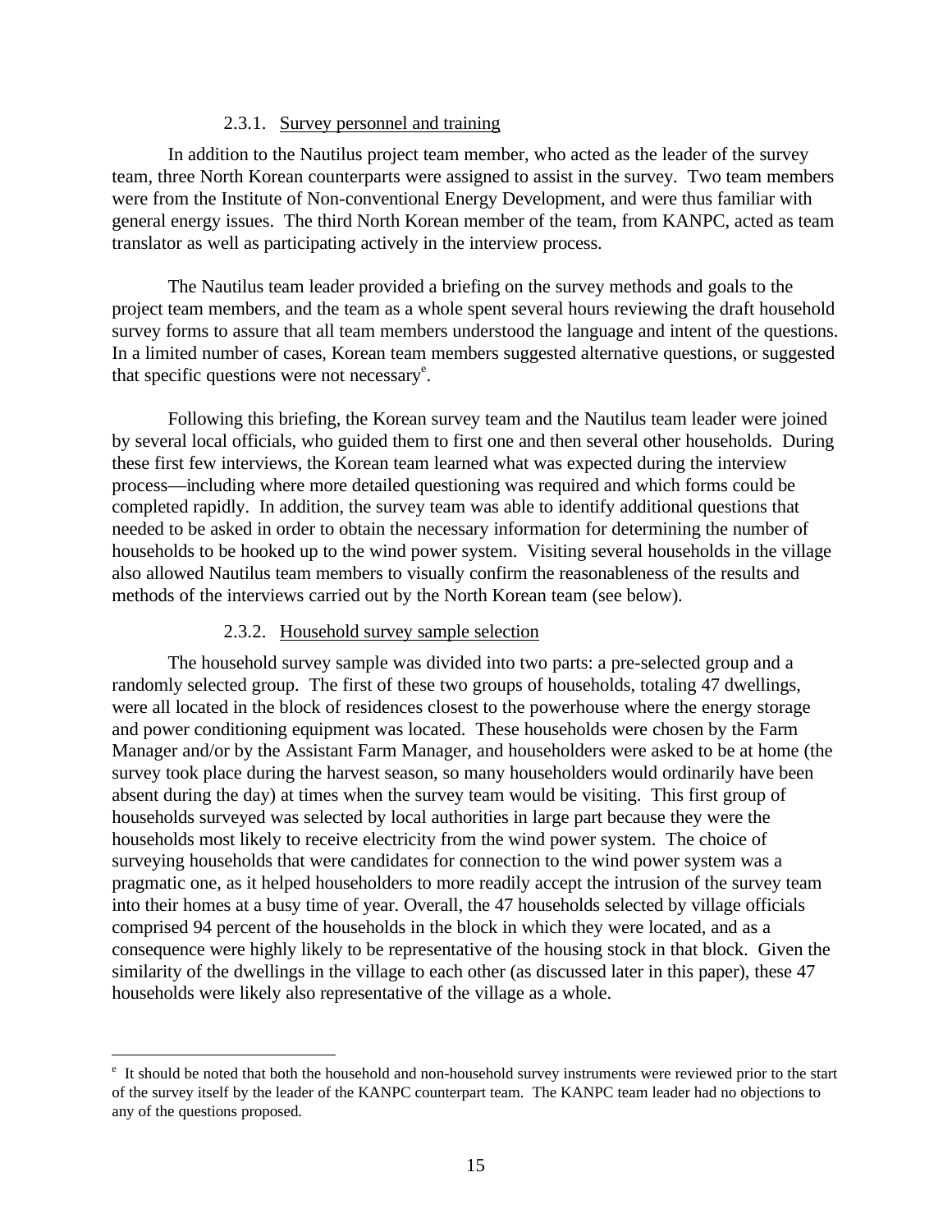#### 2.3.1. Survey personnel and training

In addition to the Nautilus project team member, who acted as the leader of the survey team, three North Korean counterparts were assigned to assist in the survey. Two team members were from the Institute of Non-conventional Energy Development, and were thus familiar with general energy issues. The third North Korean member of the team, from KANPC, acted as team translator as well as participating actively in the interview process.

The Nautilus team leader provided a briefing on the survey methods and goals to the project team members, and the team as a whole spent several hours reviewing the draft household survey forms to assure that all team members understood the language and intent of the questions. In a limited number of cases, Korean team members suggested alternative questions, or suggested that specific questions were not necessary[e].

Following this briefing, the Korean survey team and the Nautilus team leader were joined by several local officials, who guided them to first one and then several other households. During these first few interviews, the Korean team learned what was expected during the interview process—including where more detailed questioning was required and which forms could be completed rapidly. In addition, the survey team was able to identify additional questions that needed to be asked in order to obtain the necessary information for determining the number of households to be hooked up to the wind power system. Visiting several households in the village also allowed Nautilus team members to visually confirm the reasonableness of the results and methods of the interviews carried out by the North Korean team (see below).

#### 2.3.2. Household survey sample selection

The household survey sample was divided into two parts: a pre-selected group and a randomly selected group. The first of these two groups of households, totaling 47 dwellings, were all located in the block of residences closest to the powerhouse where the energy storage and power conditioning equipment was located. These households were chosen by the Farm Manager and/or by the Assistant Farm Manager, and householders were asked to be at home (the survey took place during the harvest season, so many householders would ordinarily have been absent during the day) at times when the survey team would be visiting. This first group of households surveyed was selected by local authorities in large part because they were the households most likely to receive electricity from the wind power system. The choice of surveying households that were candidates for connection to the wind power system was a pragmatic one, as it helped householders to more readily accept the intrusion of the survey team into their homes at a busy time of year. Overall, the 47 households selected by village officials comprised 94 percent of the households in the block in which they were located, and as a consequence were highly likely to be representative of the housing stock in that block. Given the similarity of the dwellings in the village to each other (as discussed later in this paper), these 47 households were likely also representative of the village as a whole.

---

[e] It should be noted that both the household and non-household survey instruments were reviewed prior to the start of the survey itself by the leader of the KANPC counterpart team. The KANPC team leader had no objections to any of the questions proposed.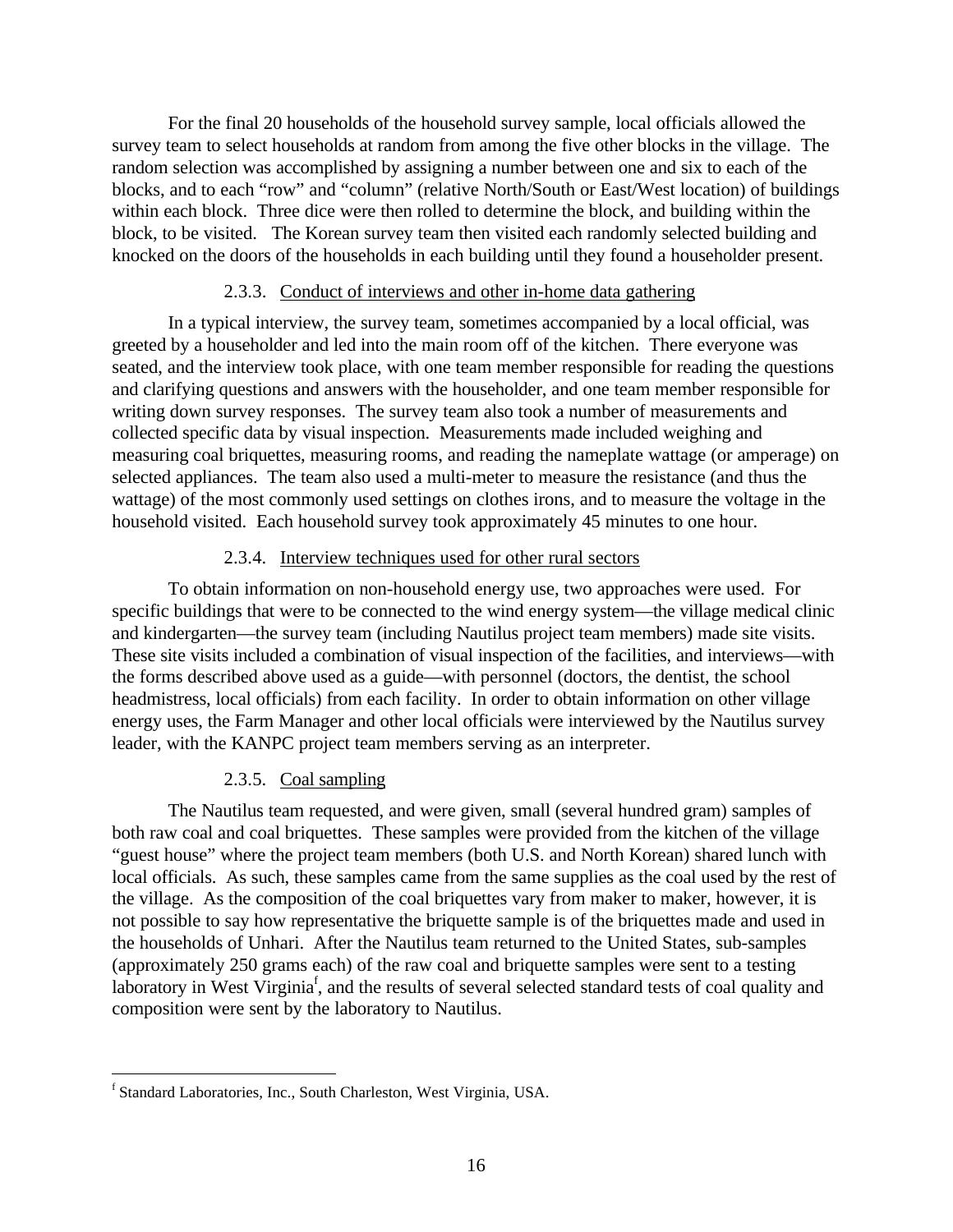For the final 20 households of the household survey sample, local officials allowed the survey team to select households at random from among the five other blocks in the village. The random selection was accomplished by assigning a number between one and six to each of the blocks, and to each "row" and "column" (relative North/South or East/West location) of buildings within each block. Three dice were then rolled to determine the block, and building within the block, to be visited. The Korean survey team then visited each randomly selected building and knocked on the doors of the households in each building until they found a householder present.

#### 2.3.3. Conduct of interviews and other in-home data gathering

In a typical interview, the survey team, sometimes accompanied by a local official, was greeted by a householder and led into the main room off of the kitchen. There everyone was seated, and the interview took place, with one team member responsible for reading the questions and clarifying questions and answers with the householder, and one team member responsible for writing down survey responses. The survey team also took a number of measurements and collected specific data by visual inspection. Measurements made included weighing and measuring coal briquettes, measuring rooms, and reading the nameplate wattage (or amperage) on selected appliances. The team also used a multi-meter to measure the resistance (and thus the wattage) of the most commonly used settings on clothes irons, and to measure the voltage in the household visited. Each household survey took approximately 45 minutes to one hour.

#### 2.3.4. Interview techniques used for other rural sectors

To obtain information on non-household energy use, two approaches were used. For specific buildings that were to be connected to the wind energy system—the village medical clinic and kindergarten—the survey team (including Nautilus project team members) made site visits. These site visits included a combination of visual inspection of the facilities, and interviews—with the forms described above used as a guide—with personnel (doctors, the dentist, the school headmistress, local officials) from each facility. In order to obtain information on other village energy uses, the Farm Manager and other local officials were interviewed by the Nautilus survey leader, with the KANPC project team members serving as an interpreter.

#### 2.3.5. Coal sampling

The Nautilus team requested, and were given, small (several hundred gram) samples of both raw coal and coal briquettes. These samples were provided from the kitchen of the village "guest house" where the project team members (both U.S. and North Korean) shared lunch with local officials. As such, these samples came from the same supplies as the coal used by the rest of the village. As the composition of the coal briquettes vary from maker to maker, however, it is not possible to say how representative the briquette sample is of the briquettes made and used in the households of Unhari. After the Nautilus team returned to the United States, sub-samples (approximately 250 grams each) of the raw coal and briquette samples were sent to a testing laboratory in West Virginia[f], and the results of several selected standard tests of coal quality and composition were sent by the laboratory to Nautilus.

[f] Standard Laboratories, Inc., South Charleston, West Virginia, USA.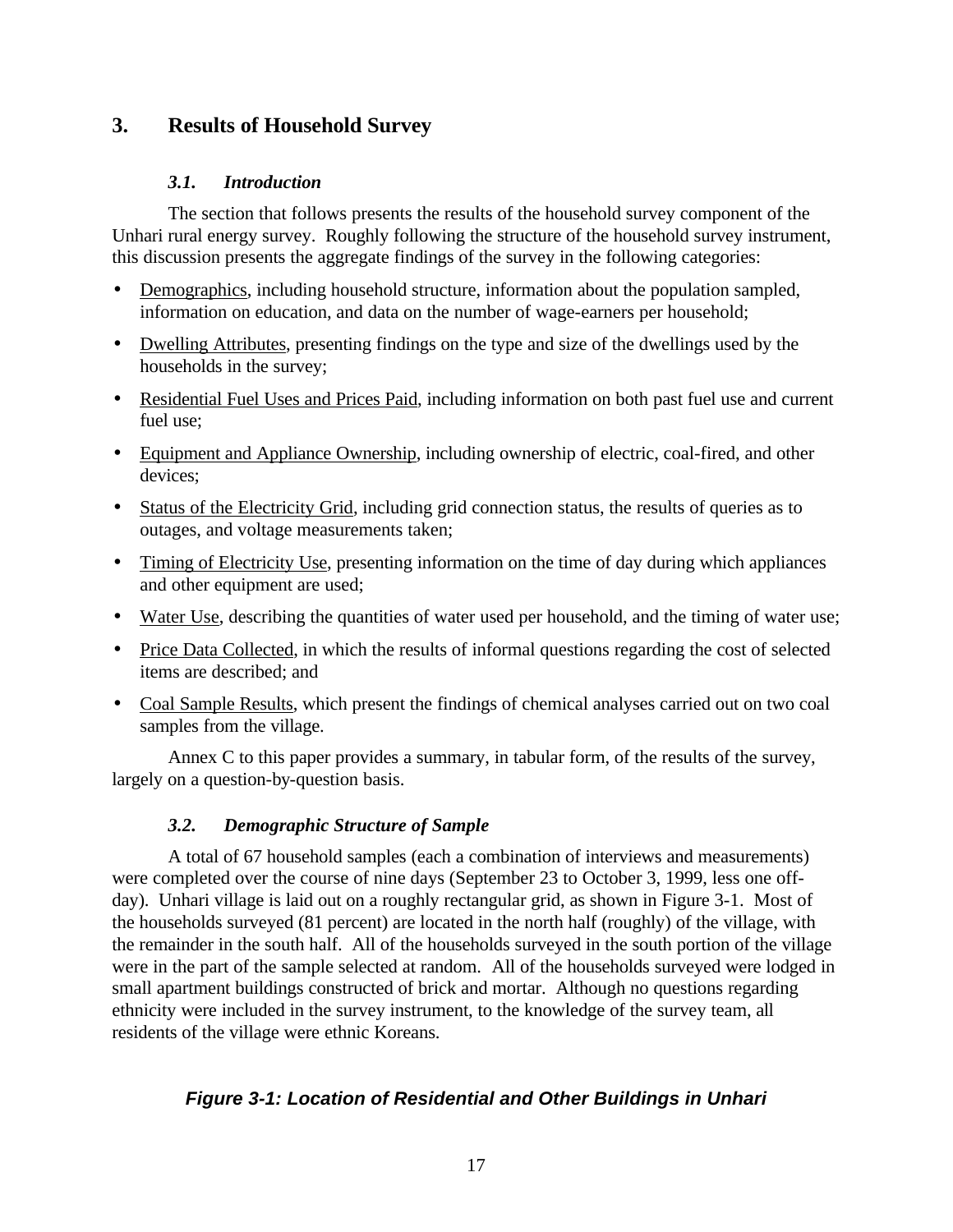# 3. Results of Household Survey

## *3.1. Introduction*

The section that follows presents the results of the household survey component of the Unhari rural energy survey. Roughly following the structure of the household survey instrument, this discussion presents the aggregate findings of the survey in the following categories:

- <u>Demographics</u>, including household structure, information about the population sampled, information on education, and data on the number of wage-earners per household;
- <u>Dwelling Attributes</u>, presenting findings on the type and size of the dwellings used by the households in the survey;
- <u>Residential Fuel Uses and Prices Paid</u>, including information on both past fuel use and current fuel use;
- <u>Equipment and Appliance Ownership</u>, including ownership of electric, coal-fired, and other devices;
- <u>Status of the Electricity Grid</u>, including grid connection status, the results of queries as to outages, and voltage measurements taken;
- <u>Timing of Electricity Use</u>, presenting information on the time of day during which appliances and other equipment are used;
- <u>Water Use</u>, describing the quantities of water used per household, and the timing of water use;
- <u>Price Data Collected</u>, in which the results of informal questions regarding the cost of selected items are described; and
- <u>Coal Sample Results</u>, which present the findings of chemical analyses carried out on two coal samples from the village.

Annex C to this paper provides a summary, in tabular form, of the results of the survey, largely on a question-by-question basis.

## *3.2. Demographic Structure of Sample*

A total of 67 household samples (each a combination of interviews and measurements) were completed over the course of nine days (September 23 to October 3, 1999, less one off-day). Unhari village is laid out on a roughly rectangular grid, as shown in Figure 3-1. Most of the households surveyed (81 percent) are located in the north half (roughly) of the village, with the remainder in the south half. All of the households surveyed in the south portion of the village were in the part of the sample selected at random. All of the households surveyed were lodged in small apartment buildings constructed of brick and mortar. Although no questions regarding ethnicity were included in the survey instrument, to the knowledge of the survey team, all residents of the village were ethnic Koreans.

***Figure 3-1: Location of Residential and Other Buildings in Unhari***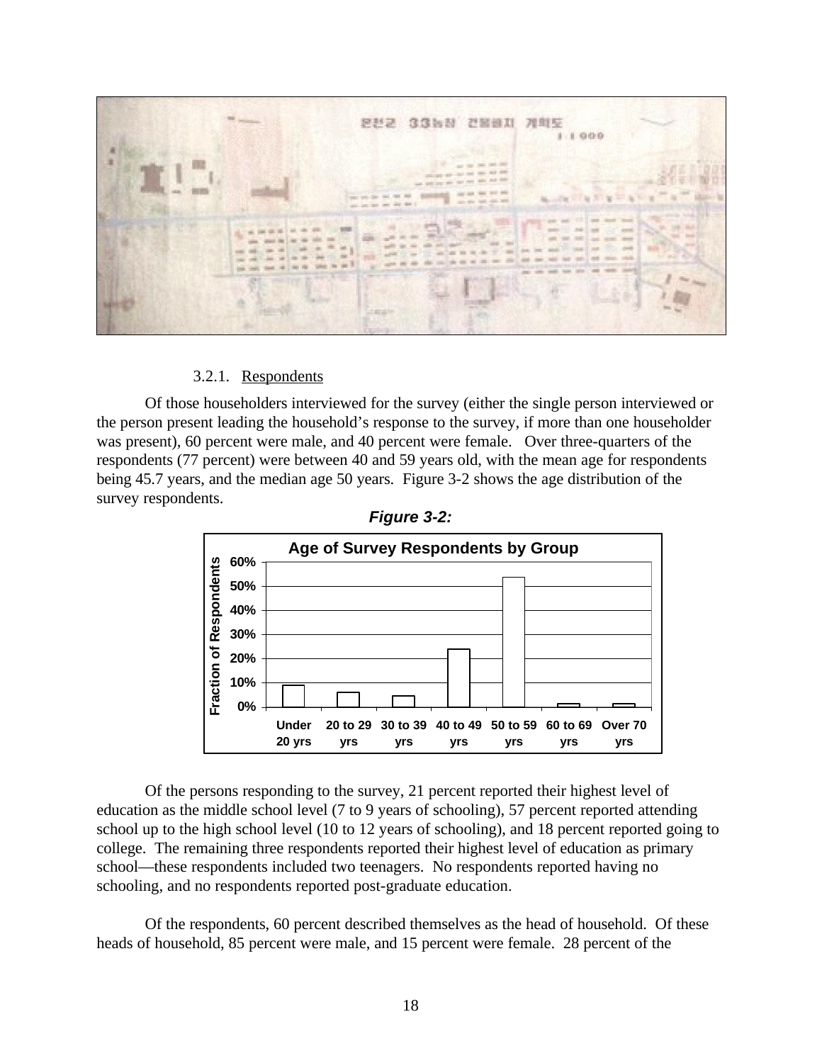#### 3.2.1. Respondents

Of those householders interviewed for the survey (either the single person interviewed or the person present leading the household's response to the survey, if more than one householder was present), 60 percent were male, and 40 percent were female. Over three-quarters of the respondents (77 percent) were between 40 and 59 years old, with the mean age for respondents being 45.7 years, and the median age 50 years. Figure 3-2 shows the age distribution of the survey respondents.

***Figure 3-2:***

Of the persons responding to the survey, 21 percent reported their highest level of education as the middle school level (7 to 9 years of schooling), 57 percent reported attending school up to the high school level (10 to 12 years of schooling), and 18 percent reported going to college. The remaining three respondents reported their highest level of education as primary school—these respondents included two teenagers. No respondents reported having no schooling, and no respondents reported post-graduate education.

Of the respondents, 60 percent described themselves as the head of household. Of these heads of household, 85 percent were male, and 15 percent were female. 28 percent of the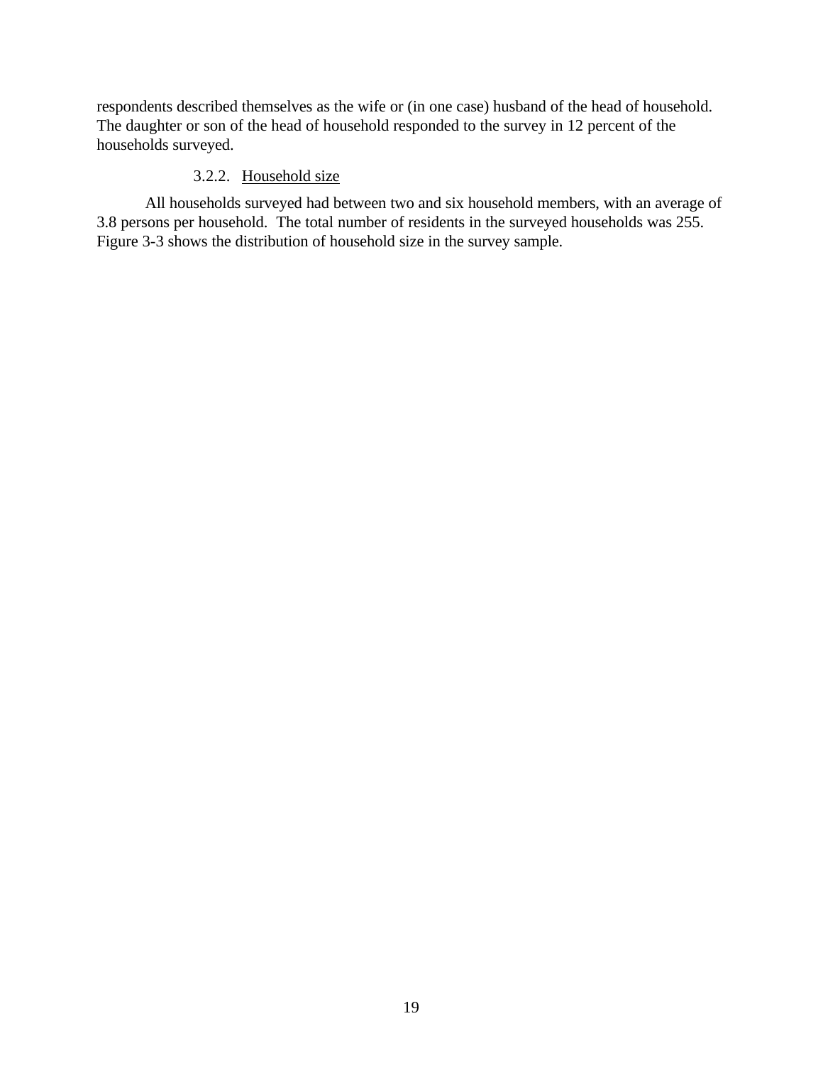respondents described themselves as the wife or (in one case) husband of the head of household. The daughter or son of the head of household responded to the survey in 12 percent of the households surveyed.

#### 3.2.2. Household size

All households surveyed had between two and six household members, with an average of 3.8 persons per household. The total number of residents in the surveyed households was 255. Figure 3-3 shows the distribution of household size in the survey sample.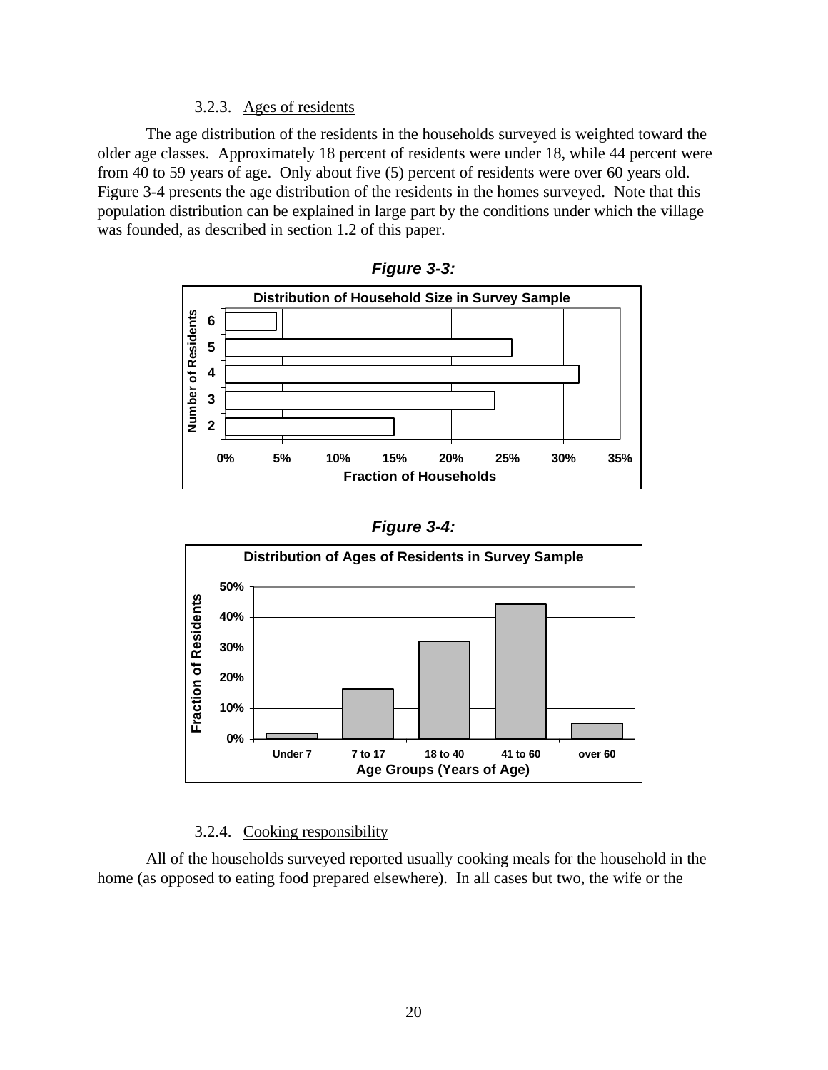#### 3.2.3. Ages of residents

The age distribution of the residents in the households surveyed is weighted toward the older age classes. Approximately 18 percent of residents were under 18, while 44 percent were from 40 to 59 years of age. Only about five (5) percent of residents were over 60 years old. Figure 3-4 presents the age distribution of the residents in the homes surveyed. Note that this population distribution can be explained in large part by the conditions under which the village was founded, as described in section 1.2 of this paper.

***Figure 3-3:***

***Figure 3-4:***

#### 3.2.4. Cooking responsibility

All of the households surveyed reported usually cooking meals for the household in the home (as opposed to eating food prepared elsewhere). In all cases but two, the wife or the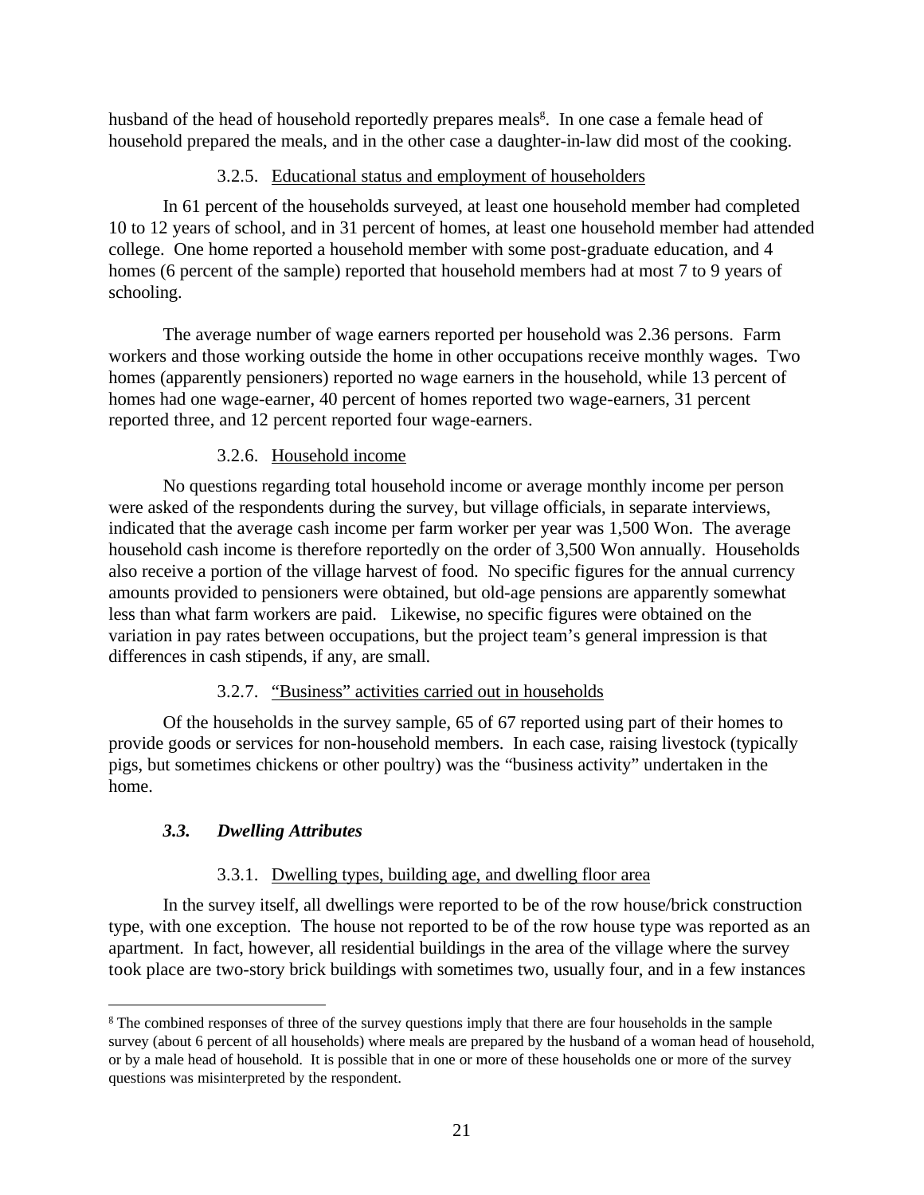husband of the head of household reportedly prepares meals[g]. In one case a female head of household prepared the meals, and in the other case a daughter-in-law did most of the cooking.

#### 3.2.5. Educational status and employment of householders

In 61 percent of the households surveyed, at least one household member had completed 10 to 12 years of school, and in 31 percent of homes, at least one household member had attended college. One home reported a household member with some post-graduate education, and 4 homes (6 percent of the sample) reported that household members had at most 7 to 9 years of schooling.

The average number of wage earners reported per household was 2.36 persons. Farm workers and those working outside the home in other occupations receive monthly wages. Two homes (apparently pensioners) reported no wage earners in the household, while 13 percent of homes had one wage-earner, 40 percent of homes reported two wage-earners, 31 percent reported three, and 12 percent reported four wage-earners.

#### 3.2.6. Household income

No questions regarding total household income or average monthly income per person were asked of the respondents during the survey, but village officials, in separate interviews, indicated that the average cash income per farm worker per year was 1,500 Won. The average household cash income is therefore reportedly on the order of 3,500 Won annually. Households also receive a portion of the village harvest of food. No specific figures for the annual currency amounts provided to pensioners were obtained, but old-age pensions are apparently somewhat less than what farm workers are paid. Likewise, no specific figures were obtained on the variation in pay rates between occupations, but the project team's general impression is that differences in cash stipends, if any, are small.

#### 3.2.7. "Business" activities carried out in households

Of the households in the survey sample, 65 of 67 reported using part of their homes to provide goods or services for non-household members. In each case, raising livestock (typically pigs, but sometimes chickens or other poultry) was the "business activity" undertaken in the home.

### *3.3. Dwelling Attributes*

#### 3.3.1. Dwelling types, building age, and dwelling floor area

In the survey itself, all dwellings were reported to be of the row house/brick construction type, with one exception. The house not reported to be of the row house type was reported as an apartment. In fact, however, all residential buildings in the area of the village where the survey took place are two-story brick buildings with sometimes two, usually four, and in a few instances

---

[g] The combined responses of three of the survey questions imply that there are four households in the sample survey (about 6 percent of all households) where meals are prepared by the husband of a woman head of household, or by a male head of household. It is possible that in one or more of these households one or more of the survey questions was misinterpreted by the respondent.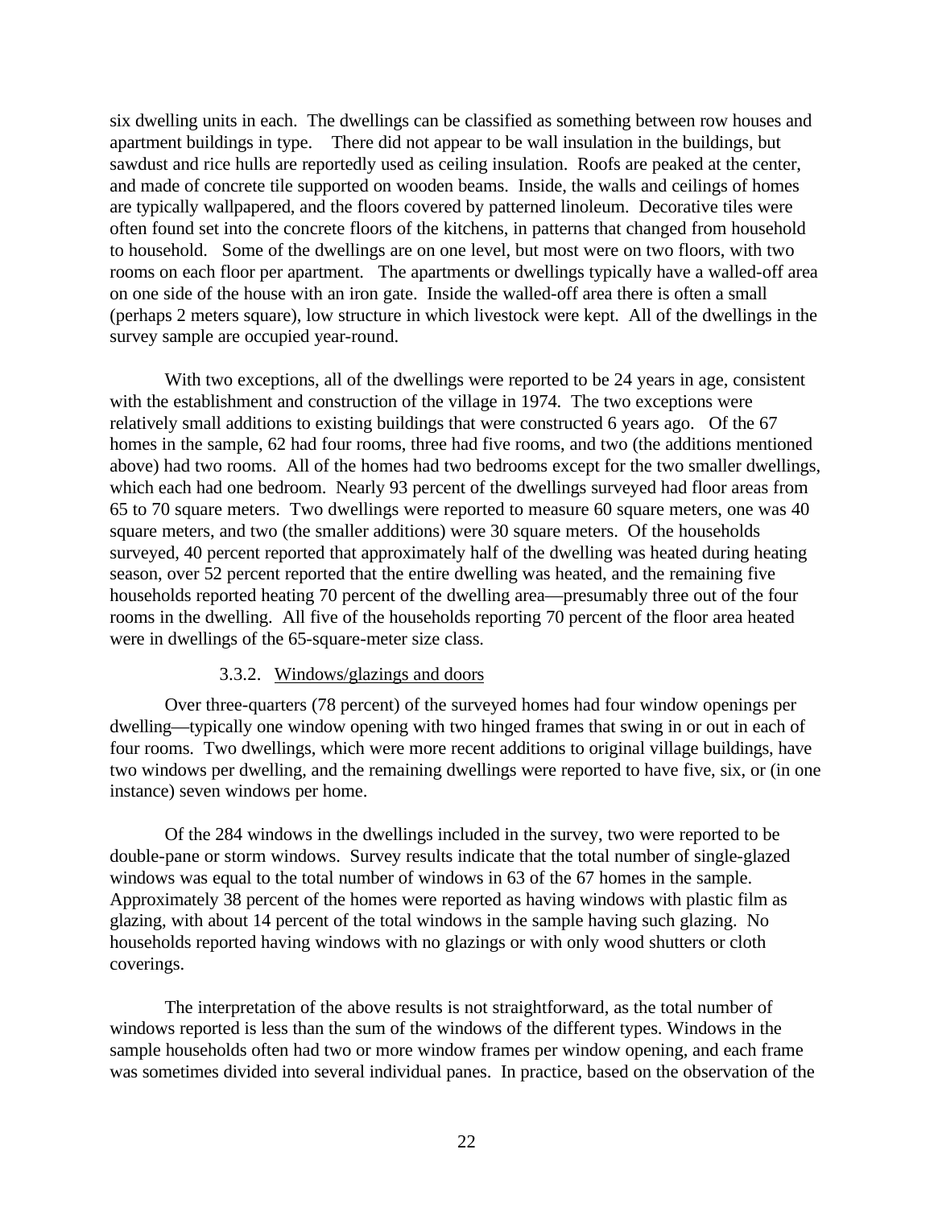six dwelling units in each. The dwellings can be classified as something between row houses and apartment buildings in type. There did not appear to be wall insulation in the buildings, but sawdust and rice hulls are reportedly used as ceiling insulation. Roofs are peaked at the center, and made of concrete tile supported on wooden beams. Inside, the walls and ceilings of homes are typically wallpapered, and the floors covered by patterned linoleum. Decorative tiles were often found set into the concrete floors of the kitchens, in patterns that changed from household to household. Some of the dwellings are on one level, but most were on two floors, with two rooms on each floor per apartment. The apartments or dwellings typically have a walled-off area on one side of the house with an iron gate. Inside the walled-off area there is often a small (perhaps 2 meters square), low structure in which livestock were kept. All of the dwellings in the survey sample are occupied year-round.

With two exceptions, all of the dwellings were reported to be 24 years in age, consistent with the establishment and construction of the village in 1974. The two exceptions were relatively small additions to existing buildings that were constructed 6 years ago. Of the 67 homes in the sample, 62 had four rooms, three had five rooms, and two (the additions mentioned above) had two rooms. All of the homes had two bedrooms except for the two smaller dwellings, which each had one bedroom. Nearly 93 percent of the dwellings surveyed had floor areas from 65 to 70 square meters. Two dwellings were reported to measure 60 square meters, one was 40 square meters, and two (the smaller additions) were 30 square meters. Of the households surveyed, 40 percent reported that approximately half of the dwelling was heated during heating season, over 52 percent reported that the entire dwelling was heated, and the remaining five households reported heating 70 percent of the dwelling area—presumably three out of the four rooms in the dwelling. All five of the households reporting 70 percent of the floor area heated were in dwellings of the 65-square-meter size class.

#### 3.3.2. Windows/glazings and doors

Over three-quarters (78 percent) of the surveyed homes had four window openings per dwelling—typically one window opening with two hinged frames that swing in or out in each of four rooms. Two dwellings, which were more recent additions to original village buildings, have two windows per dwelling, and the remaining dwellings were reported to have five, six, or (in one instance) seven windows per home.

Of the 284 windows in the dwellings included in the survey, two were reported to be double-pane or storm windows. Survey results indicate that the total number of single-glazed windows was equal to the total number of windows in 63 of the 67 homes in the sample. Approximately 38 percent of the homes were reported as having windows with plastic film as glazing, with about 14 percent of the total windows in the sample having such glazing. No households reported having windows with no glazings or with only wood shutters or cloth coverings.

The interpretation of the above results is not straightforward, as the total number of windows reported is less than the sum of the windows of the different types. Windows in the sample households often had two or more window frames per window opening, and each frame was sometimes divided into several individual panes. In practice, based on the observation of the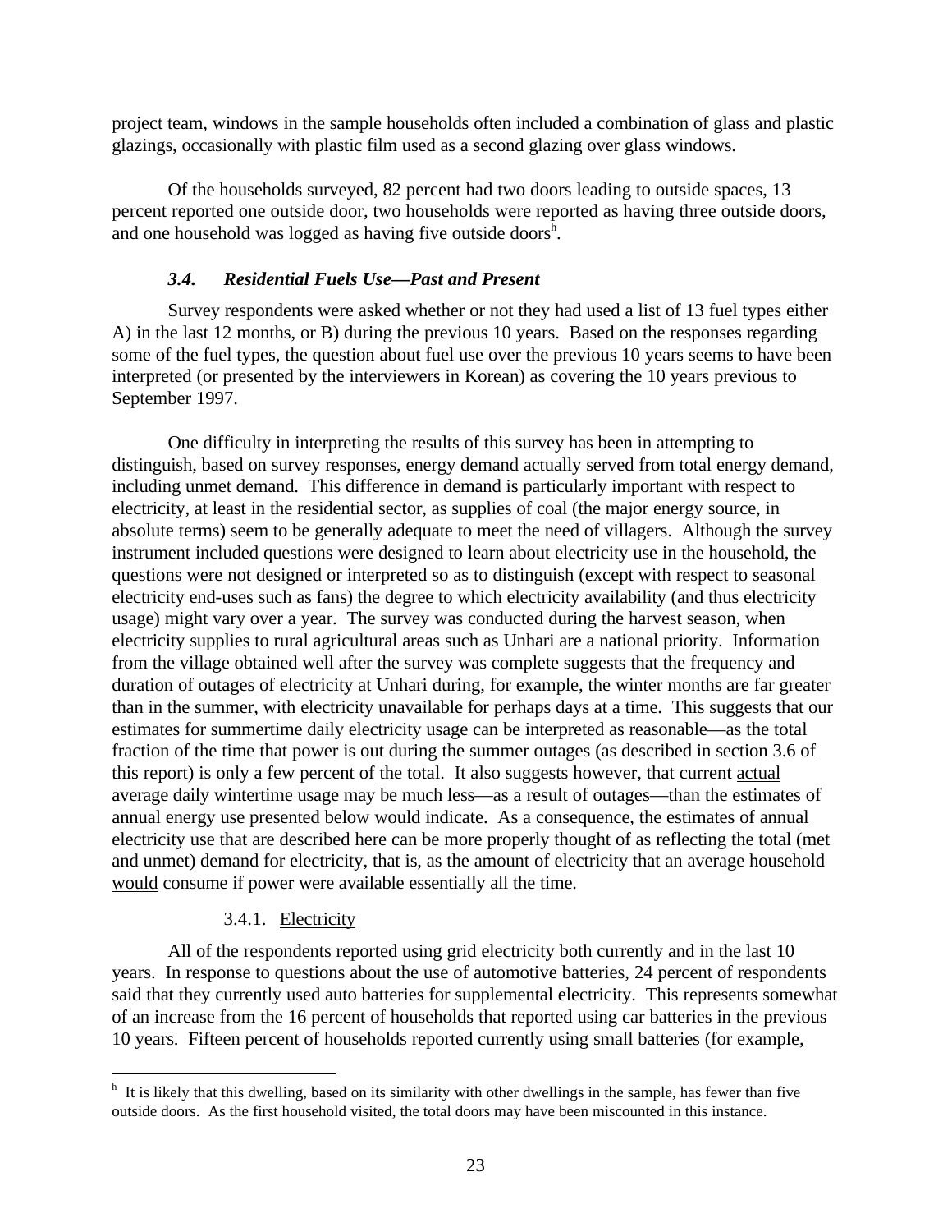project team, windows in the sample households often included a combination of glass and plastic glazings, occasionally with plastic film used as a second glazing over glass windows.

Of the households surveyed, 82 percent had two doors leading to outside spaces, 13 percent reported one outside door, two households were reported as having three outside doors, and one household was logged as having five outside doors[h].

### *3.4. Residential Fuels Use—Past and Present*

Survey respondents were asked whether or not they had used a list of 13 fuel types either A) in the last 12 months, or B) during the previous 10 years. Based on the responses regarding some of the fuel types, the question about fuel use over the previous 10 years seems to have been interpreted (or presented by the interviewers in Korean) as covering the 10 years previous to September 1997.

One difficulty in interpreting the results of this survey has been in attempting to distinguish, based on survey responses, energy demand actually served from total energy demand, including unmet demand. This difference in demand is particularly important with respect to electricity, at least in the residential sector, as supplies of coal (the major energy source, in absolute terms) seem to be generally adequate to meet the need of villagers. Although the survey instrument included questions were designed to learn about electricity use in the household, the questions were not designed or interpreted so as to distinguish (except with respect to seasonal electricity end-uses such as fans) the degree to which electricity availability (and thus electricity usage) might vary over a year. The survey was conducted during the harvest season, when electricity supplies to rural agricultural areas such as Unhari are a national priority. Information from the village obtained well after the survey was complete suggests that the frequency and duration of outages of electricity at Unhari during, for example, the winter months are far greater than in the summer, with electricity unavailable for perhaps days at a time. This suggests that our estimates for summertime daily electricity usage can be interpreted as reasonable—as the total fraction of the time that power is out during the summer outages (as described in section 3.6 of this report) is only a few percent of the total. It also suggests however, that current actual average daily wintertime usage may be much less—as a result of outages—than the estimates of annual energy use presented below would indicate. As a consequence, the estimates of annual electricity use that are described here can be more properly thought of as reflecting the total (met and unmet) demand for electricity, that is, as the amount of electricity that an average household would consume if power were available essentially all the time.

#### 3.4.1. Electricity

All of the respondents reported using grid electricity both currently and in the last 10 years. In response to questions about the use of automotive batteries, 24 percent of respondents said that they currently used auto batteries for supplemental electricity. This represents somewhat of an increase from the 16 percent of households that reported using car batteries in the previous 10 years. Fifteen percent of households reported currently using small batteries (for example,

---

[h] It is likely that this dwelling, based on its similarity with other dwellings in the sample, has fewer than five outside doors. As the first household visited, the total doors may have been miscounted in this instance.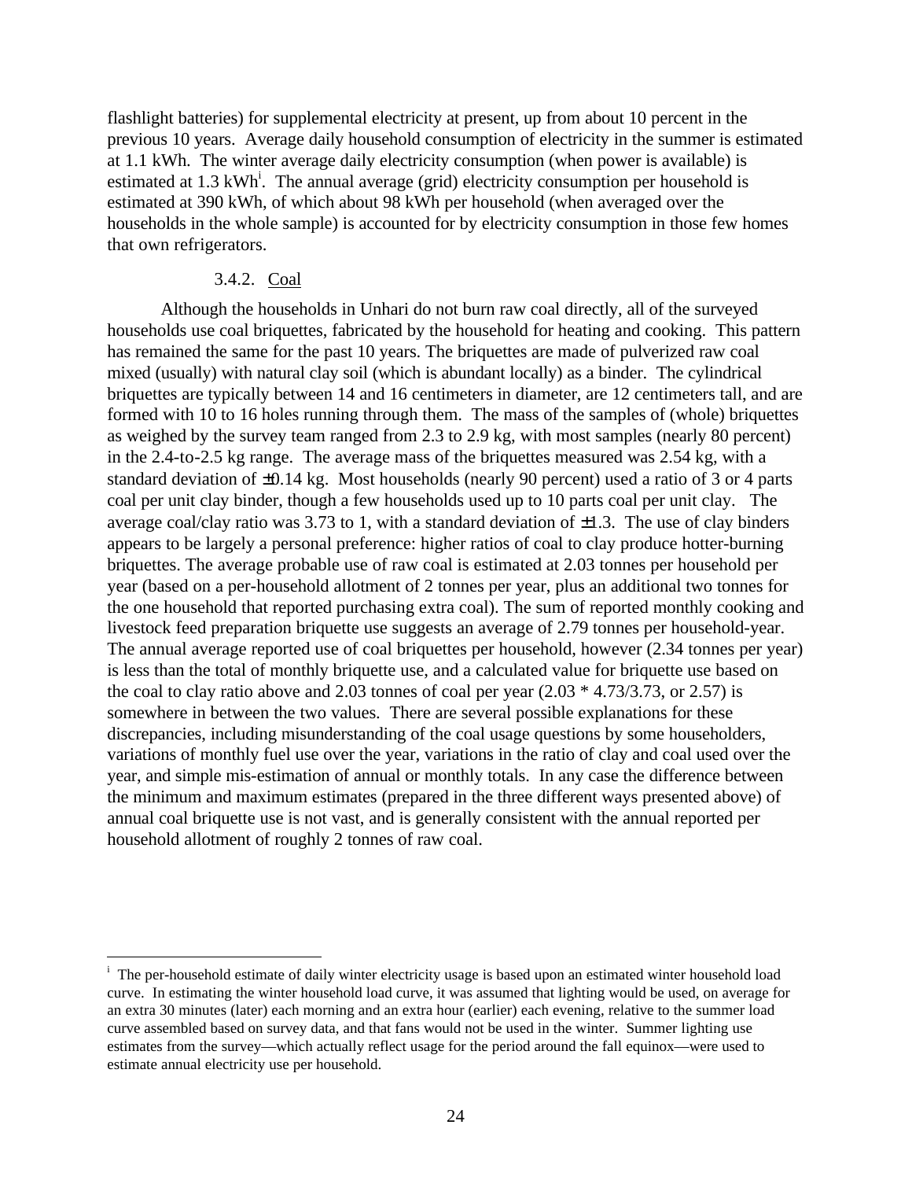flashlight batteries) for supplemental electricity at present, up from about 10 percent in the previous 10 years. Average daily household consumption of electricity in the summer is estimated at 1.1 kWh. The winter average daily electricity consumption (when power is available) is estimated at 1.3 kWh[i]. The annual average (grid) electricity consumption per household is estimated at 390 kWh, of which about 98 kWh per household (when averaged over the households in the whole sample) is accounted for by electricity consumption in those few homes that own refrigerators.

### 3.4.2. Coal

Although the households in Unhari do not burn raw coal directly, all of the surveyed households use coal briquettes, fabricated by the household for heating and cooking. This pattern has remained the same for the past 10 years. The briquettes are made of pulverized raw coal mixed (usually) with natural clay soil (which is abundant locally) as a binder. The cylindrical briquettes are typically between 14 and 16 centimeters in diameter, are 12 centimeters tall, and are formed with 10 to 16 holes running through them. The mass of the samples of (whole) briquettes as weighed by the survey team ranged from 2.3 to 2.9 kg, with most samples (nearly 80 percent) in the 2.4-to-2.5 kg range. The average mass of the briquettes measured was 2.54 kg, with a standard deviation of ±0.14 kg. Most households (nearly 90 percent) used a ratio of 3 or 4 parts coal per unit clay binder, though a few households used up to 10 parts coal per unit clay. The average coal/clay ratio was 3.73 to 1, with a standard deviation of ±1.3. The use of clay binders appears to be largely a personal preference: higher ratios of coal to clay produce hotter-burning briquettes. The average probable use of raw coal is estimated at 2.03 tonnes per household per year (based on a per-household allotment of 2 tonnes per year, plus an additional two tonnes for the one household that reported purchasing extra coal). The sum of reported monthly cooking and livestock feed preparation briquette use suggests an average of 2.79 tonnes per household-year. The annual average reported use of coal briquettes per household, however (2.34 tonnes per year) is less than the total of monthly briquette use, and a calculated value for briquette use based on the coal to clay ratio above and 2.03 tonnes of coal per year (2.03 * 4.73/3.73, or 2.57) is somewhere in between the two values. There are several possible explanations for these discrepancies, including misunderstanding of the coal usage questions by some householders, variations of monthly fuel use over the year, variations in the ratio of clay and coal used over the year, and simple mis-estimation of annual or monthly totals. In any case the difference between the minimum and maximum estimates (prepared in the three different ways presented above) of annual coal briquette use is not vast, and is generally consistent with the annual reported per household allotment of roughly 2 tonnes of raw coal.

---

[i] The per-household estimate of daily winter electricity usage is based upon an estimated winter household load curve. In estimating the winter household load curve, it was assumed that lighting would be used, on average for an extra 30 minutes (later) each morning and an extra hour (earlier) each evening, relative to the summer load curve assembled based on survey data, and that fans would not be used in the winter. Summer lighting use estimates from the survey—which actually reflect usage for the period around the fall equinox—were used to estimate annual electricity use per household.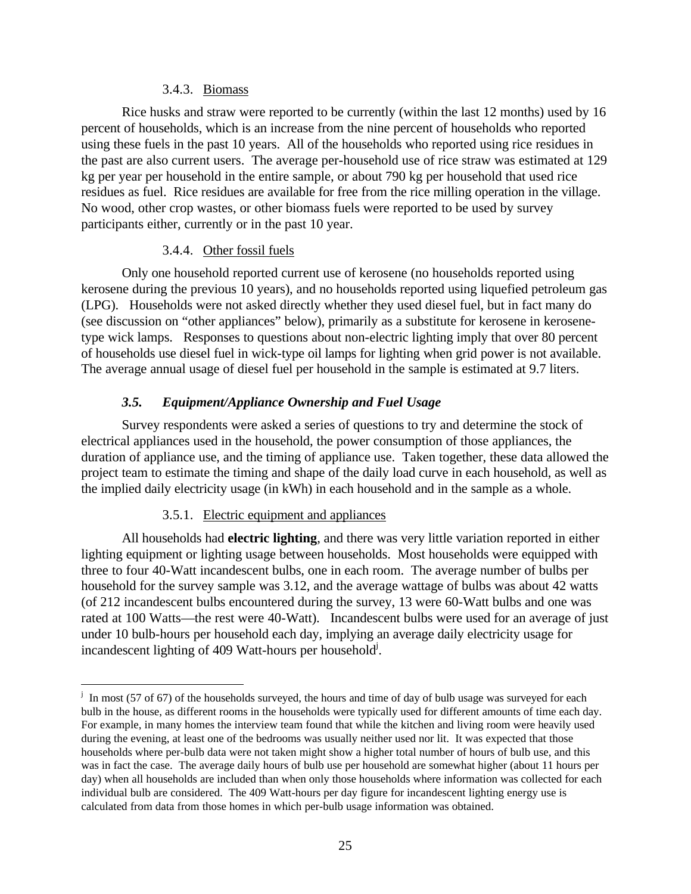#### 3.4.3. Biomass

Rice husks and straw were reported to be currently (within the last 12 months) used by 16 percent of households, which is an increase from the nine percent of households who reported using these fuels in the past 10 years. All of the households who reported using rice residues in the past are also current users. The average per-household use of rice straw was estimated at 129 kg per year per household in the entire sample, or about 790 kg per household that used rice residues as fuel. Rice residues are available for free from the rice milling operation in the village. No wood, other crop wastes, or other biomass fuels were reported to be used by survey participants either, currently or in the past 10 year.

#### 3.4.4. Other fossil fuels

Only one household reported current use of kerosene (no households reported using kerosene during the previous 10 years), and no households reported using liquefied petroleum gas (LPG). Households were not asked directly whether they used diesel fuel, but in fact many do (see discussion on "other appliances" below), primarily as a substitute for kerosene in kerosene-type wick lamps. Responses to questions about non-electric lighting imply that over 80 percent of households use diesel fuel in wick-type oil lamps for lighting when grid power is not available. The average annual usage of diesel fuel per household in the sample is estimated at 9.7 liters.

### *3.5. Equipment/Appliance Ownership and Fuel Usage*

Survey respondents were asked a series of questions to try and determine the stock of electrical appliances used in the household, the power consumption of those appliances, the duration of appliance use, and the timing of appliance use. Taken together, these data allowed the project team to estimate the timing and shape of the daily load curve in each household, as well as the implied daily electricity usage (in kWh) in each household and in the sample as a whole.

#### 3.5.1. Electric equipment and appliances

All households had **electric lighting**, and there was very little variation reported in either lighting equipment or lighting usage between households. Most households were equipped with three to four 40-Watt incandescent bulbs, one in each room. The average number of bulbs per household for the survey sample was 3.12, and the average wattage of bulbs was about 42 watts (of 212 incandescent bulbs encountered during the survey, 13 were 60-Watt bulbs and one was rated at 100 Watts—the rest were 40-Watt). Incandescent bulbs were used for an average of just under 10 bulb-hours per household each day, implying an average daily electricity usage for incandescent lighting of 409 Watt-hours per household[j].

---

[j] In most (57 of 67) of the households surveyed, the hours and time of day of bulb usage was surveyed for each bulb in the house, as different rooms in the households were typically used for different amounts of time each day. For example, in many homes the interview team found that while the kitchen and living room were heavily used during the evening, at least one of the bedrooms was usually neither used nor lit. It was expected that those households where per-bulb data were not taken might show a higher total number of hours of bulb use, and this was in fact the case. The average daily hours of bulb use per household are somewhat higher (about 11 hours per day) when all households are included than when only those households where information was collected for each individual bulb are considered. The 409 Watt-hours per day figure for incandescent lighting energy use is calculated from data from those homes in which per-bulb usage information was obtained.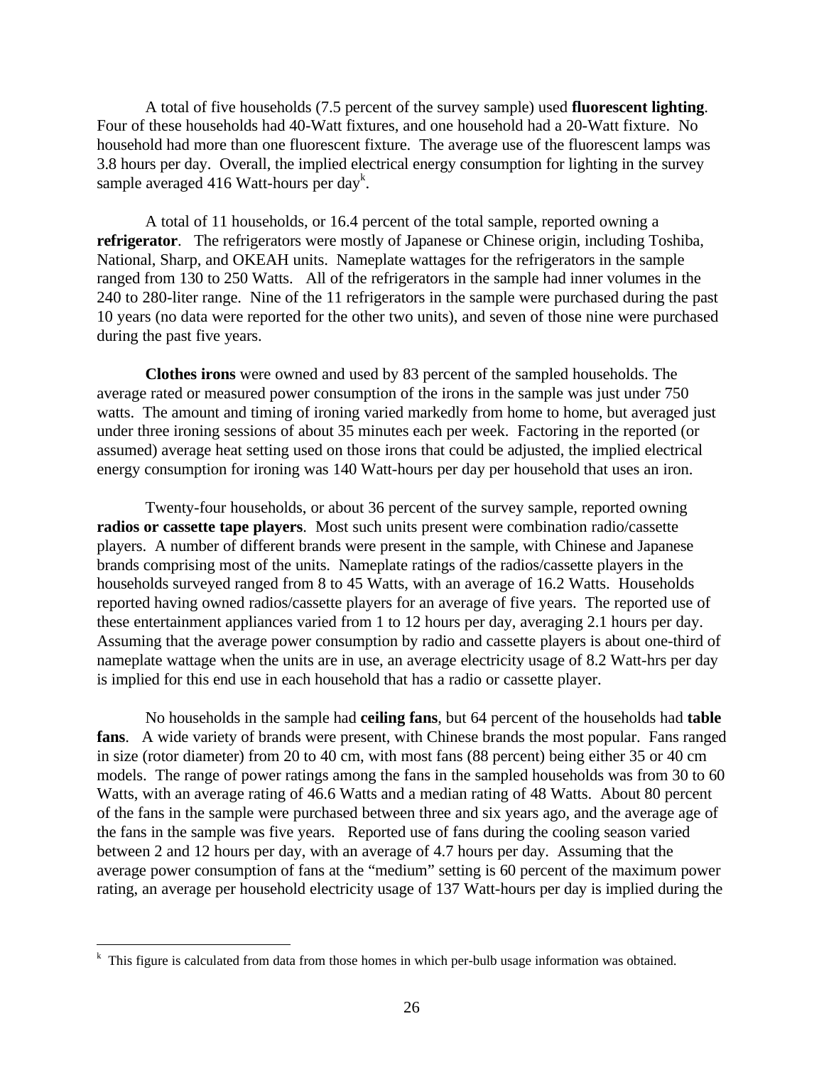A total of five households (7.5 percent of the survey sample) used **fluorescent lighting**. Four of these households had 40-Watt fixtures, and one household had a 20-Watt fixture. No household had more than one fluorescent fixture. The average use of the fluorescent lamps was 3.8 hours per day. Overall, the implied electrical energy consumption for lighting in the survey sample averaged 416 Watt-hours per day[k].

A total of 11 households, or 16.4 percent of the total sample, reported owning a **refrigerator**. The refrigerators were mostly of Japanese or Chinese origin, including Toshiba, National, Sharp, and OKEAH units. Nameplate wattages for the refrigerators in the sample ranged from 130 to 250 Watts. All of the refrigerators in the sample had inner volumes in the 240 to 280-liter range. Nine of the 11 refrigerators in the sample were purchased during the past 10 years (no data were reported for the other two units), and seven of those nine were purchased during the past five years.

**Clothes irons** were owned and used by 83 percent of the sampled households. The average rated or measured power consumption of the irons in the sample was just under 750 watts. The amount and timing of ironing varied markedly from home to home, but averaged just under three ironing sessions of about 35 minutes each per week. Factoring in the reported (or assumed) average heat setting used on those irons that could be adjusted, the implied electrical energy consumption for ironing was 140 Watt-hours per day per household that uses an iron.

Twenty-four households, or about 36 percent of the survey sample, reported owning **radios or cassette tape players**. Most such units present were combination radio/cassette players. A number of different brands were present in the sample, with Chinese and Japanese brands comprising most of the units. Nameplate ratings of the radios/cassette players in the households surveyed ranged from 8 to 45 Watts, with an average of 16.2 Watts. Households reported having owned radios/cassette players for an average of five years. The reported use of these entertainment appliances varied from 1 to 12 hours per day, averaging 2.1 hours per day. Assuming that the average power consumption by radio and cassette players is about one-third of nameplate wattage when the units are in use, an average electricity usage of 8.2 Watt-hrs per day is implied for this end use in each household that has a radio or cassette player.

No households in the sample had **ceiling fans**, but 64 percent of the households had **table fans**. A wide variety of brands were present, with Chinese brands the most popular. Fans ranged in size (rotor diameter) from 20 to 40 cm, with most fans (88 percent) being either 35 or 40 cm models. The range of power ratings among the fans in the sampled households was from 30 to 60 Watts, with an average rating of 46.6 Watts and a median rating of 48 Watts. About 80 percent of the fans in the sample were purchased between three and six years ago, and the average age of the fans in the sample was five years. Reported use of fans during the cooling season varied between 2 and 12 hours per day, with an average of 4.7 hours per day. Assuming that the average power consumption of fans at the "medium" setting is 60 percent of the maximum power rating, an average per household electricity usage of 137 Watt-hours per day is implied during the

[k] This figure is calculated from data from those homes in which per-bulb usage information was obtained.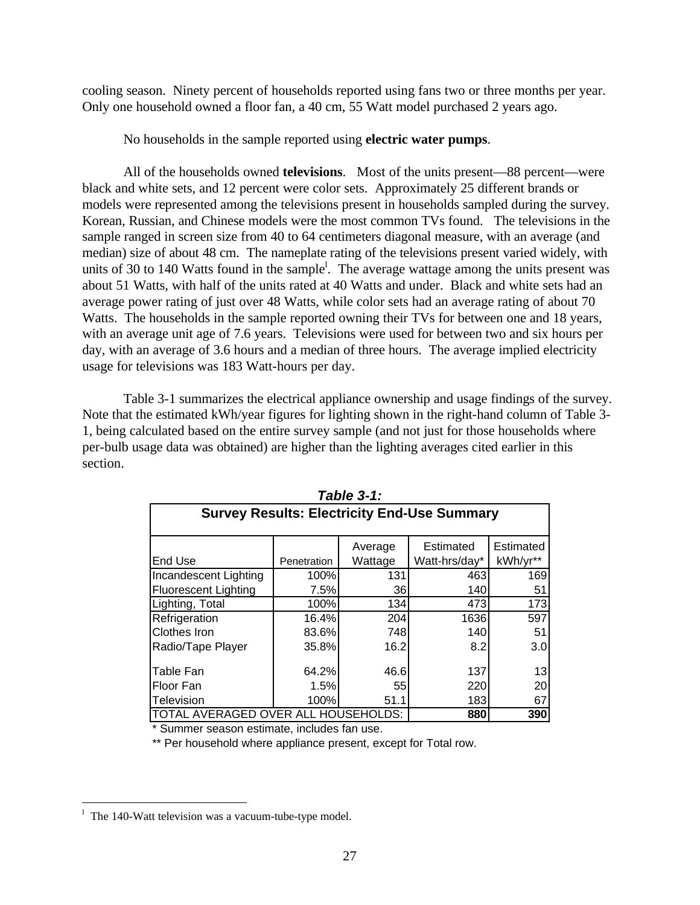cooling season. Ninety percent of households reported using fans two or three months per year. Only one household owned a floor fan, a 40 cm, 55 Watt model purchased 2 years ago.

No households in the sample reported using **electric water pumps**.

All of the households owned **televisions**. Most of the units present—88 percent—were black and white sets, and 12 percent were color sets. Approximately 25 different brands or models were represented among the televisions present in households sampled during the survey. Korean, Russian, and Chinese models were the most common TVs found. The televisions in the sample ranged in screen size from 40 to 64 centimeters diagonal measure, with an average (and median) size of about 48 cm. The nameplate rating of the televisions present varied widely, with units of 30 to 140 Watts found in the sample[1]. The average wattage among the units present was about 51 Watts, with half of the units rated at 40 Watts and under. Black and white sets had an average power rating of just over 48 Watts, while color sets had an average rating of about 70 Watts. The households in the sample reported owning their TVs for between one and 18 years, with an average unit age of 7.6 years. Televisions were used for between two and six hours per day, with an average of 3.6 hours and a median of three hours. The average implied electricity usage for televisions was 183 Watt-hours per day.

Table 3-1 summarizes the electrical appliance ownership and usage findings of the survey. Note that the estimated kWh/year figures for lighting shown in the right-hand column of Table 3-1, being calculated based on the entire survey sample (and not just for those households where per-bulb usage data was obtained) are higher than the lighting averages cited earlier in this section.

***Table 3-1:***

**Survey Results: Electricity End-Use Summary**

| End Use | Penetration | Average Wattage | Estimated Watt-hrs/day* | Estimated kWh/yr** |
|---|---|---|---|---|
| Incandescent Lighting | 100% | 131 | 463 | 169 |
| Fluorescent Lighting | 7.5% | 36 | 140 | 51 |
| Lighting, Total | 100% | 134 | 473 | 173 |
| Refrigeration | 16.4% | 204 | 1636 | 597 |
| Clothes Iron | 83.6% | 748 | 140 | 51 |
| Radio/Tape Player | 35.8% | 16.2 | 8.2 | 3.0 |
| Table Fan | 64.2% | 46.6 | 137 | 13 |
| Floor Fan | 1.5% | 55 | 220 | 20 |
| Television | 100% | 51.1 | 183 | 67 |
| TOTAL AVERAGED OVER ALL HOUSEHOLDS: | | | **880** | **390** |

\* Summer season estimate, includes fan use.

\*\* Per household where appliance present, except for Total row.

[1] The 140-Watt television was a vacuum-tube-type model.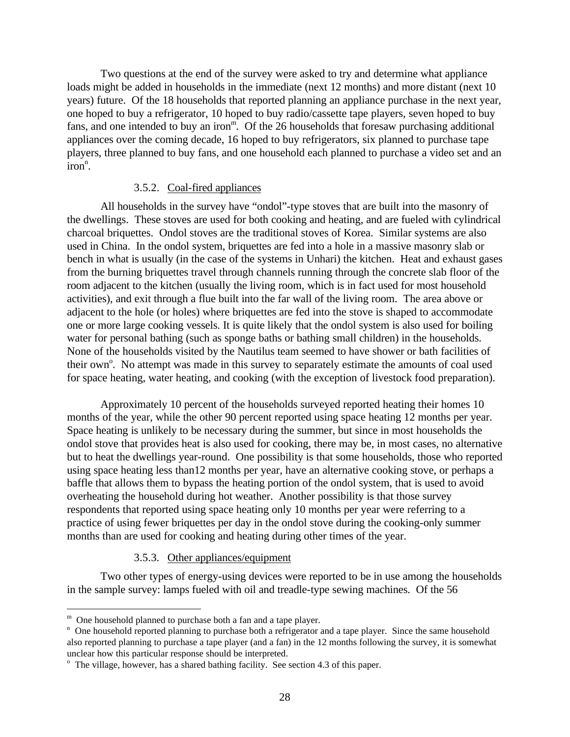Two questions at the end of the survey were asked to try and determine what appliance loads might be added in households in the immediate (next 12 months) and more distant (next 10 years) future. Of the 18 households that reported planning an appliance purchase in the next year, one hoped to buy a refrigerator, 10 hoped to buy radio/cassette tape players, seven hoped to buy fans, and one intended to buy an iron[m]. Of the 26 households that foresaw purchasing additional appliances over the coming decade, 16 hoped to buy refrigerators, six planned to purchase tape players, three planned to buy fans, and one household each planned to purchase a video set and an iron[n].

### 3.5.2. Coal-fired appliances

All households in the survey have "ondol"-type stoves that are built into the masonry of the dwellings. These stoves are used for both cooking and heating, and are fueled with cylindrical charcoal briquettes. Ondol stoves are the traditional stoves of Korea. Similar systems are also used in China. In the ondol system, briquettes are fed into a hole in a massive masonry slab or bench in what is usually (in the case of the systems in Unhari) the kitchen. Heat and exhaust gases from the burning briquettes travel through channels running through the concrete slab floor of the room adjacent to the kitchen (usually the living room, which is in fact used for most household activities), and exit through a flue built into the far wall of the living room. The area above or adjacent to the hole (or holes) where briquettes are fed into the stove is shaped to accommodate one or more large cooking vessels. It is quite likely that the ondol system is also used for boiling water for personal bathing (such as sponge baths or bathing small children) in the households. None of the households visited by the Nautilus team seemed to have shower or bath facilities of their own[o]. No attempt was made in this survey to separately estimate the amounts of coal used for space heating, water heating, and cooking (with the exception of livestock food preparation).

Approximately 10 percent of the households surveyed reported heating their homes 10 months of the year, while the other 90 percent reported using space heating 12 months per year. Space heating is unlikely to be necessary during the summer, but since in most households the ondol stove that provides heat is also used for cooking, there may be, in most cases, no alternative but to heat the dwellings year-round. One possibility is that some households, those who reported using space heating less than12 months per year, have an alternative cooking stove, or perhaps a baffle that allows them to bypass the heating portion of the ondol system, that is used to avoid overheating the household during hot weather. Another possibility is that those survey respondents that reported using space heating only 10 months per year were referring to a practice of using fewer briquettes per day in the ondol stove during the cooking-only summer months than are used for cooking and heating during other times of the year.

### 3.5.3. Other appliances/equipment

Two other types of energy-using devices were reported to be in use among the households in the sample survey: lamps fueled with oil and treadle-type sewing machines. Of the 56

---

[m] One household planned to purchase both a fan and a tape player.

[n] One household reported planning to purchase both a refrigerator and a tape player. Since the same household also reported planning to purchase a tape player (and a fan) in the 12 months following the survey, it is somewhat unclear how this particular response should be interpreted.

[o] The village, however, has a shared bathing facility. See section 4.3 of this paper.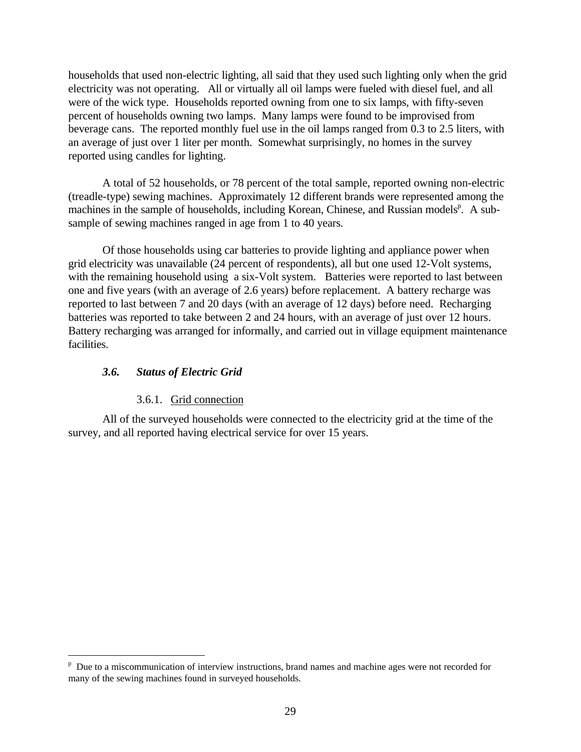households that used non-electric lighting, all said that they used such lighting only when the grid electricity was not operating. All or virtually all oil lamps were fueled with diesel fuel, and all were of the wick type. Households reported owning from one to six lamps, with fifty-seven percent of households owning two lamps. Many lamps were found to be improvised from beverage cans. The reported monthly fuel use in the oil lamps ranged from 0.3 to 2.5 liters, with an average of just over 1 liter per month. Somewhat surprisingly, no homes in the survey reported using candles for lighting.

A total of 52 households, or 78 percent of the total sample, reported owning non-electric (treadle-type) sewing machines. Approximately 12 different brands were represented among the machines in the sample of households, including Korean, Chinese, and Russian models[p]. A sub-sample of sewing machines ranged in age from 1 to 40 years.

Of those households using car batteries to provide lighting and appliance power when grid electricity was unavailable (24 percent of respondents), all but one used 12-Volt systems, with the remaining household using a six-Volt system. Batteries were reported to last between one and five years (with an average of 2.6 years) before replacement. A battery recharge was reported to last between 7 and 20 days (with an average of 12 days) before need. Recharging batteries was reported to take between 2 and 24 hours, with an average of just over 12 hours. Battery recharging was arranged for informally, and carried out in village equipment maintenance facilities.

### *3.6. Status of Electric Grid*

#### 3.6.1. Grid connection

All of the surveyed households were connected to the electricity grid at the time of the survey, and all reported having electrical service for over 15 years.

---

[p] Due to a miscommunication of interview instructions, brand names and machine ages were not recorded for many of the sewing machines found in surveyed households.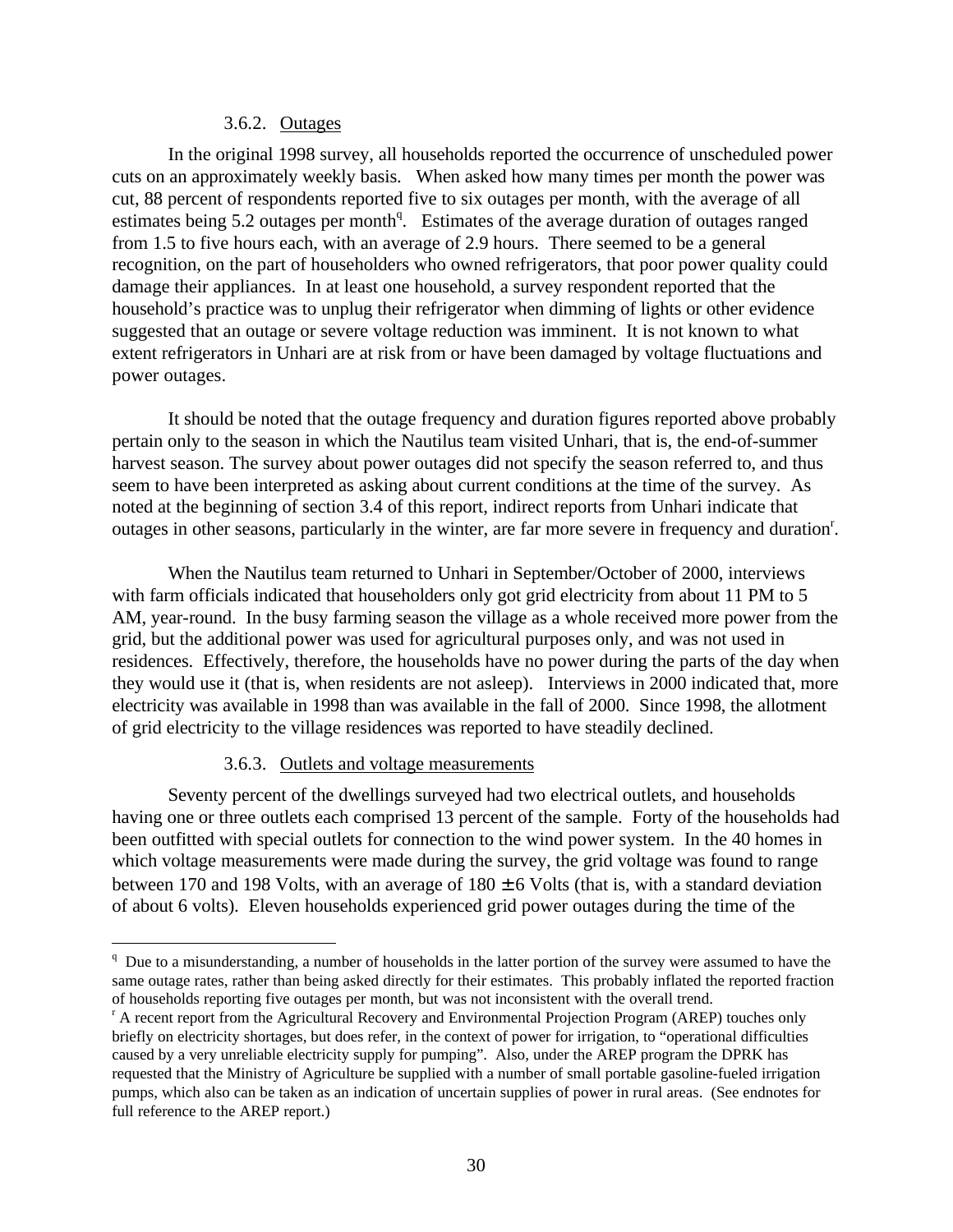#### 3.6.2. Outages

In the original 1998 survey, all households reported the occurrence of unscheduled power cuts on an approximately weekly basis. When asked how many times per month the power was cut, 88 percent of respondents reported five to six outages per month, with the average of all estimates being 5.2 outages per month[q]. Estimates of the average duration of outages ranged from 1.5 to five hours each, with an average of 2.9 hours. There seemed to be a general recognition, on the part of householders who owned refrigerators, that poor power quality could damage their appliances. In at least one household, a survey respondent reported that the household's practice was to unplug their refrigerator when dimming of lights or other evidence suggested that an outage or severe voltage reduction was imminent. It is not known to what extent refrigerators in Unhari are at risk from or have been damaged by voltage fluctuations and power outages.

It should be noted that the outage frequency and duration figures reported above probably pertain only to the season in which the Nautilus team visited Unhari, that is, the end-of-summer harvest season. The survey about power outages did not specify the season referred to, and thus seem to have been interpreted as asking about current conditions at the time of the survey. As noted at the beginning of section 3.4 of this report, indirect reports from Unhari indicate that outages in other seasons, particularly in the winter, are far more severe in frequency and duration[r].

When the Nautilus team returned to Unhari in September/October of 2000, interviews with farm officials indicated that householders only got grid electricity from about 11 PM to 5 AM, year-round. In the busy farming season the village as a whole received more power from the grid, but the additional power was used for agricultural purposes only, and was not used in residences. Effectively, therefore, the households have no power during the parts of the day when they would use it (that is, when residents are not asleep). Interviews in 2000 indicated that, more electricity was available in 1998 than was available in the fall of 2000. Since 1998, the allotment of grid electricity to the village residences was reported to have steadily declined.

#### 3.6.3. Outlets and voltage measurements

Seventy percent of the dwellings surveyed had two electrical outlets, and households having one or three outlets each comprised 13 percent of the sample. Forty of the households had been outfitted with special outlets for connection to the wind power system. In the 40 homes in which voltage measurements were made during the survey, the grid voltage was found to range between 170 and 198 Volts, with an average of $180 \pm 6$ Volts (that is, with a standard deviation of about 6 volts). Eleven households experienced grid power outages during the time of the

---

[q] Due to a misunderstanding, a number of households in the latter portion of the survey were assumed to have the same outage rates, rather than being asked directly for their estimates. This probably inflated the reported fraction of households reporting five outages per month, but was not inconsistent with the overall trend.

[r] A recent report from the Agricultural Recovery and Environmental Projection Program (AREP) touches only briefly on electricity shortages, but does refer, in the context of power for irrigation, to "operational difficulties caused by a very unreliable electricity supply for pumping". Also, under the AREP program the DPRK has requested that the Ministry of Agriculture be supplied with a number of small portable gasoline-fueled irrigation pumps, which also can be taken as an indication of uncertain supplies of power in rural areas. (See endnotes for full reference to the AREP report.)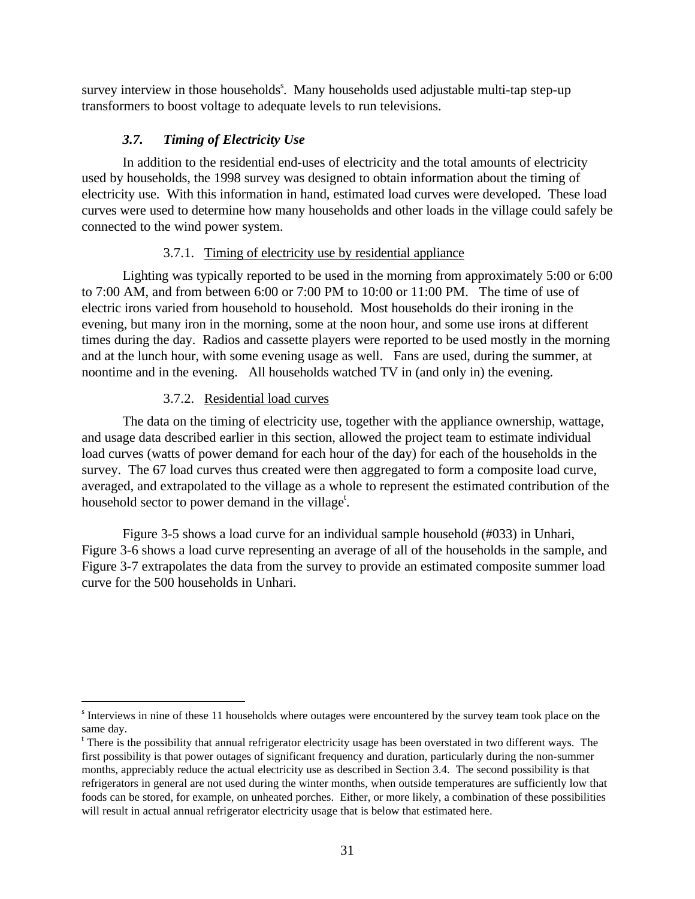survey interview in those households[s]. Many households used adjustable multi-tap step-up transformers to boost voltage to adequate levels to run televisions.

### *3.7. Timing of Electricity Use*

In addition to the residential end-uses of electricity and the total amounts of electricity used by households, the 1998 survey was designed to obtain information about the timing of electricity use. With this information in hand, estimated load curves were developed. These load curves were used to determine how many households and other loads in the village could safely be connected to the wind power system.

#### 3.7.1. Timing of electricity use by residential appliance

Lighting was typically reported to be used in the morning from approximately 5:00 or 6:00 to 7:00 AM, and from between 6:00 or 7:00 PM to 10:00 or 11:00 PM. The time of use of electric irons varied from household to household. Most households do their ironing in the evening, but many iron in the morning, some at the noon hour, and some use irons at different times during the day. Radios and cassette players were reported to be used mostly in the morning and at the lunch hour, with some evening usage as well. Fans are used, during the summer, at noontime and in the evening. All households watched TV in (and only in) the evening.

#### 3.7.2. Residential load curves

The data on the timing of electricity use, together with the appliance ownership, wattage, and usage data described earlier in this section, allowed the project team to estimate individual load curves (watts of power demand for each hour of the day) for each of the households in the survey. The 67 load curves thus created were then aggregated to form a composite load curve, averaged, and extrapolated to the village as a whole to represent the estimated contribution of the household sector to power demand in the village[t].

Figure 3-5 shows a load curve for an individual sample household (#033) in Unhari, Figure 3-6 shows a load curve representing an average of all of the households in the sample, and Figure 3-7 extrapolates the data from the survey to provide an estimated composite summer load curve for the 500 households in Unhari.

---

[s] Interviews in nine of these 11 households where outages were encountered by the survey team took place on the same day.

[t] There is the possibility that annual refrigerator electricity usage has been overstated in two different ways. The first possibility is that power outages of significant frequency and duration, particularly during the non-summer months, appreciably reduce the actual electricity use as described in Section 3.4. The second possibility is that refrigerators in general are not used during the winter months, when outside temperatures are sufficiently low that foods can be stored, for example, on unheated porches. Either, or more likely, a combination of these possibilities will result in actual annual refrigerator electricity usage that is below that estimated here.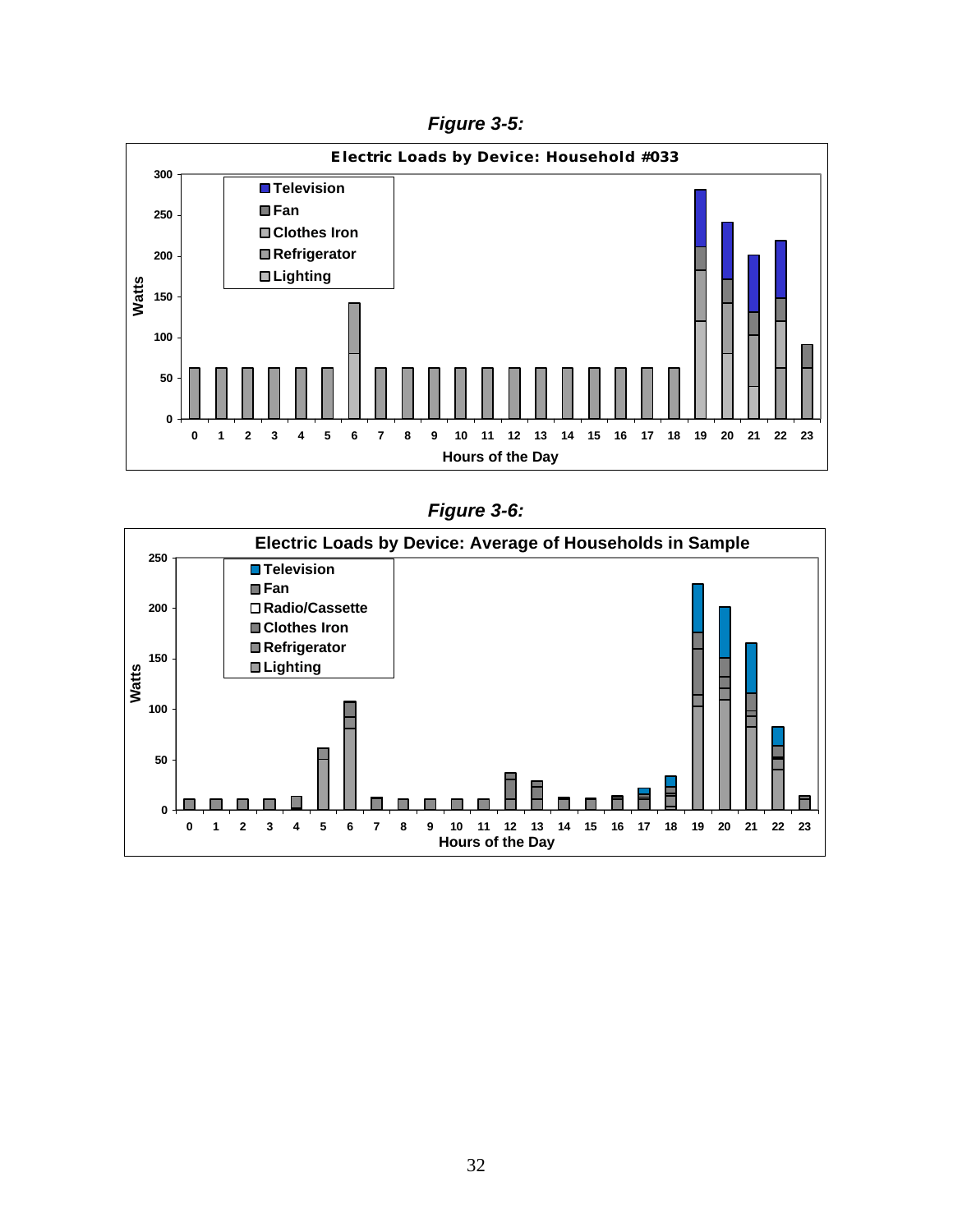***Figure 3-5:***

**Electric Loads by Device: Household #033**

***Figure 3-6:***

**Electric Loads by Device: Average of Households in Sample**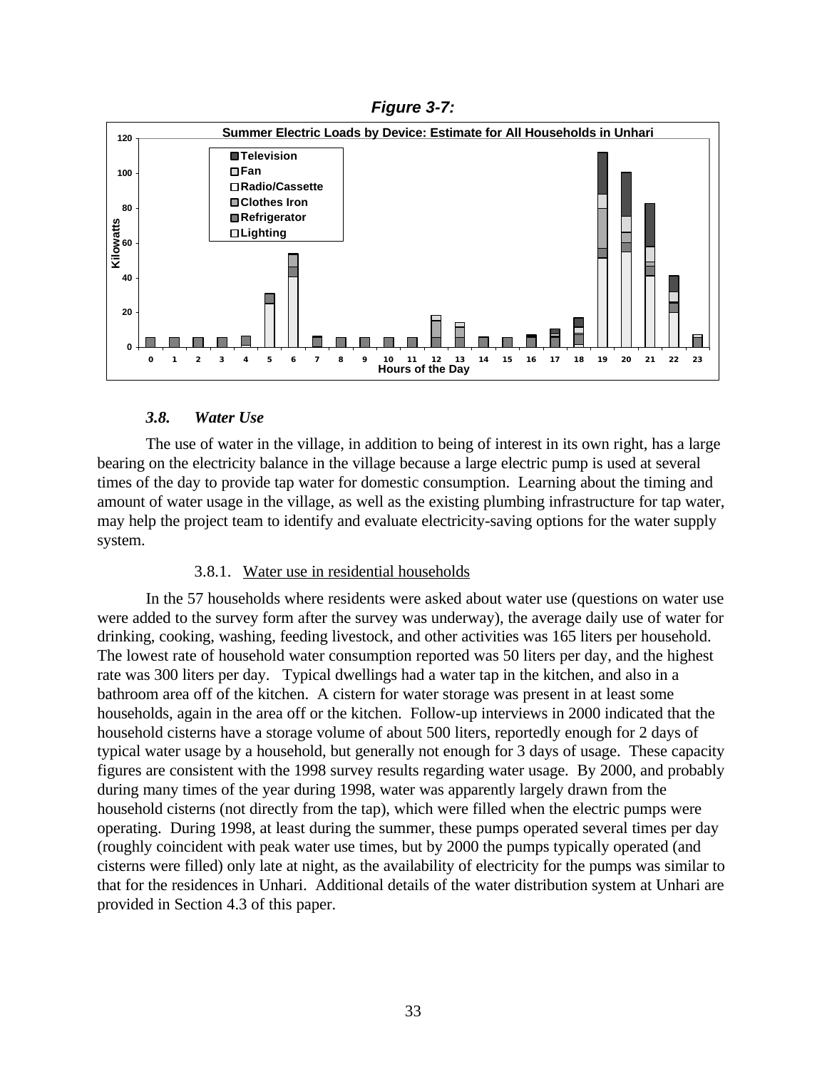*Figure 3-7:*

**Summer Electric Loads by Device: Estimate for All Households in Unhari**

### *3.8. Water Use*

The use of water in the village, in addition to being of interest in its own right, has a large bearing on the electricity balance in the village because a large electric pump is used at several times of the day to provide tap water for domestic consumption. Learning about the timing and amount of water usage in the village, as well as the existing plumbing infrastructure for tap water, may help the project team to identify and evaluate electricity-saving options for the water supply system.

#### 3.8.1. Water use in residential households

In the 57 households where residents were asked about water use (questions on water use were added to the survey form after the survey was underway), the average daily use of water for drinking, cooking, washing, feeding livestock, and other activities was 165 liters per household. The lowest rate of household water consumption reported was 50 liters per day, and the highest rate was 300 liters per day. Typical dwellings had a water tap in the kitchen, and also in a bathroom area off of the kitchen. A cistern for water storage was present in at least some households, again in the area off or the kitchen. Follow-up interviews in 2000 indicated that the household cisterns have a storage volume of about 500 liters, reportedly enough for 2 days of typical water usage by a household, but generally not enough for 3 days of usage. These capacity figures are consistent with the 1998 survey results regarding water usage. By 2000, and probably during many times of the year during 1998, water was apparently largely drawn from the household cisterns (not directly from the tap), which were filled when the electric pumps were operating. During 1998, at least during the summer, these pumps operated several times per day (roughly coincident with peak water use times, but by 2000 the pumps typically operated (and cisterns were filled) only late at night, as the availability of electricity for the pumps was similar to that for the residences in Unhari. Additional details of the water distribution system at Unhari are provided in Section 4.3 of this paper.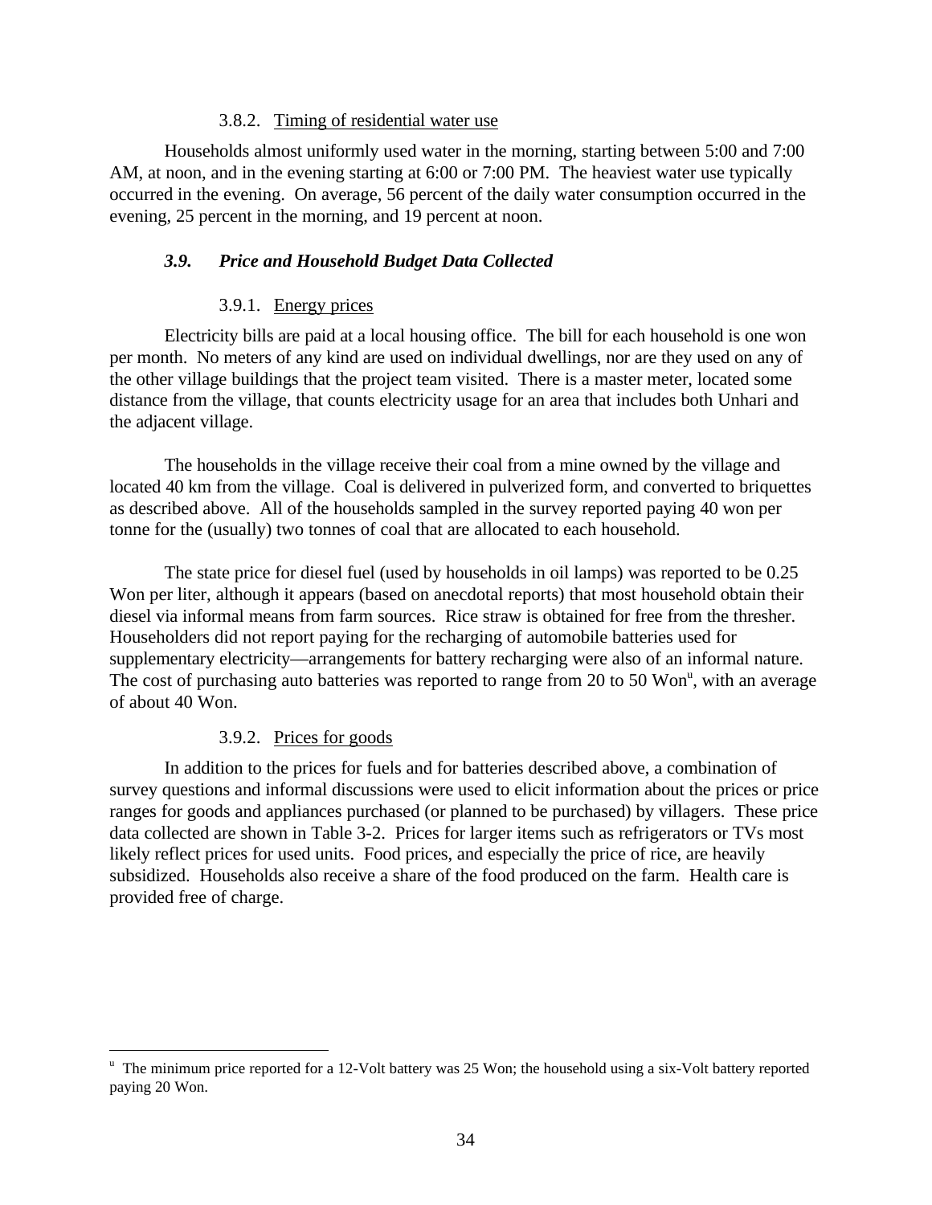#### 3.8.2. Timing of residential water use

Households almost uniformly used water in the morning, starting between 5:00 and 7:00 AM, at noon, and in the evening starting at 6:00 or 7:00 PM. The heaviest water use typically occurred in the evening. On average, 56 percent of the daily water consumption occurred in the evening, 25 percent in the morning, and 19 percent at noon.

### *3.9. Price and Household Budget Data Collected*

#### 3.9.1. Energy prices

Electricity bills are paid at a local housing office. The bill for each household is one won per month. No meters of any kind are used on individual dwellings, nor are they used on any of the other village buildings that the project team visited. There is a master meter, located some distance from the village, that counts electricity usage for an area that includes both Unhari and the adjacent village.

The households in the village receive their coal from a mine owned by the village and located 40 km from the village. Coal is delivered in pulverized form, and converted to briquettes as described above. All of the households sampled in the survey reported paying 40 won per tonne for the (usually) two tonnes of coal that are allocated to each household.

The state price for diesel fuel (used by households in oil lamps) was reported to be 0.25 Won per liter, although it appears (based on anecdotal reports) that most household obtain their diesel via informal means from farm sources. Rice straw is obtained for free from the thresher. Householders did not report paying for the recharging of automobile batteries used for supplementary electricity—arrangements for battery recharging were also of an informal nature. The cost of purchasing auto batteries was reported to range from 20 to 50 Won[u], with an average of about 40 Won.

#### 3.9.2. Prices for goods

In addition to the prices for fuels and for batteries described above, a combination of survey questions and informal discussions were used to elicit information about the prices or price ranges for goods and appliances purchased (or planned to be purchased) by villagers. These price data collected are shown in Table 3-2. Prices for larger items such as refrigerators or TVs most likely reflect prices for used units. Food prices, and especially the price of rice, are heavily subsidized. Households also receive a share of the food produced on the farm. Health care is provided free of charge.

---

[u] The minimum price reported for a 12-Volt battery was 25 Won; the household using a six-Volt battery reported paying 20 Won.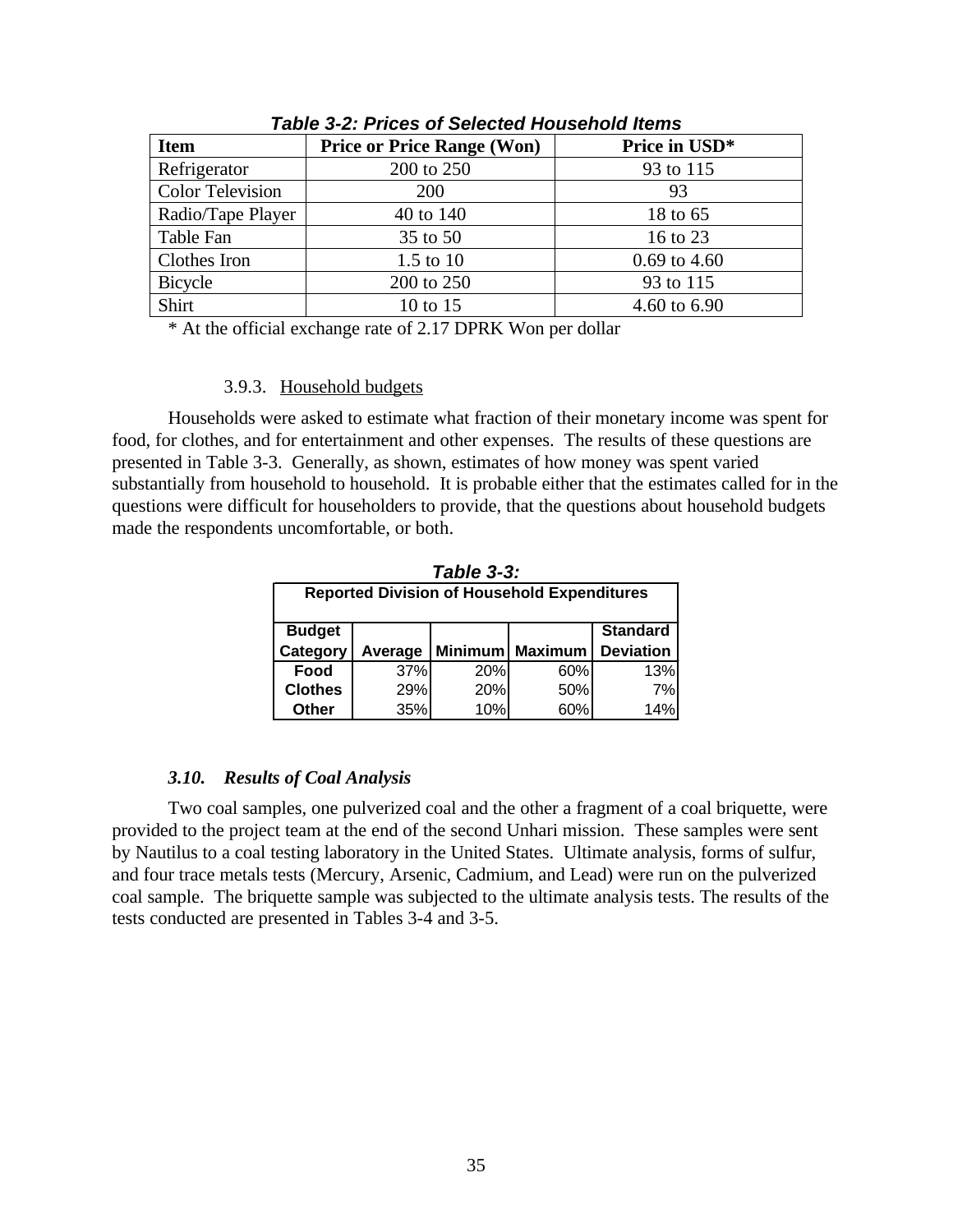*Table 3-2: Prices of Selected Household Items*

| Item | Price or Price Range (Won) | Price in USD* |
|---|---|---|
| Refrigerator | 200 to 250 | 93 to 115 |
| Color Television | 200 | 93 |
| Radio/Tape Player | 40 to 140 | 18 to 65 |
| Table Fan | 35 to 50 | 16 to 23 |
| Clothes Iron | 1.5 to 10 | 0.69 to 4.60 |
| Bicycle | 200 to 250 | 93 to 115 |
| Shirt | 10 to 15 | 4.60 to 6.90 |

* At the official exchange rate of 2.17 DPRK Won per dollar

#### 3.9.3. Household budgets

Households were asked to estimate what fraction of their monetary income was spent for food, for clothes, and for entertainment and other expenses. The results of these questions are presented in Table 3-3. Generally, as shown, estimates of how money was spent varied substantially from household to household. It is probable either that the estimates called for in the questions were difficult for householders to provide, that the questions about household budgets made the respondents uncomfortable, or both.

*Table 3-3:*

**Reported Division of Household Expenditures**

| Budget Category | Average | Minimum | Maximum | Standard Deviation |
|---|---|---|---|---|
| Food | 37% | 20% | 60% | 13% |
| Clothes | 29% | 20% | 50% | 7% |
| Other | 35% | 10% | 60% | 14% |

### *3.10. Results of Coal Analysis*

Two coal samples, one pulverized coal and the other a fragment of a coal briquette, were provided to the project team at the end of the second Unhari mission. These samples were sent by Nautilus to a coal testing laboratory in the United States. Ultimate analysis, forms of sulfur, and four trace metals tests (Mercury, Arsenic, Cadmium, and Lead) were run on the pulverized coal sample. The briquette sample was subjected to the ultimate analysis tests. The results of the tests conducted are presented in Tables 3-4 and 3-5.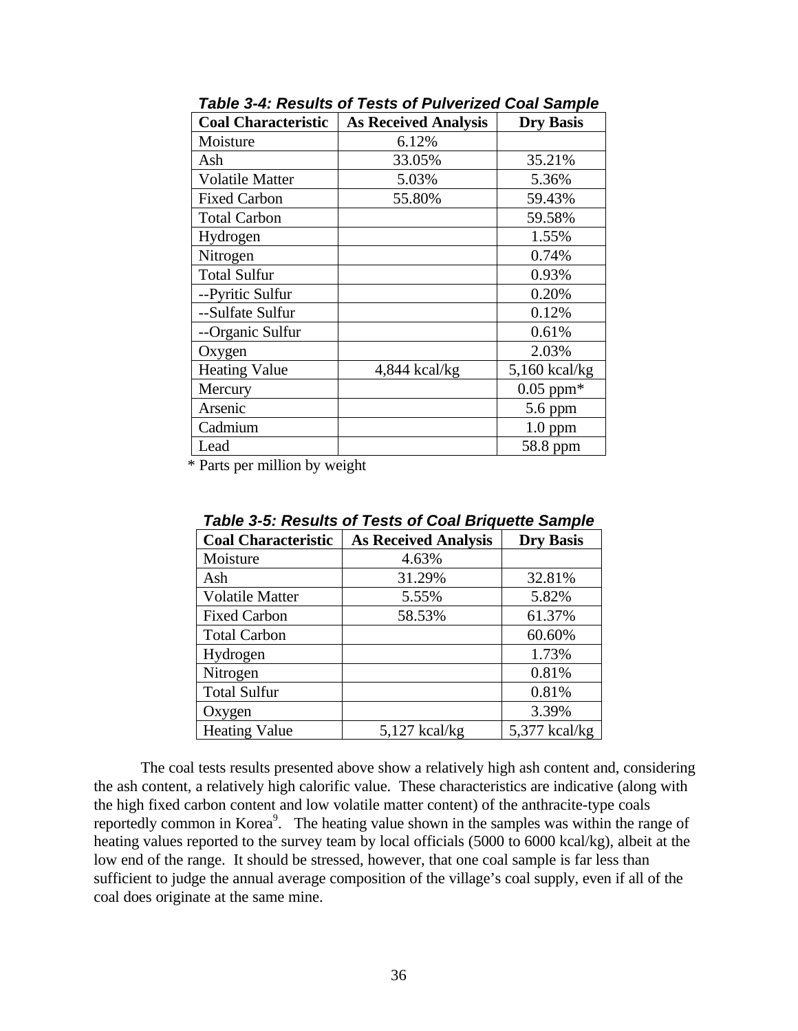***Table 3-4: Results of Tests of Pulverized Coal Sample***

| Coal Characteristic | As Received Analysis | Dry Basis |
|---|---|---|
| Moisture | 6.12% | |
| Ash | 33.05% | 35.21% |
| Volatile Matter | 5.03% | 5.36% |
| Fixed Carbon | 55.80% | 59.43% |
| Total Carbon | | 59.58% |
| Hydrogen | | 1.55% |
| Nitrogen | | 0.74% |
| Total Sulfur | | 0.93% |
| --Pyritic Sulfur | | 0.20% |
| --Sulfate Sulfur | | 0.12% |
| --Organic Sulfur | | 0.61% |
| Oxygen | | 2.03% |
| Heating Value | 4,844 kcal/kg | 5,160 kcal/kg |
| Mercury | | 0.05 ppm* |
| Arsenic | | 5.6 ppm |
| Cadmium | | 1.0 ppm |
| Lead | | 58.8 ppm |

\* Parts per million by weight

***Table 3-5: Results of Tests of Coal Briquette Sample***

| Coal Characteristic | As Received Analysis | Dry Basis |
|---|---|---|
| Moisture | 4.63% | |
| Ash | 31.29% | 32.81% |
| Volatile Matter | 5.55% | 5.82% |
| Fixed Carbon | 58.53% | 61.37% |
| Total Carbon | | 60.60% |
| Hydrogen | | 1.73% |
| Nitrogen | | 0.81% |
| Total Sulfur | | 0.81% |
| Oxygen | | 3.39% |
| Heating Value | 5,127 kcal/kg | 5,377 kcal/kg |

The coal tests results presented above show a relatively high ash content and, considering the ash content, a relatively high calorific value. These characteristics are indicative (along with the high fixed carbon content and low volatile matter content) of the anthracite-type coals reportedly common in Korea[9]. The heating value shown in the samples was within the range of heating values reported to the survey team by local officials (5000 to 6000 kcal/kg), albeit at the low end of the range. It should be stressed, however, that one coal sample is far less than sufficient to judge the annual average composition of the village's coal supply, even if all of the coal does originate at the same mine.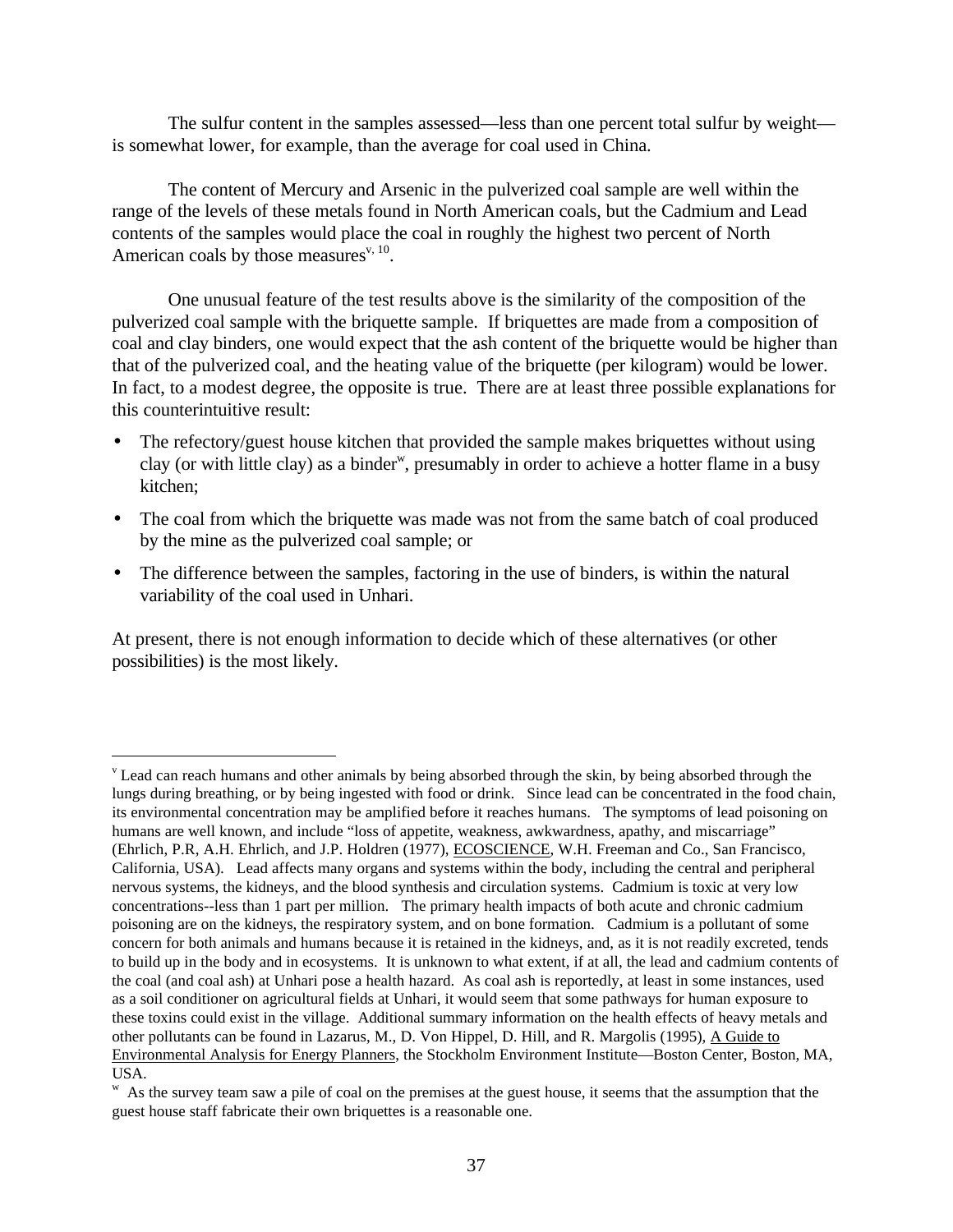The sulfur content in the samples assessed—less than one percent total sulfur by weight—is somewhat lower, for example, than the average for coal used in China.

The content of Mercury and Arsenic in the pulverized coal sample are well within the range of the levels of these metals found in North American coals, but the Cadmium and Lead contents of the samples would place the coal in roughly the highest two percent of North American coals by those measures[v, 10].

One unusual feature of the test results above is the similarity of the composition of the pulverized coal sample with the briquette sample. If briquettes are made from a composition of coal and clay binders, one would expect that the ash content of the briquette would be higher than that of the pulverized coal, and the heating value of the briquette (per kilogram) would be lower. In fact, to a modest degree, the opposite is true. There are at least three possible explanations for this counterintuitive result:

- The refectory/guest house kitchen that provided the sample makes briquettes without using clay (or with little clay) as a binder[w], presumably in order to achieve a hotter flame in a busy kitchen;
- The coal from which the briquette was made was not from the same batch of coal produced by the mine as the pulverized coal sample; or
- The difference between the samples, factoring in the use of binders, is within the natural variability of the coal used in Unhari.

At present, there is not enough information to decide which of these alternatives (or other possibilities) is the most likely.

---

[v] Lead can reach humans and other animals by being absorbed through the skin, by being absorbed through the lungs during breathing, or by being ingested with food or drink. Since lead can be concentrated in the food chain, its environmental concentration may be amplified before it reaches humans. The symptoms of lead poisoning on humans are well known, and include "loss of appetite, weakness, awkwardness, apathy, and miscarriage" (Ehrlich, P.R, A.H. Ehrlich, and J.P. Holdren (1977), ECOSCIENCE, W.H. Freeman and Co., San Francisco, California, USA). Lead affects many organs and systems within the body, including the central and peripheral nervous systems, the kidneys, and the blood synthesis and circulation systems. Cadmium is toxic at very low concentrations--less than 1 part per million. The primary health impacts of both acute and chronic cadmium poisoning are on the kidneys, the respiratory system, and on bone formation. Cadmium is a pollutant of some concern for both animals and humans because it is retained in the kidneys, and, as it is not readily excreted, tends to build up in the body and in ecosystems. It is unknown to what extent, if at all, the lead and cadmium contents of the coal (and coal ash) at Unhari pose a health hazard. As coal ash is reportedly, at least in some instances, used as a soil conditioner on agricultural fields at Unhari, it would seem that some pathways for human exposure to these toxins could exist in the village. Additional summary information on the health effects of heavy metals and other pollutants can be found in Lazarus, M., D. Von Hippel, D. Hill, and R. Margolis (1995), A Guide to Environmental Analysis for Energy Planners, the Stockholm Environment Institute—Boston Center, Boston, MA, USA.

[w] As the survey team saw a pile of coal on the premises at the guest house, it seems that the assumption that the guest house staff fabricate their own briquettes is a reasonable one.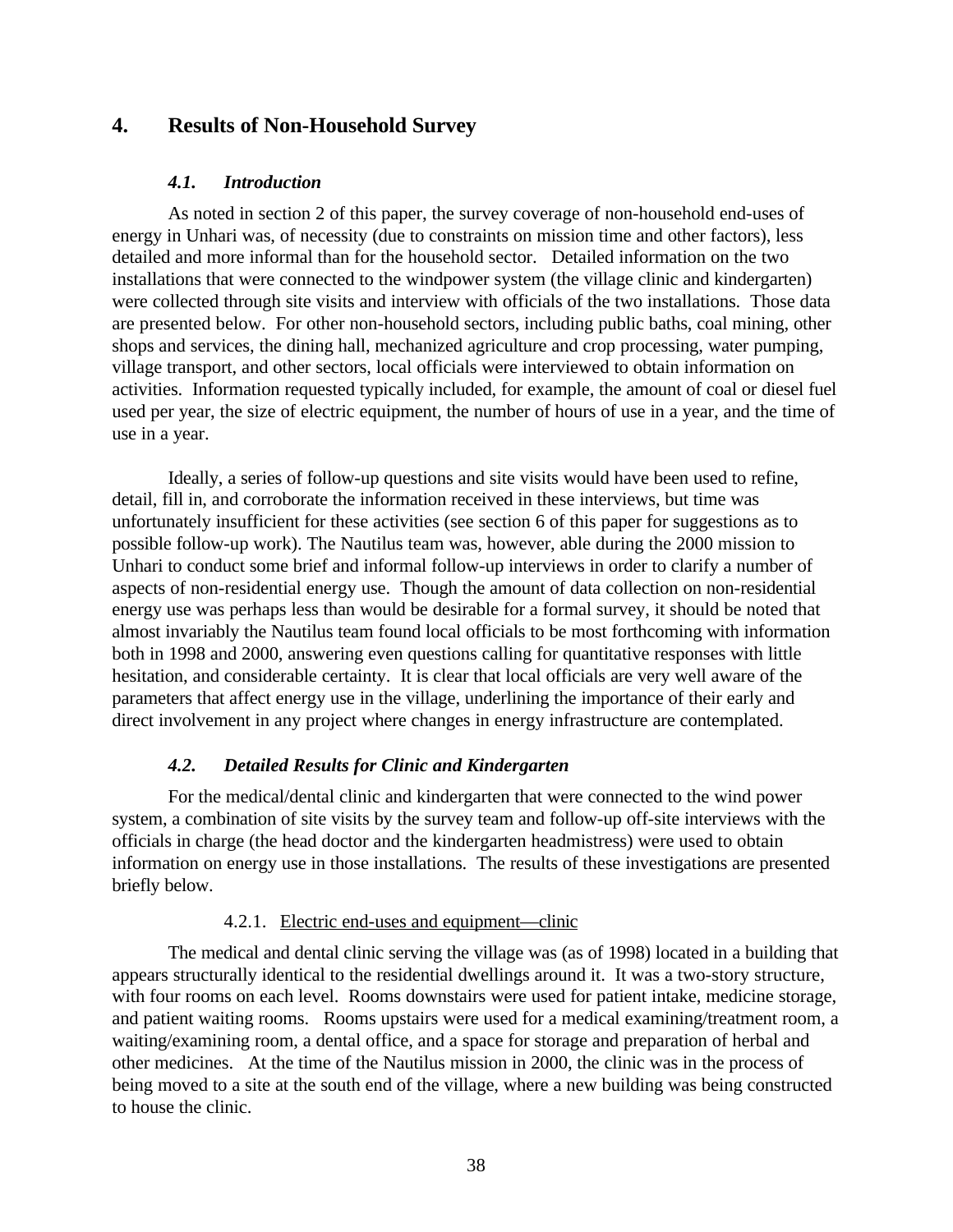# 4. Results of Non-Household Survey

## *4.1. Introduction*

As noted in section 2 of this paper, the survey coverage of non-household end-uses of energy in Unhari was, of necessity (due to constraints on mission time and other factors), less detailed and more informal than for the household sector. Detailed information on the two installations that were connected to the windpower system (the village clinic and kindergarten) were collected through site visits and interview with officials of the two installations. Those data are presented below. For other non-household sectors, including public baths, coal mining, other shops and services, the dining hall, mechanized agriculture and crop processing, water pumping, village transport, and other sectors, local officials were interviewed to obtain information on activities. Information requested typically included, for example, the amount of coal or diesel fuel used per year, the size of electric equipment, the number of hours of use in a year, and the time of use in a year.

Ideally, a series of follow-up questions and site visits would have been used to refine, detail, fill in, and corroborate the information received in these interviews, but time was unfortunately insufficient for these activities (see section 6 of this paper for suggestions as to possible follow-up work). The Nautilus team was, however, able during the 2000 mission to Unhari to conduct some brief and informal follow-up interviews in order to clarify a number of aspects of non-residential energy use. Though the amount of data collection on non-residential energy use was perhaps less than would be desirable for a formal survey, it should be noted that almost invariably the Nautilus team found local officials to be most forthcoming with information both in 1998 and 2000, answering even questions calling for quantitative responses with little hesitation, and considerable certainty. It is clear that local officials are very well aware of the parameters that affect energy use in the village, underlining the importance of their early and direct involvement in any project where changes in energy infrastructure are contemplated.

## *4.2. Detailed Results for Clinic and Kindergarten*

For the medical/dental clinic and kindergarten that were connected to the wind power system, a combination of site visits by the survey team and follow-up off-site interviews with the officials in charge (the head doctor and the kindergarten headmistress) were used to obtain information on energy use in those installations. The results of these investigations are presented briefly below.

### 4.2.1. Electric end-uses and equipment—clinic

The medical and dental clinic serving the village was (as of 1998) located in a building that appears structurally identical to the residential dwellings around it. It was a two-story structure, with four rooms on each level. Rooms downstairs were used for patient intake, medicine storage, and patient waiting rooms. Rooms upstairs were used for a medical examining/treatment room, a waiting/examining room, a dental office, and a space for storage and preparation of herbal and other medicines. At the time of the Nautilus mission in 2000, the clinic was in the process of being moved to a site at the south end of the village, where a new building was being constructed to house the clinic.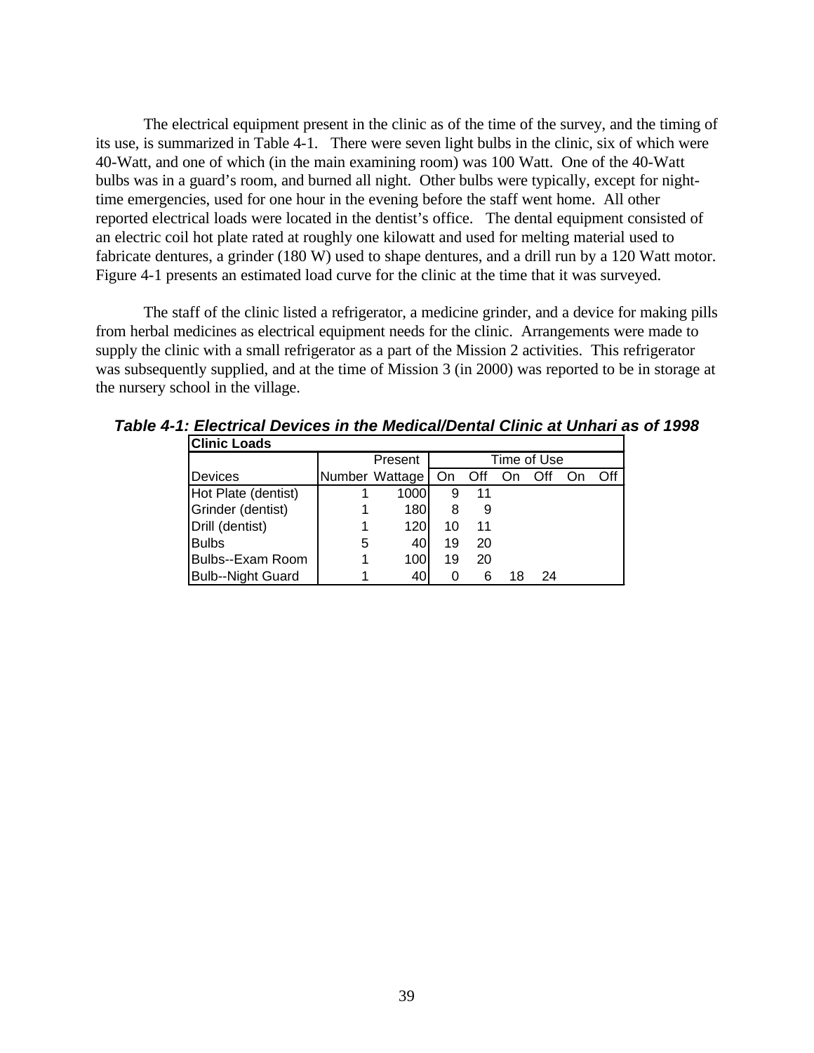The electrical equipment present in the clinic as of the time of the survey, and the timing of its use, is summarized in Table 4-1. There were seven light bulbs in the clinic, six of which were 40-Watt, and one of which (in the main examining room) was 100 Watt. One of the 40-Watt bulbs was in a guard's room, and burned all night. Other bulbs were typically, except for night-time emergencies, used for one hour in the evening before the staff went home. All other reported electrical loads were located in the dentist's office. The dental equipment consisted of an electric coil hot plate rated at roughly one kilowatt and used for melting material used to fabricate dentures, a grinder (180 W) used to shape dentures, and a drill run by a 120 Watt motor. Figure 4-1 presents an estimated load curve for the clinic at the time that it was surveyed.

The staff of the clinic listed a refrigerator, a medicine grinder, and a device for making pills from herbal medicines as electrical equipment needs for the clinic. Arrangements were made to supply the clinic with a small refrigerator as a part of the Mission 2 activities. This refrigerator was subsequently supplied, and at the time of Mission 3 (in 2000) was reported to be in storage at the nursery school in the village.

***Table 4-1: Electrical Devices in the Medical/Dental Clinic at Unhari as of 1998***

| **Clinic Loads** | | | | | | | | |
|---|---|---|---|---|---|---|---|---|
| | | Present | Time of Use | | | | | |
| Devices | Number | Wattage | On | Off | On | Off | On | Off |
| Hot Plate (dentist) | 1 | 1000 | 9 | 11 | | | | |
| Grinder (dentist) | 1 | 180 | 8 | 9 | | | | |
| Drill (dentist) | 1 | 120 | 10 | 11 | | | | |
| Bulbs | 5 | 40 | 19 | 20 | | | | |
| Bulbs--Exam Room | 1 | 100 | 19 | 20 | | | | |
| Bulb--Night Guard | 1 | 40 | 0 | 6 | 18 | 24 | | |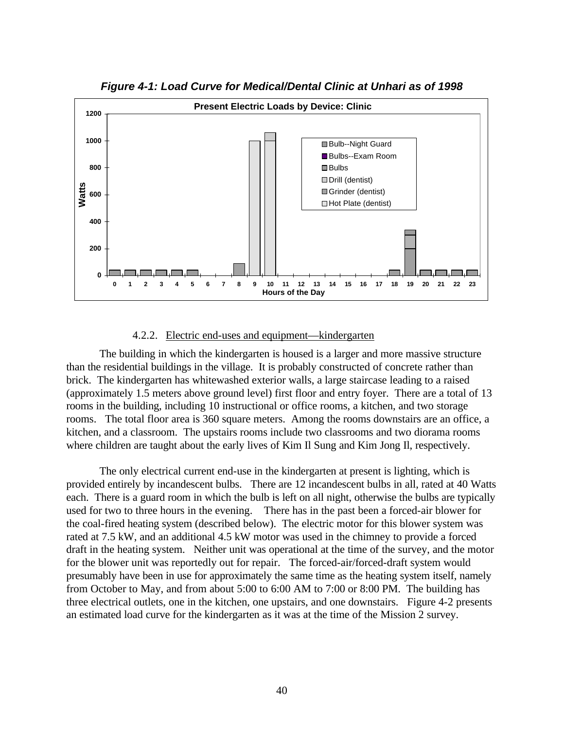***Figure 4-1: Load Curve for Medical/Dental Clinic at Unhari as of 1998***

#### 4.2.2. Electric end-uses and equipment—kindergarten

The building in which the kindergarten is housed is a larger and more massive structure than the residential buildings in the village. It is probably constructed of concrete rather than brick. The kindergarten has whitewashed exterior walls, a large staircase leading to a raised (approximately 1.5 meters above ground level) first floor and entry foyer. There are a total of 13 rooms in the building, including 10 instructional or office rooms, a kitchen, and two storage rooms. The total floor area is 360 square meters. Among the rooms downstairs are an office, a kitchen, and a classroom. The upstairs rooms include two classrooms and two diorama rooms where children are taught about the early lives of Kim Il Sung and Kim Jong Il, respectively.

The only electrical current end-use in the kindergarten at present is lighting, which is provided entirely by incandescent bulbs. There are 12 incandescent bulbs in all, rated at 40 Watts each. There is a guard room in which the bulb is left on all night, otherwise the bulbs are typically used for two to three hours in the evening. There has in the past been a forced-air blower for the coal-fired heating system (described below). The electric motor for this blower system was rated at 7.5 kW, and an additional 4.5 kW motor was used in the chimney to provide a forced draft in the heating system. Neither unit was operational at the time of the survey, and the motor for the blower unit was reportedly out for repair. The forced-air/forced-draft system would presumably have been in use for approximately the same time as the heating system itself, namely from October to May, and from about 5:00 to 6:00 AM to 7:00 or 8:00 PM. The building has three electrical outlets, one in the kitchen, one upstairs, and one downstairs. Figure 4-2 presents an estimated load curve for the kindergarten as it was at the time of the Mission 2 survey.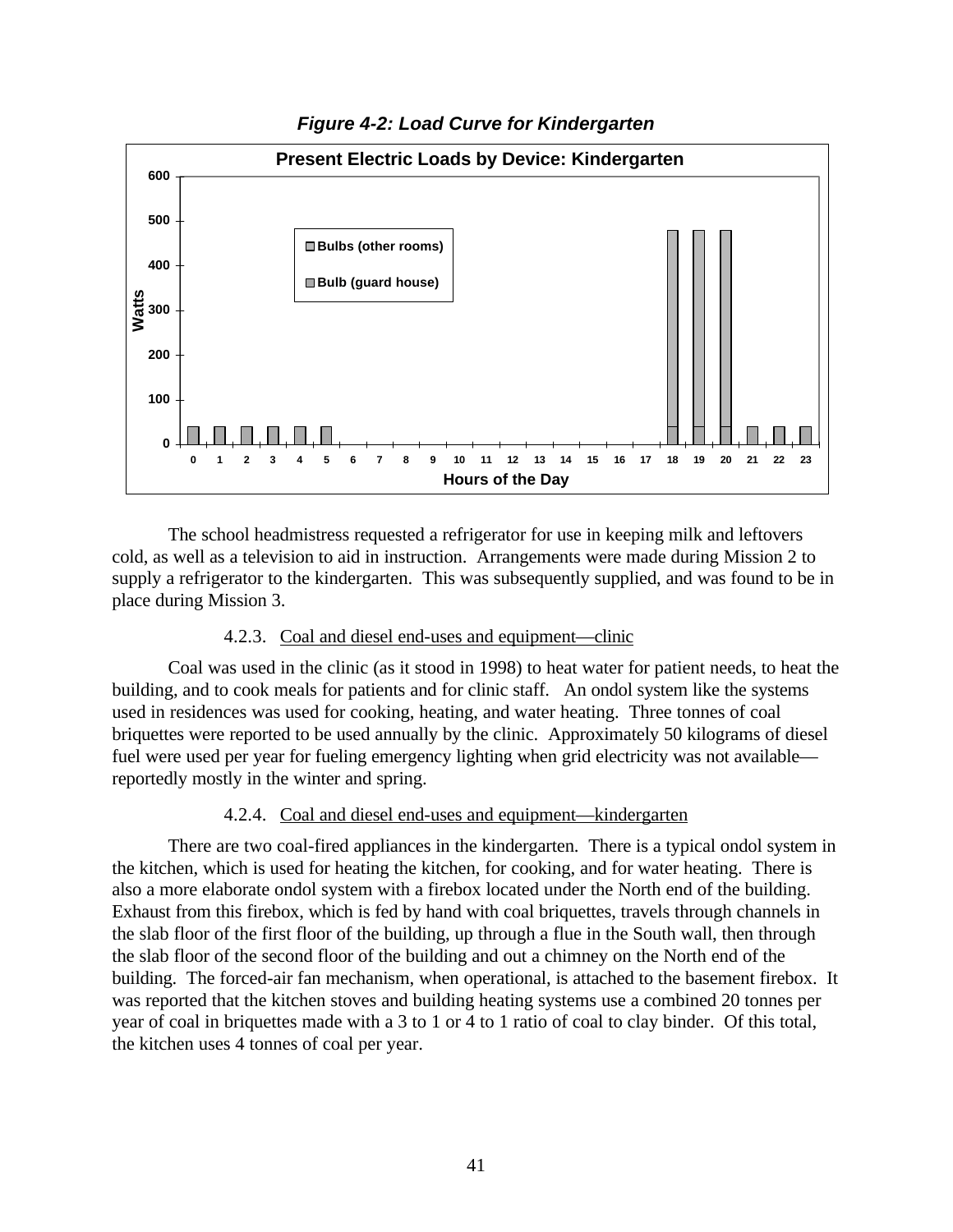*Figure 4-2: Load Curve for Kindergarten*

The school headmistress requested a refrigerator for use in keeping milk and leftovers cold, as well as a television to aid in instruction. Arrangements were made during Mission 2 to supply a refrigerator to the kindergarten. This was subsequently supplied, and was found to be in place during Mission 3.

#### 4.2.3. Coal and diesel end-uses and equipment—clinic

Coal was used in the clinic (as it stood in 1998) to heat water for patient needs, to heat the building, and to cook meals for patients and for clinic staff. An ondol system like the systems used in residences was used for cooking, heating, and water heating. Three tonnes of coal briquettes were reported to be used annually by the clinic. Approximately 50 kilograms of diesel fuel were used per year for fueling emergency lighting when grid electricity was not available—reportedly mostly in the winter and spring.

#### 4.2.4. Coal and diesel end-uses and equipment—kindergarten

There are two coal-fired appliances in the kindergarten. There is a typical ondol system in the kitchen, which is used for heating the kitchen, for cooking, and for water heating. There is also a more elaborate ondol system with a firebox located under the North end of the building. Exhaust from this firebox, which is fed by hand with coal briquettes, travels through channels in the slab floor of the first floor of the building, up through a flue in the South wall, then through the slab floor of the second floor of the building and out a chimney on the North end of the building. The forced-air fan mechanism, when operational, is attached to the basement firebox. It was reported that the kitchen stoves and building heating systems use a combined 20 tonnes per year of coal in briquettes made with a 3 to 1 or 4 to 1 ratio of coal to clay binder. Of this total, the kitchen uses 4 tonnes of coal per year.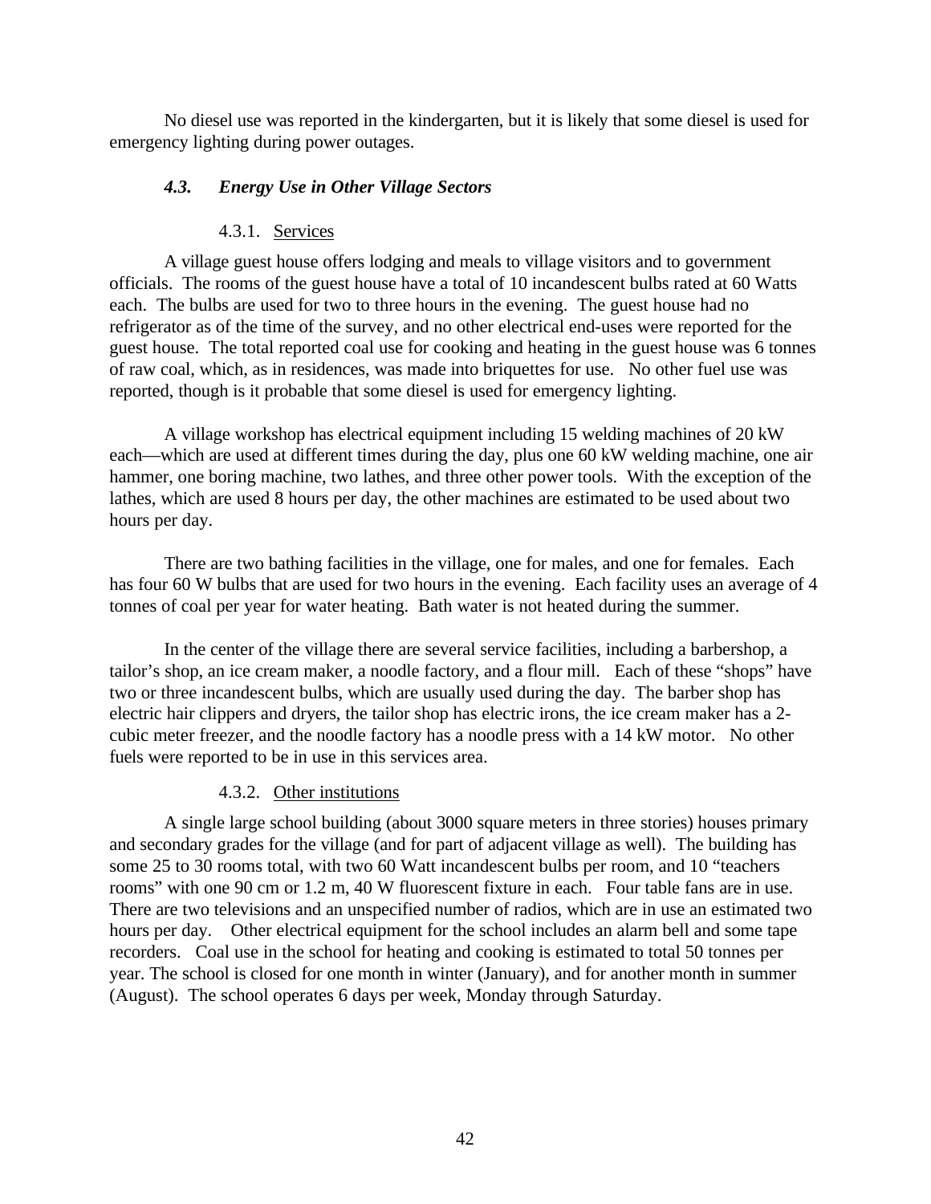No diesel use was reported in the kindergarten, but it is likely that some diesel is used for emergency lighting during power outages.

### *4.3. Energy Use in Other Village Sectors*

#### 4.3.1. Services

A village guest house offers lodging and meals to village visitors and to government officials. The rooms of the guest house have a total of 10 incandescent bulbs rated at 60 Watts each. The bulbs are used for two to three hours in the evening. The guest house had no refrigerator as of the time of the survey, and no other electrical end-uses were reported for the guest house. The total reported coal use for cooking and heating in the guest house was 6 tonnes of raw coal, which, as in residences, was made into briquettes for use. No other fuel use was reported, though is it probable that some diesel is used for emergency lighting.

A village workshop has electrical equipment including 15 welding machines of 20 kW each—which are used at different times during the day, plus one 60 kW welding machine, one air hammer, one boring machine, two lathes, and three other power tools. With the exception of the lathes, which are used 8 hours per day, the other machines are estimated to be used about two hours per day.

There are two bathing facilities in the village, one for males, and one for females. Each has four 60 W bulbs that are used for two hours in the evening. Each facility uses an average of 4 tonnes of coal per year for water heating. Bath water is not heated during the summer.

In the center of the village there are several service facilities, including a barbershop, a tailor's shop, an ice cream maker, a noodle factory, and a flour mill. Each of these "shops" have two or three incandescent bulbs, which are usually used during the day. The barber shop has electric hair clippers and dryers, the tailor shop has electric irons, the ice cream maker has a 2-cubic meter freezer, and the noodle factory has a noodle press with a 14 kW motor. No other fuels were reported to be in use in this services area.

#### 4.3.2. Other institutions

A single large school building (about 3000 square meters in three stories) houses primary and secondary grades for the village (and for part of adjacent village as well). The building has some 25 to 30 rooms total, with two 60 Watt incandescent bulbs per room, and 10 "teachers rooms" with one 90 cm or 1.2 m, 40 W fluorescent fixture in each. Four table fans are in use. There are two televisions and an unspecified number of radios, which are in use an estimated two hours per day. Other electrical equipment for the school includes an alarm bell and some tape recorders. Coal use in the school for heating and cooking is estimated to total 50 tonnes per year. The school is closed for one month in winter (January), and for another month in summer (August). The school operates 6 days per week, Monday through Saturday.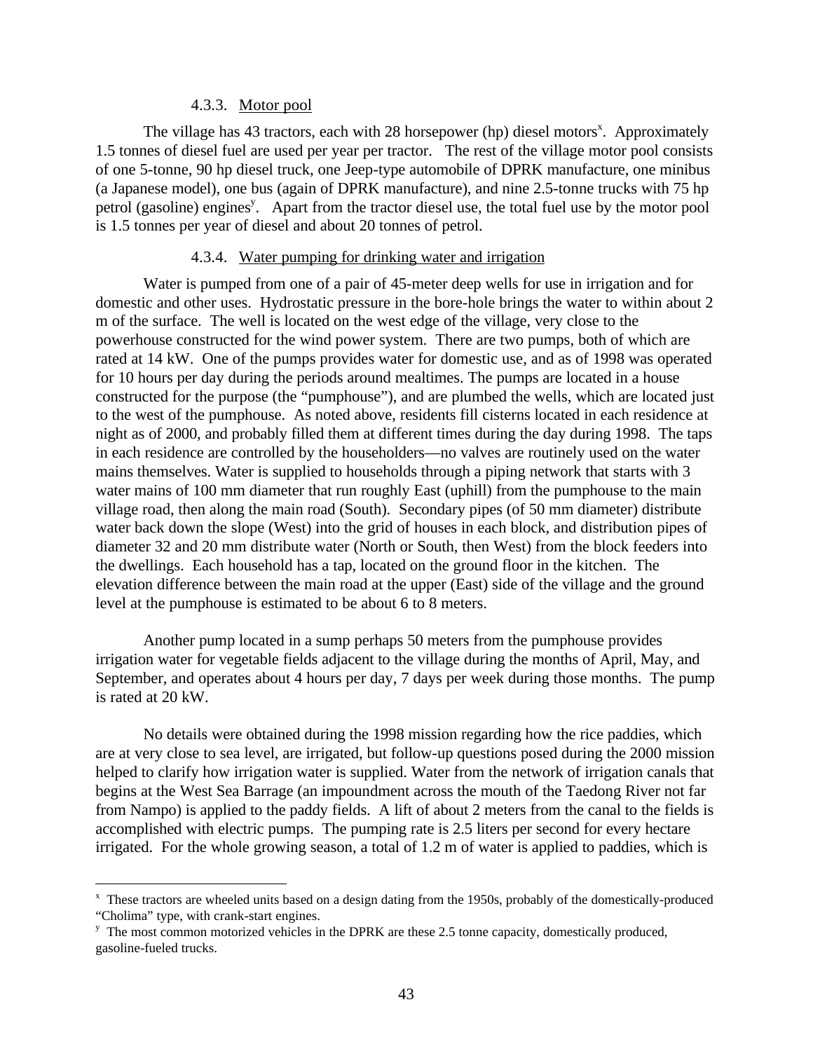#### 4.3.3. Motor pool

The village has 43 tractors, each with 28 horsepower (hp) diesel motors[x]. Approximately 1.5 tonnes of diesel fuel are used per year per tractor. The rest of the village motor pool consists of one 5-tonne, 90 hp diesel truck, one Jeep-type automobile of DPRK manufacture, one minibus (a Japanese model), one bus (again of DPRK manufacture), and nine 2.5-tonne trucks with 75 hp petrol (gasoline) engines[y]. Apart from the tractor diesel use, the total fuel use by the motor pool is 1.5 tonnes per year of diesel and about 20 tonnes of petrol.

#### 4.3.4. Water pumping for drinking water and irrigation

Water is pumped from one of a pair of 45-meter deep wells for use in irrigation and for domestic and other uses. Hydrostatic pressure in the bore-hole brings the water to within about 2 m of the surface. The well is located on the west edge of the village, very close to the powerhouse constructed for the wind power system. There are two pumps, both of which are rated at 14 kW. One of the pumps provides water for domestic use, and as of 1998 was operated for 10 hours per day during the periods around mealtimes. The pumps are located in a house constructed for the purpose (the "pumphouse"), and are plumbed the wells, which are located just to the west of the pumphouse. As noted above, residents fill cisterns located in each residence at night as of 2000, and probably filled them at different times during the day during 1998. The taps in each residence are controlled by the householders—no valves are routinely used on the water mains themselves. Water is supplied to households through a piping network that starts with 3 water mains of 100 mm diameter that run roughly East (uphill) from the pumphouse to the main village road, then along the main road (South). Secondary pipes (of 50 mm diameter) distribute water back down the slope (West) into the grid of houses in each block, and distribution pipes of diameter 32 and 20 mm distribute water (North or South, then West) from the block feeders into the dwellings. Each household has a tap, located on the ground floor in the kitchen. The elevation difference between the main road at the upper (East) side of the village and the ground level at the pumphouse is estimated to be about 6 to 8 meters.

Another pump located in a sump perhaps 50 meters from the pumphouse provides irrigation water for vegetable fields adjacent to the village during the months of April, May, and September, and operates about 4 hours per day, 7 days per week during those months. The pump is rated at 20 kW.

No details were obtained during the 1998 mission regarding how the rice paddies, which are at very close to sea level, are irrigated, but follow-up questions posed during the 2000 mission helped to clarify how irrigation water is supplied. Water from the network of irrigation canals that begins at the West Sea Barrage (an impoundment across the mouth of the Taedong River not far from Nampo) is applied to the paddy fields. A lift of about 2 meters from the canal to the fields is accomplished with electric pumps. The pumping rate is 2.5 liters per second for every hectare irrigated. For the whole growing season, a total of 1.2 m of water is applied to paddies, which is

---

[x] These tractors are wheeled units based on a design dating from the 1950s, probably of the domestically-produced "Cholima" type, with crank-start engines.

[y] The most common motorized vehicles in the DPRK are these 2.5 tonne capacity, domestically produced, gasoline-fueled trucks.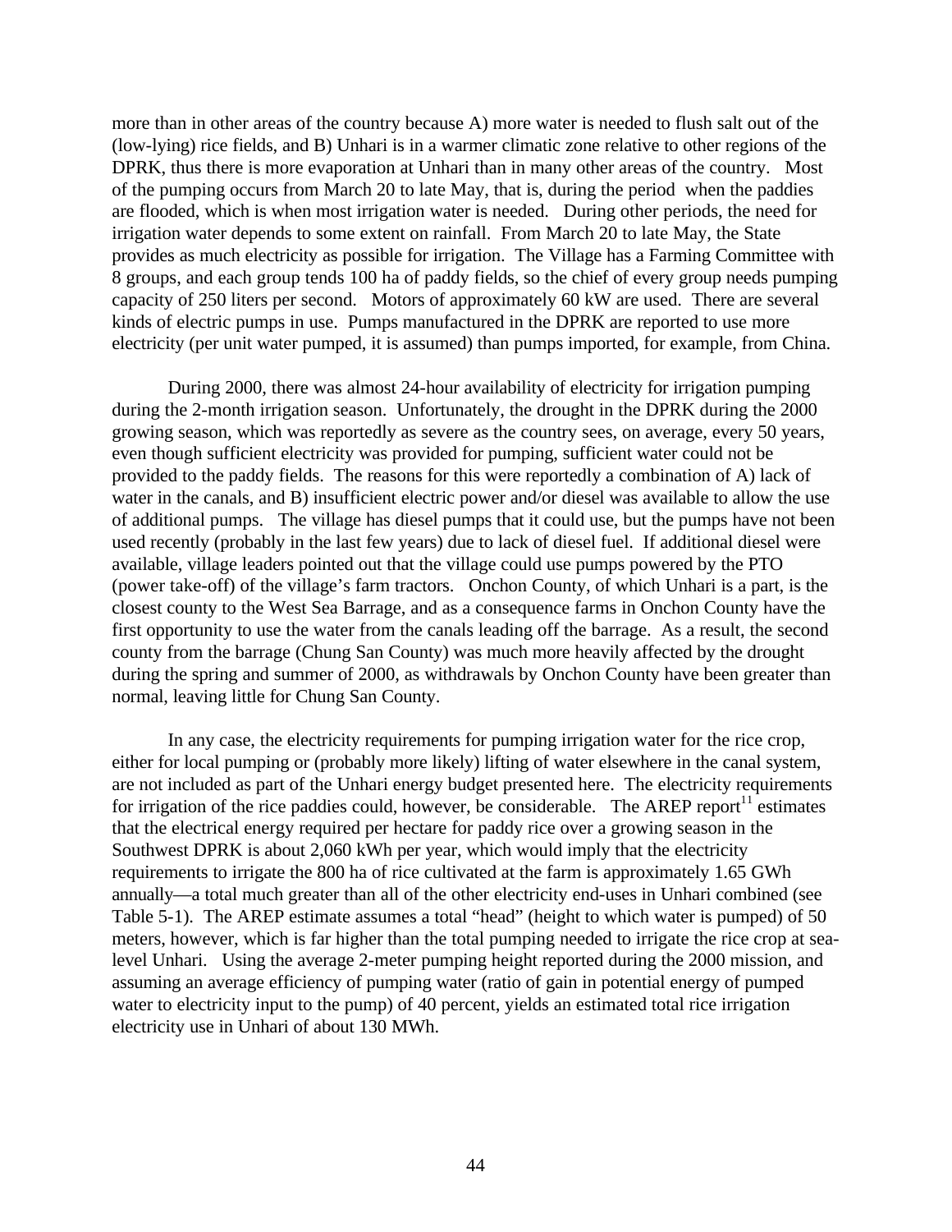more than in other areas of the country because A) more water is needed to flush salt out of the (low-lying) rice fields, and B) Unhari is in a warmer climatic zone relative to other regions of the DPRK, thus there is more evaporation at Unhari than in many other areas of the country. Most of the pumping occurs from March 20 to late May, that is, during the period when the paddies are flooded, which is when most irrigation water is needed. During other periods, the need for irrigation water depends to some extent on rainfall. From March 20 to late May, the State provides as much electricity as possible for irrigation. The Village has a Farming Committee with 8 groups, and each group tends 100 ha of paddy fields, so the chief of every group needs pumping capacity of 250 liters per second. Motors of approximately 60 kW are used. There are several kinds of electric pumps in use. Pumps manufactured in the DPRK are reported to use more electricity (per unit water pumped, it is assumed) than pumps imported, for example, from China.

During 2000, there was almost 24-hour availability of electricity for irrigation pumping during the 2-month irrigation season. Unfortunately, the drought in the DPRK during the 2000 growing season, which was reportedly as severe as the country sees, on average, every 50 years, even though sufficient electricity was provided for pumping, sufficient water could not be provided to the paddy fields. The reasons for this were reportedly a combination of A) lack of water in the canals, and B) insufficient electric power and/or diesel was available to allow the use of additional pumps. The village has diesel pumps that it could use, but the pumps have not been used recently (probably in the last few years) due to lack of diesel fuel. If additional diesel were available, village leaders pointed out that the village could use pumps powered by the PTO (power take-off) of the village's farm tractors. Onchon County, of which Unhari is a part, is the closest county to the West Sea Barrage, and as a consequence farms in Onchon County have the first opportunity to use the water from the canals leading off the barrage. As a result, the second county from the barrage (Chung San County) was much more heavily affected by the drought during the spring and summer of 2000, as withdrawals by Onchon County have been greater than normal, leaving little for Chung San County.

In any case, the electricity requirements for pumping irrigation water for the rice crop, either for local pumping or (probably more likely) lifting of water elsewhere in the canal system, are not included as part of the Unhari energy budget presented here. The electricity requirements for irrigation of the rice paddies could, however, be considerable. The AREP report[11] estimates that the electrical energy required per hectare for paddy rice over a growing season in the Southwest DPRK is about 2,060 kWh per year, which would imply that the electricity requirements to irrigate the 800 ha of rice cultivated at the farm is approximately 1.65 GWh annually—a total much greater than all of the other electricity end-uses in Unhari combined (see Table 5-1). The AREP estimate assumes a total "head" (height to which water is pumped) of 50 meters, however, which is far higher than the total pumping needed to irrigate the rice crop at sea-level Unhari. Using the average 2-meter pumping height reported during the 2000 mission, and assuming an average efficiency of pumping water (ratio of gain in potential energy of pumped water to electricity input to the pump) of 40 percent, yields an estimated total rice irrigation electricity use in Unhari of about 130 MWh.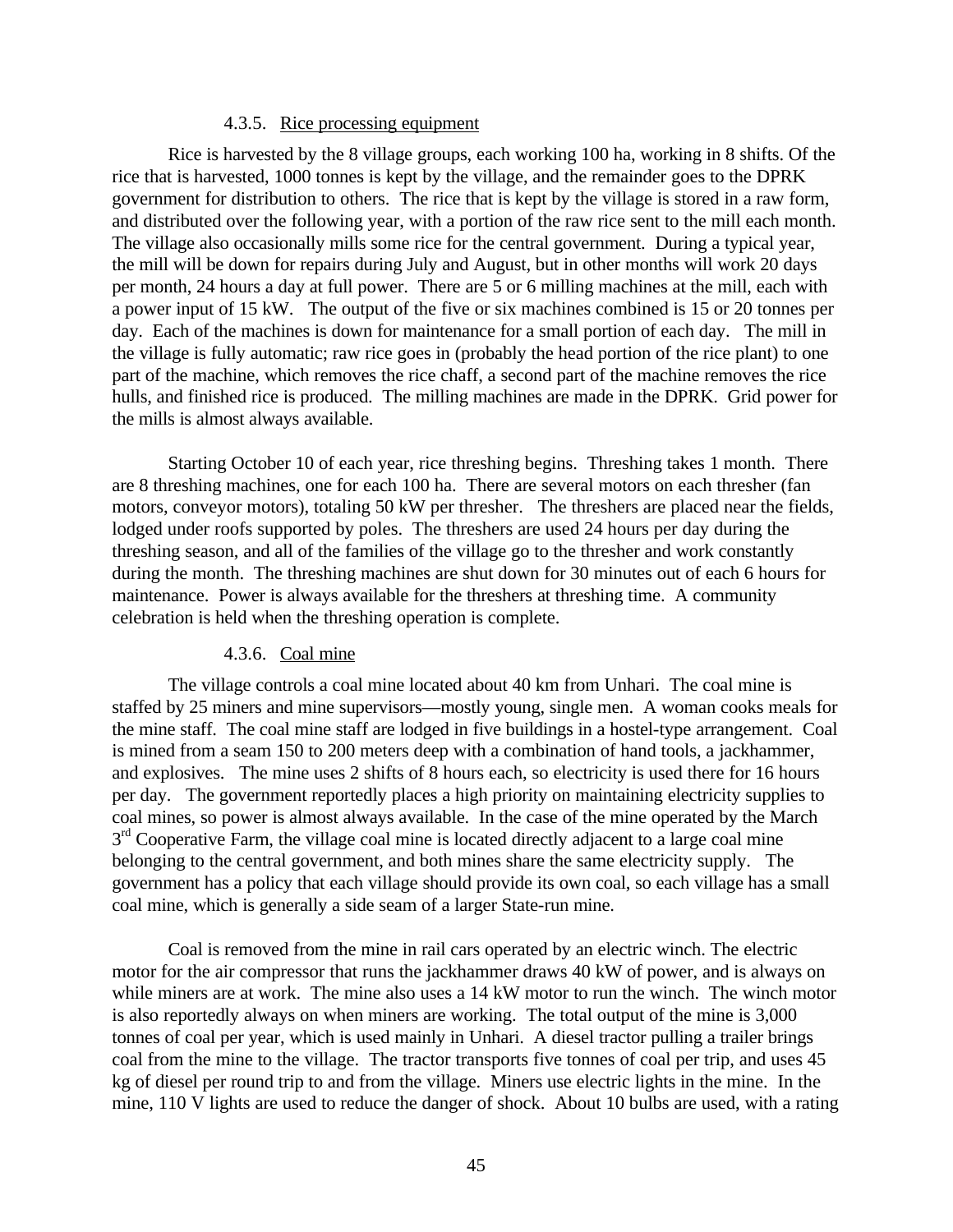#### 4.3.5. Rice processing equipment

Rice is harvested by the 8 village groups, each working 100 ha, working in 8 shifts. Of the rice that is harvested, 1000 tonnes is kept by the village, and the remainder goes to the DPRK government for distribution to others. The rice that is kept by the village is stored in a raw form, and distributed over the following year, with a portion of the raw rice sent to the mill each month. The village also occasionally mills some rice for the central government. During a typical year, the mill will be down for repairs during July and August, but in other months will work 20 days per month, 24 hours a day at full power. There are 5 or 6 milling machines at the mill, each with a power input of 15 kW. The output of the five or six machines combined is 15 or 20 tonnes per day. Each of the machines is down for maintenance for a small portion of each day. The mill in the village is fully automatic; raw rice goes in (probably the head portion of the rice plant) to one part of the machine, which removes the rice chaff, a second part of the machine removes the rice hulls, and finished rice is produced. The milling machines are made in the DPRK. Grid power for the mills is almost always available.

Starting October 10 of each year, rice threshing begins. Threshing takes 1 month. There are 8 threshing machines, one for each 100 ha. There are several motors on each thresher (fan motors, conveyor motors), totaling 50 kW per thresher. The threshers are placed near the fields, lodged under roofs supported by poles. The threshers are used 24 hours per day during the threshing season, and all of the families of the village go to the thresher and work constantly during the month. The threshing machines are shut down for 30 minutes out of each 6 hours for maintenance. Power is always available for the threshers at threshing time. A community celebration is held when the threshing operation is complete.

#### 4.3.6. Coal mine

The village controls a coal mine located about 40 km from Unhari. The coal mine is staffed by 25 miners and mine supervisors—mostly young, single men. A woman cooks meals for the mine staff. The coal mine staff are lodged in five buildings in a hostel-type arrangement. Coal is mined from a seam 150 to 200 meters deep with a combination of hand tools, a jackhammer, and explosives. The mine uses 2 shifts of 8 hours each, so electricity is used there for 16 hours per day. The government reportedly places a high priority on maintaining electricity supplies to coal mines, so power is almost always available. In the case of the mine operated by the March 3rd Cooperative Farm, the village coal mine is located directly adjacent to a large coal mine belonging to the central government, and both mines share the same electricity supply. The government has a policy that each village should provide its own coal, so each village has a small coal mine, which is generally a side seam of a larger State-run mine.

Coal is removed from the mine in rail cars operated by an electric winch. The electric motor for the air compressor that runs the jackhammer draws 40 kW of power, and is always on while miners are at work. The mine also uses a 14 kW motor to run the winch. The winch motor is also reportedly always on when miners are working. The total output of the mine is 3,000 tonnes of coal per year, which is used mainly in Unhari. A diesel tractor pulling a trailer brings coal from the mine to the village. The tractor transports five tonnes of coal per trip, and uses 45 kg of diesel per round trip to and from the village. Miners use electric lights in the mine. In the mine, 110 V lights are used to reduce the danger of shock. About 10 bulbs are used, with a rating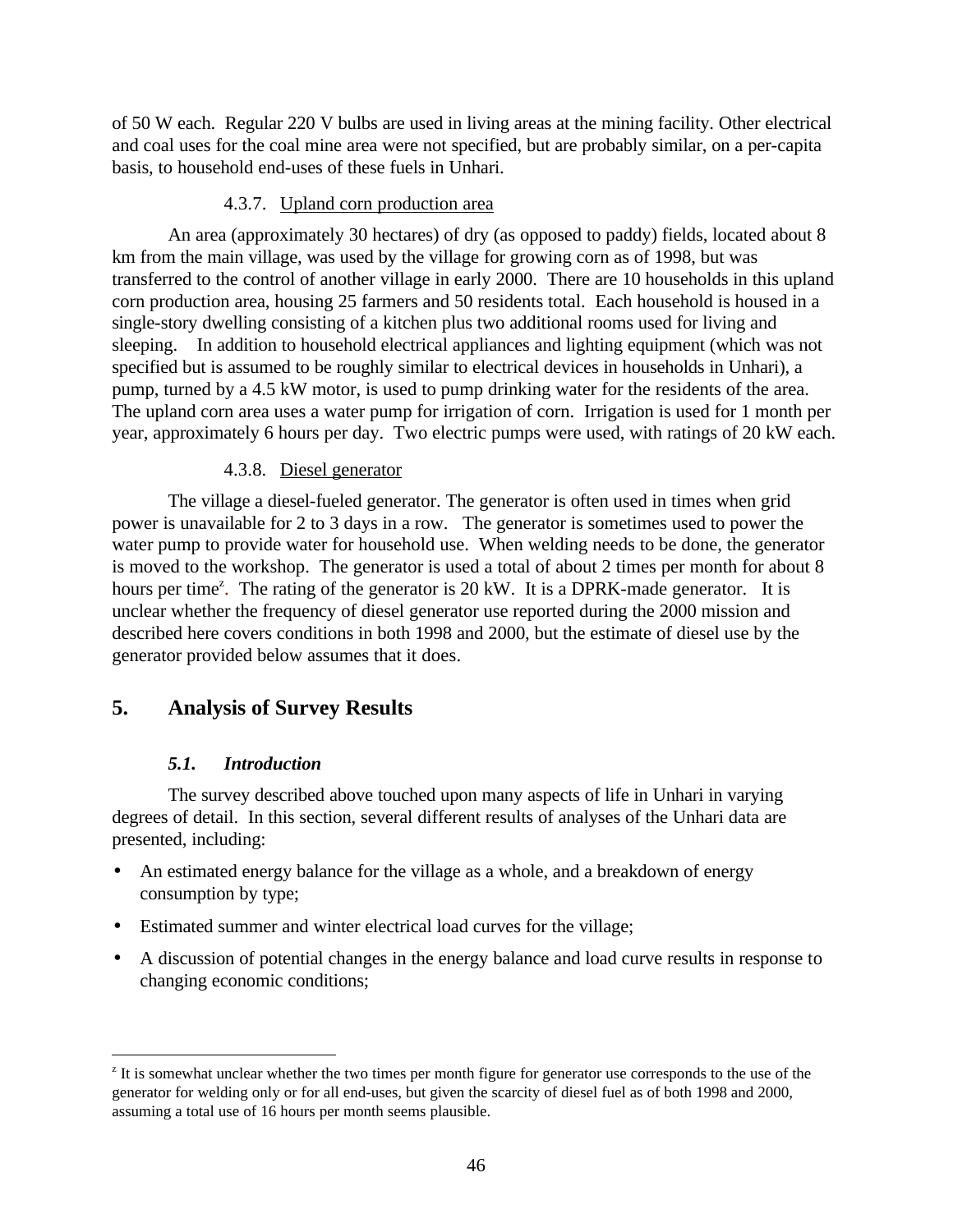of 50 W each. Regular 220 V bulbs are used in living areas at the mining facility. Other electrical and coal uses for the coal mine area were not specified, but are probably similar, on a per-capita basis, to household end-uses of these fuels in Unhari.

#### 4.3.7. Upland corn production area

An area (approximately 30 hectares) of dry (as opposed to paddy) fields, located about 8 km from the main village, was used by the village for growing corn as of 1998, but was transferred to the control of another village in early 2000. There are 10 households in this upland corn production area, housing 25 farmers and 50 residents total. Each household is housed in a single-story dwelling consisting of a kitchen plus two additional rooms used for living and sleeping. In addition to household electrical appliances and lighting equipment (which was not specified but is assumed to be roughly similar to electrical devices in households in Unhari), a pump, turned by a 4.5 kW motor, is used to pump drinking water for the residents of the area. The upland corn area uses a water pump for irrigation of corn. Irrigation is used for 1 month per year, approximately 6 hours per day. Two electric pumps were used, with ratings of 20 kW each.

#### 4.3.8. Diesel generator

The village a diesel-fueled generator. The generator is often used in times when grid power is unavailable for 2 to 3 days in a row. The generator is sometimes used to power the water pump to provide water for household use. When welding needs to be done, the generator is moved to the workshop. The generator is used a total of about 2 times per month for about 8 hours per time[z]. The rating of the generator is 20 kW. It is a DPRK-made generator. It is unclear whether the frequency of diesel generator use reported during the 2000 mission and described here covers conditions in both 1998 and 2000, but the estimate of diesel use by the generator provided below assumes that it does.

## 5. Analysis of Survey Results

### *5.1. Introduction*

The survey described above touched upon many aspects of life in Unhari in varying degrees of detail. In this section, several different results of analyses of the Unhari data are presented, including:

- An estimated energy balance for the village as a whole, and a breakdown of energy consumption by type;
- Estimated summer and winter electrical load curves for the village;
- A discussion of potential changes in the energy balance and load curve results in response to changing economic conditions;

---

[z] It is somewhat unclear whether the two times per month figure for generator use corresponds to the use of the generator for welding only or for all end-uses, but given the scarcity of diesel fuel as of both 1998 and 2000, assuming a total use of 16 hours per month seems plausible.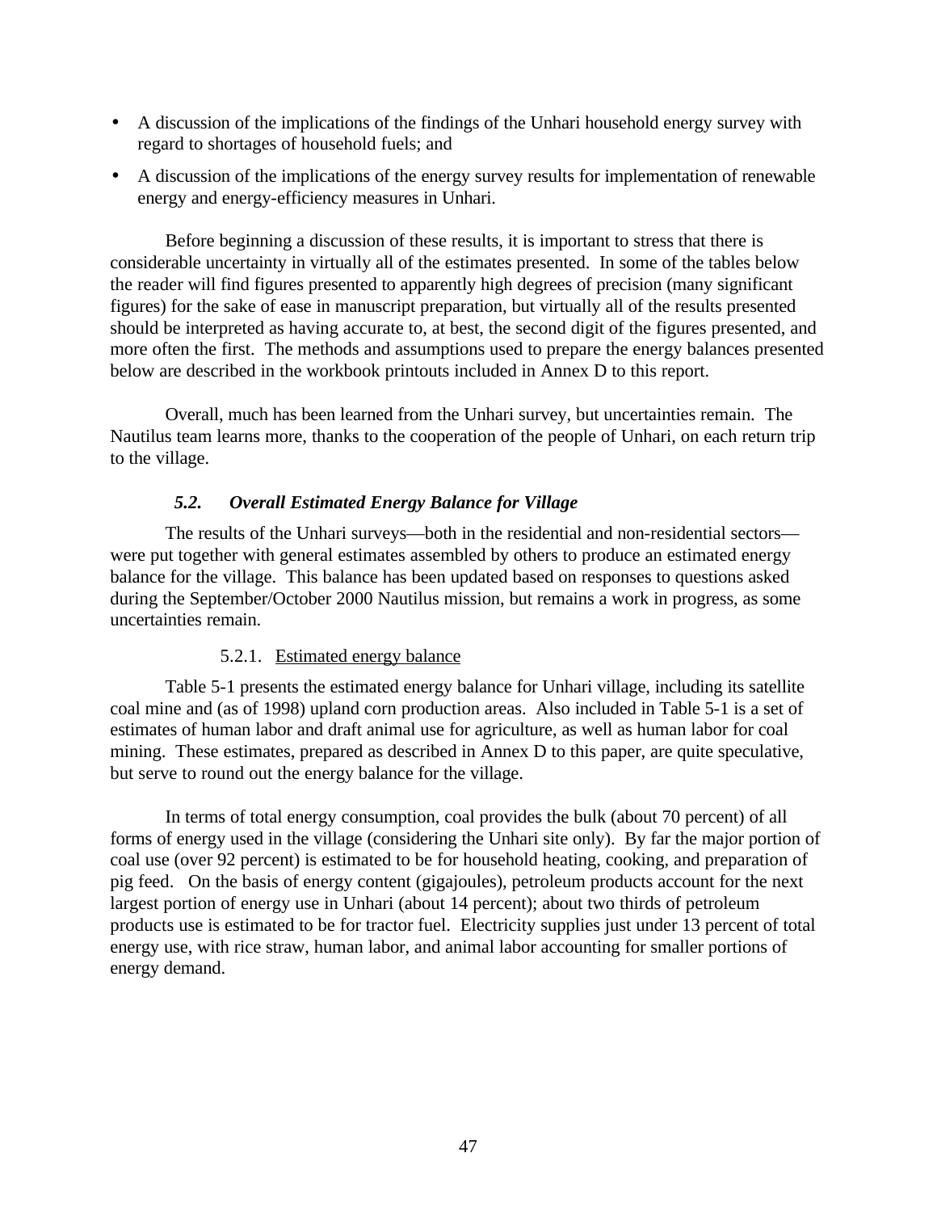- A discussion of the implications of the findings of the Unhari household energy survey with regard to shortages of household fuels; and
- A discussion of the implications of the energy survey results for implementation of renewable energy and energy-efficiency measures in Unhari.

Before beginning a discussion of these results, it is important to stress that there is considerable uncertainty in virtually all of the estimates presented. In some of the tables below the reader will find figures presented to apparently high degrees of precision (many significant figures) for the sake of ease in manuscript preparation, but virtually all of the results presented should be interpreted as having accurate to, at best, the second digit of the figures presented, and more often the first. The methods and assumptions used to prepare the energy balances presented below are described in the workbook printouts included in Annex D to this report.

Overall, much has been learned from the Unhari survey, but uncertainties remain. The Nautilus team learns more, thanks to the cooperation of the people of Unhari, on each return trip to the village.

### *5.2. Overall Estimated Energy Balance for Village*

The results of the Unhari surveys—both in the residential and non-residential sectors—were put together with general estimates assembled by others to produce an estimated energy balance for the village. This balance has been updated based on responses to questions asked during the September/October 2000 Nautilus mission, but remains a work in progress, as some uncertainties remain.

#### 5.2.1. Estimated energy balance

Table 5-1 presents the estimated energy balance for Unhari village, including its satellite coal mine and (as of 1998) upland corn production areas. Also included in Table 5-1 is a set of estimates of human labor and draft animal use for agriculture, as well as human labor for coal mining. These estimates, prepared as described in Annex D to this paper, are quite speculative, but serve to round out the energy balance for the village.

In terms of total energy consumption, coal provides the bulk (about 70 percent) of all forms of energy used in the village (considering the Unhari site only). By far the major portion of coal use (over 92 percent) is estimated to be for household heating, cooking, and preparation of pig feed. On the basis of energy content (gigajoules), petroleum products account for the next largest portion of energy use in Unhari (about 14 percent); about two thirds of petroleum products use is estimated to be for tractor fuel. Electricity supplies just under 13 percent of total energy use, with rice straw, human labor, and animal labor accounting for smaller portions of energy demand.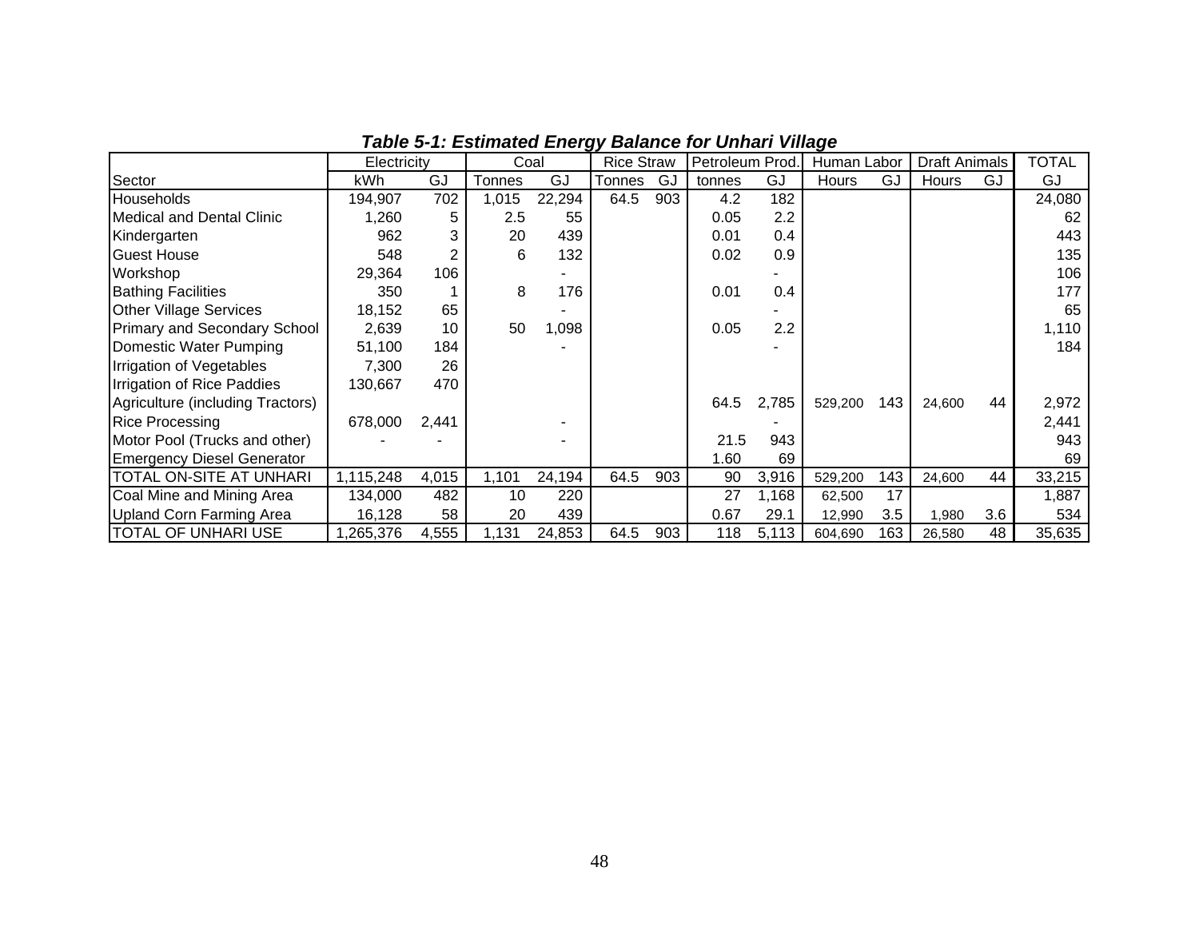***Table 5-1: Estimated Energy Balance for Unhari Village***

| | Electricity | | Coal | | Rice Straw | | Petroleum Prod. | | Human Labor | | Draft Animals | | TOTAL |
|---|---|---|---|---|---|---|---|---|---|---|---|---|---|
| Sector | kWh | GJ | Tonnes | GJ | Tonnes | GJ | tonnes | GJ | Hours | GJ | Hours | GJ | GJ |
| Households | 194,907 | 702 | 1,015 | 22,294 | 64.5 | 903 | 4.2 | 182 | | | | | 24,080 |
| Medical and Dental Clinic | 1,260 | 5 | 2.5 | 55 | | | 0.05 | 2.2 | | | | | 62 |
| Kindergarten | 962 | 3 | 20 | 439 | | | 0.01 | 0.4 | | | | | 443 |
| Guest House | 548 | 2 | 6 | 132 | | | 0.02 | 0.9 | | | | | 135 |
| Workshop | 29,364 | 106 | | - | | | | - | | | | | 106 |
| Bathing Facilities | 350 | 1 | 8 | 176 | | | 0.01 | 0.4 | | | | | 177 |
| Other Village Services | 18,152 | 65 | | - | | | | - | | | | | 65 |
| Primary and Secondary School | 2,639 | 10 | 50 | 1,098 | | | 0.05 | 2.2 | | | | | 1,110 |
| Domestic Water Pumping | 51,100 | 184 | | - | | | | - | | | | | 184 |
| Irrigation of Vegetables | 7,300 | 26 | | | | | | | | | | | |
| Irrigation of Rice Paddies | 130,667 | 470 | | | | | | | | | | | |
| Agriculture (including Tractors) | | | | | | | 64.5 | 2,785 | 529,200 | 143 | 24,600 | 44 | 2,972 |
| Rice Processing | 678,000 | 2,441 | | - | | | | - | | | | | 2,441 |
| Motor Pool (Trucks and other) | - | - | | - | | | 21.5 | 943 | | | | | 943 |
| Emergency Diesel Generator | | | | | | | 1.60 | 69 | | | | | 69 |
| TOTAL ON-SITE AT UNHARI | 1,115,248 | 4,015 | 1,101 | 24,194 | 64.5 | 903 | 90 | 3,916 | 529,200 | 143 | 24,600 | 44 | 33,215 |
| Coal Mine and Mining Area | 134,000 | 482 | 10 | 220 | | | 27 | 1,168 | 62,500 | 17 | | | 1,887 |
| Upland Corn Farming Area | 16,128 | 58 | 20 | 439 | | | 0.67 | 29.1 | 12,990 | 3.5 | 1,980 | 3.6 | 534 |
| TOTAL OF UNHARI USE | 1,265,376 | 4,555 | 1,131 | 24,853 | 64.5 | 903 | 118 | 5,113 | 604,690 | 163 | 26,580 | 48 | 35,635 |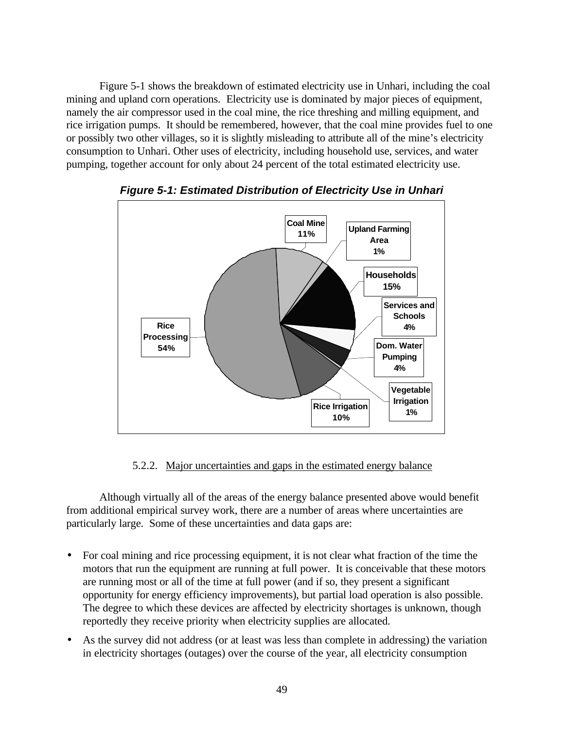Figure 5-1 shows the breakdown of estimated electricity use in Unhari, including the coal mining and upland corn operations. Electricity use is dominated by major pieces of equipment, namely the air compressor used in the coal mine, the rice threshing and milling equipment, and rice irrigation pumps. It should be remembered, however, that the coal mine provides fuel to one or possibly two other villages, so it is slightly misleading to attribute all of the mine's electricity consumption to Unhari. Other uses of electricity, including household use, services, and water pumping, together account for only about 24 percent of the total estimated electricity use.

***Figure 5-1: Estimated Distribution of Electricity Use in Unhari***

| Category | Share |
|---|---|
| Coal Mine | 11% |
| Upland Farming Area | 1% |
| Households | 15% |
| Services and Schools | 4% |
| Dom. Water Pumping | 4% |
| Vegetable Irrigation | 1% |
| Rice Irrigation | 10% |
| Rice Processing | 54% |

### 5.2.2. Major uncertainties and gaps in the estimated energy balance

Although virtually all of the areas of the energy balance presented above would benefit from additional empirical survey work, there are a number of areas where uncertainties are particularly large. Some of these uncertainties and data gaps are:

- For coal mining and rice processing equipment, it is not clear what fraction of the time the motors that run the equipment are running at full power. It is conceivable that these motors are running most or all of the time at full power (and if so, they present a significant opportunity for energy efficiency improvements), but partial load operation is also possible. The degree to which these devices are affected by electricity shortages is unknown, though reportedly they receive priority when electricity supplies are allocated.
- As the survey did not address (or at least was less than complete in addressing) the variation in electricity shortages (outages) over the course of the year, all electricity consumption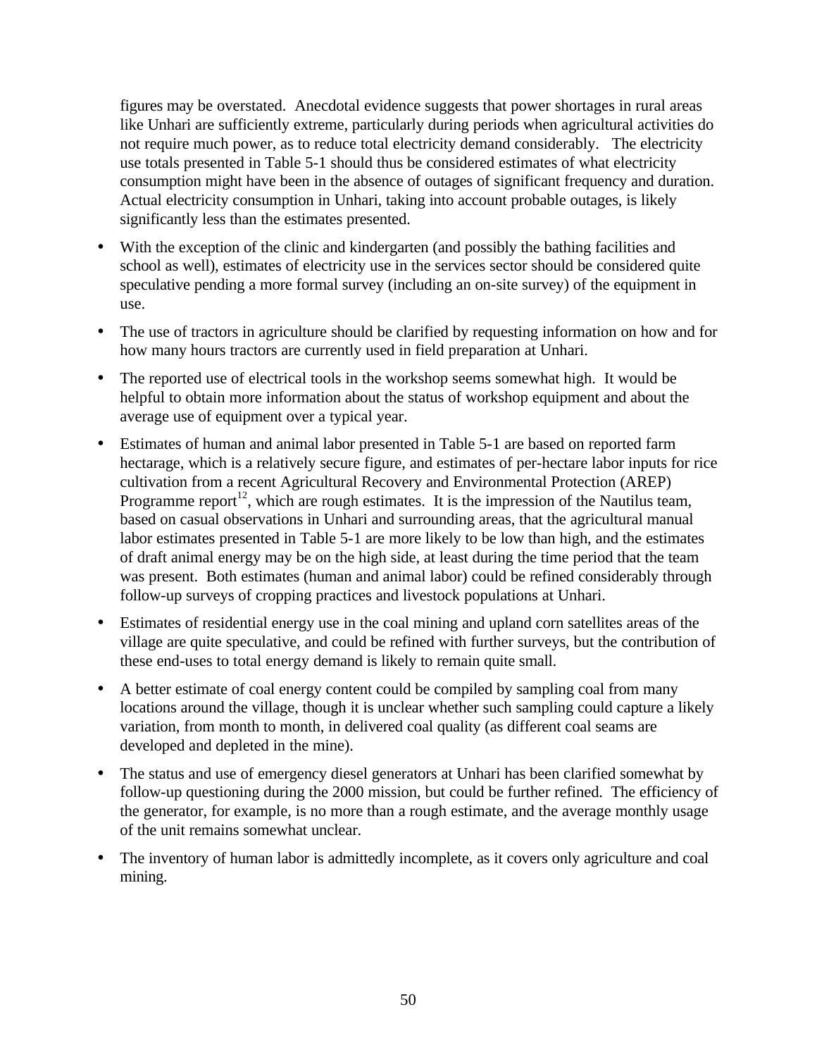figures may be overstated. Anecdotal evidence suggests that power shortages in rural areas like Unhari are sufficiently extreme, particularly during periods when agricultural activities do not require much power, as to reduce total electricity demand considerably. The electricity use totals presented in Table 5-1 should thus be considered estimates of what electricity consumption might have been in the absence of outages of significant frequency and duration. Actual electricity consumption in Unhari, taking into account probable outages, is likely significantly less than the estimates presented.

- With the exception of the clinic and kindergarten (and possibly the bathing facilities and school as well), estimates of electricity use in the services sector should be considered quite speculative pending a more formal survey (including an on-site survey) of the equipment in use.

- The use of tractors in agriculture should be clarified by requesting information on how and for how many hours tractors are currently used in field preparation at Unhari.

- The reported use of electrical tools in the workshop seems somewhat high. It would be helpful to obtain more information about the status of workshop equipment and about the average use of equipment over a typical year.

- Estimates of human and animal labor presented in Table 5-1 are based on reported farm hectarage, which is a relatively secure figure, and estimates of per-hectare labor inputs for rice cultivation from a recent Agricultural Recovery and Environmental Protection (AREP) Programme report[12], which are rough estimates. It is the impression of the Nautilus team, based on casual observations in Unhari and surrounding areas, that the agricultural manual labor estimates presented in Table 5-1 are more likely to be low than high, and the estimates of draft animal energy may be on the high side, at least during the time period that the team was present. Both estimates (human and animal labor) could be refined considerably through follow-up surveys of cropping practices and livestock populations at Unhari.

- Estimates of residential energy use in the coal mining and upland corn satellites areas of the village are quite speculative, and could be refined with further surveys, but the contribution of these end-uses to total energy demand is likely to remain quite small.

- A better estimate of coal energy content could be compiled by sampling coal from many locations around the village, though it is unclear whether such sampling could capture a likely variation, from month to month, in delivered coal quality (as different coal seams are developed and depleted in the mine).

- The status and use of emergency diesel generators at Unhari has been clarified somewhat by follow-up questioning during the 2000 mission, but could be further refined. The efficiency of the generator, for example, is no more than a rough estimate, and the average monthly usage of the unit remains somewhat unclear.

- The inventory of human labor is admittedly incomplete, as it covers only agriculture and coal mining.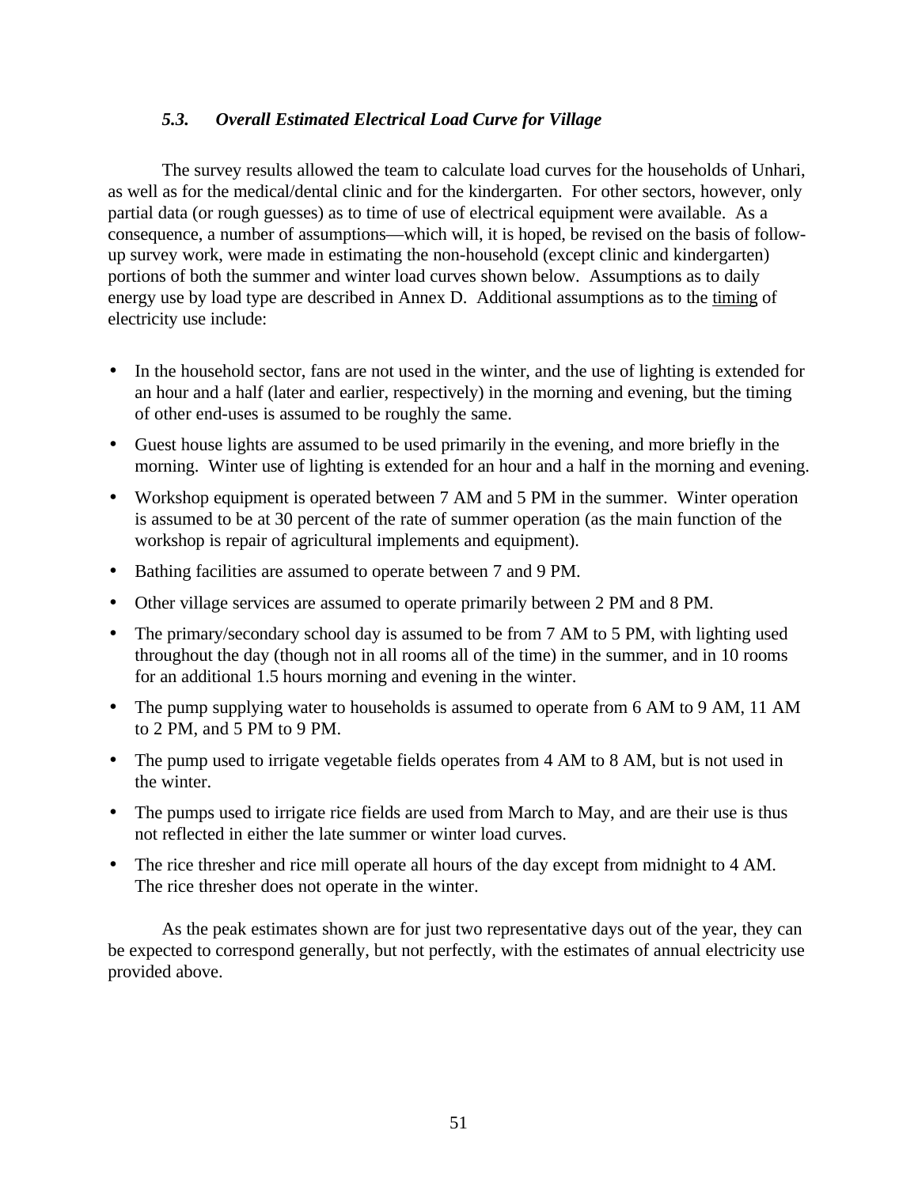### *5.3. Overall Estimated Electrical Load Curve for Village*

The survey results allowed the team to calculate load curves for the households of Unhari, as well as for the medical/dental clinic and for the kindergarten. For other sectors, however, only partial data (or rough guesses) as to time of use of electrical equipment were available. As a consequence, a number of assumptions—which will, it is hoped, be revised on the basis of follow-up survey work, were made in estimating the non-household (except clinic and kindergarten) portions of both the summer and winter load curves shown below. Assumptions as to daily energy use by load type are described in Annex D. Additional assumptions as to the <u>timing</u> of electricity use include:

- In the household sector, fans are not used in the winter, and the use of lighting is extended for an hour and a half (later and earlier, respectively) in the morning and evening, but the timing of other end-uses is assumed to be roughly the same.
- Guest house lights are assumed to be used primarily in the evening, and more briefly in the morning. Winter use of lighting is extended for an hour and a half in the morning and evening.
- Workshop equipment is operated between 7 AM and 5 PM in the summer. Winter operation is assumed to be at 30 percent of the rate of summer operation (as the main function of the workshop is repair of agricultural implements and equipment).
- Bathing facilities are assumed to operate between 7 and 9 PM.
- Other village services are assumed to operate primarily between 2 PM and 8 PM.
- The primary/secondary school day is assumed to be from 7 AM to 5 PM, with lighting used throughout the day (though not in all rooms all of the time) in the summer, and in 10 rooms for an additional 1.5 hours morning and evening in the winter.
- The pump supplying water to households is assumed to operate from 6 AM to 9 AM, 11 AM to 2 PM, and 5 PM to 9 PM.
- The pump used to irrigate vegetable fields operates from 4 AM to 8 AM, but is not used in the winter.
- The pumps used to irrigate rice fields are used from March to May, and are their use is thus not reflected in either the late summer or winter load curves.
- The rice thresher and rice mill operate all hours of the day except from midnight to 4 AM. The rice thresher does not operate in the winter.

As the peak estimates shown are for just two representative days out of the year, they can be expected to correspond generally, but not perfectly, with the estimates of annual electricity use provided above.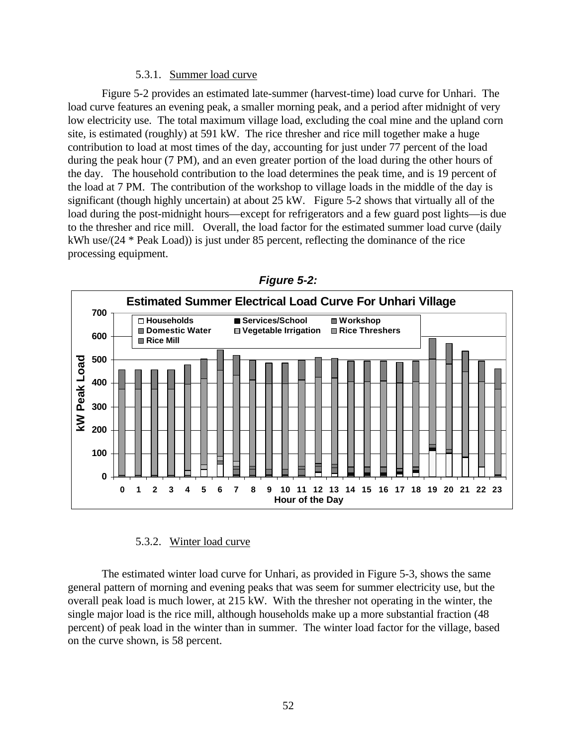### 5.3.1. Summer load curve

Figure 5-2 provides an estimated late-summer (harvest-time) load curve for Unhari. The load curve features an evening peak, a smaller morning peak, and a period after midnight of very low electricity use. The total maximum village load, excluding the coal mine and the upland corn site, is estimated (roughly) at 591 kW. The rice thresher and rice mill together make a huge contribution to load at most times of the day, accounting for just under 77 percent of the load during the peak hour (7 PM), and an even greater portion of the load during the other hours of the day. The household contribution to the load determines the peak time, and is 19 percent of the load at 7 PM. The contribution of the workshop to village loads in the middle of the day is significant (though highly uncertain) at about 25 kW. Figure 5-2 shows that virtually all of the load during the post-midnight hours—except for refrigerators and a few guard post lights—is due to the thresher and rice mill. Overall, the load factor for the estimated summer load curve (daily kWh use/(24 * Peak Load)) is just under 85 percent, reflecting the dominance of the rice processing equipment.

***Figure 5-2:***

**Estimated Summer Electrical Load Curve For Unhari Village**

### 5.3.2. Winter load curve

The estimated winter load curve for Unhari, as provided in Figure 5-3, shows the same general pattern of morning and evening peaks that was seem for summer electricity use, but the overall peak load is much lower, at 215 kW. With the thresher not operating in the winter, the single major load is the rice mill, although households make up a more substantial fraction (48 percent) of peak load in the winter than in summer. The winter load factor for the village, based on the curve shown, is 58 percent.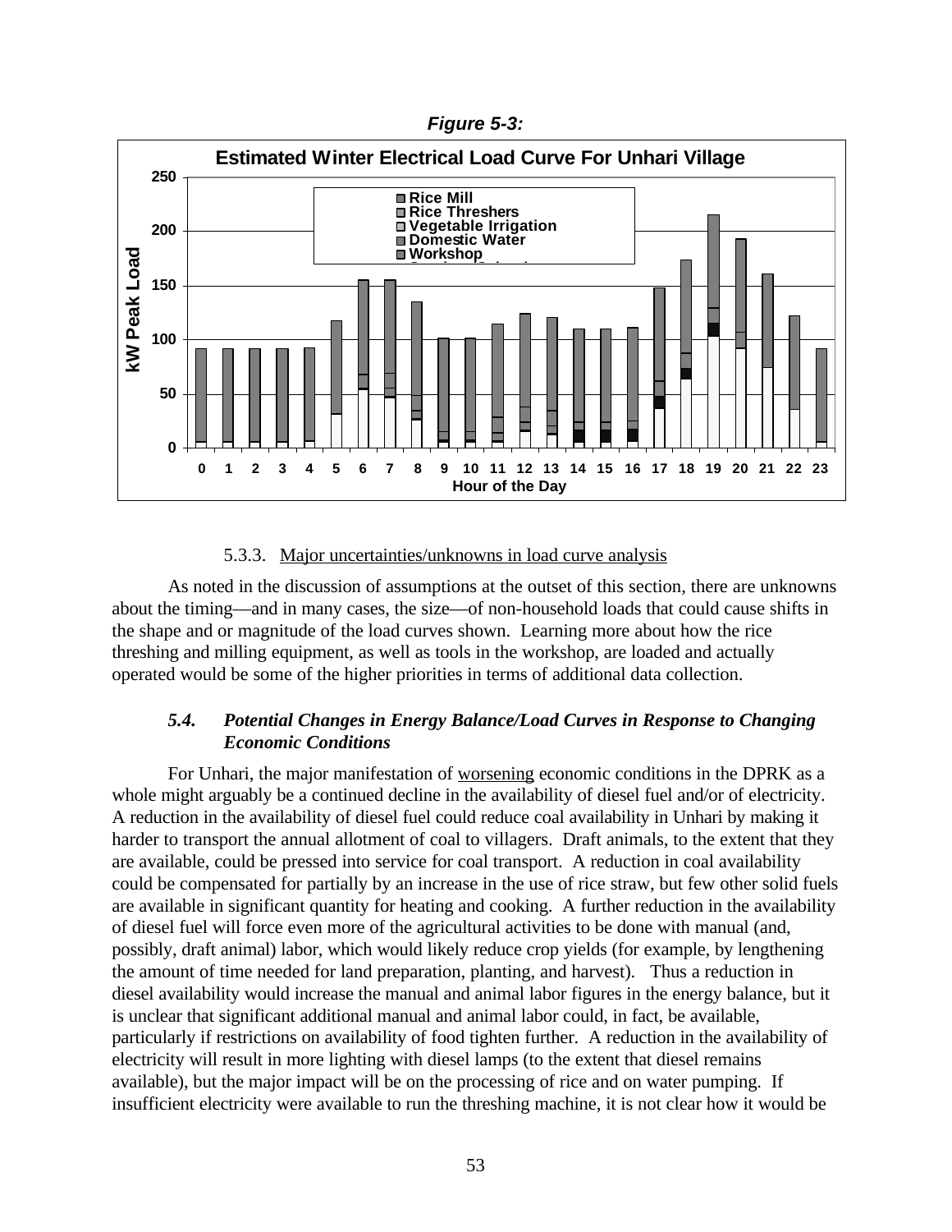*Figure 5-3:*

**Estimated Winter Electrical Load Curve For Unhari Village**

5.3.3. Major uncertainties/unknowns in load curve analysis

As noted in the discussion of assumptions at the outset of this section, there are unknowns about the timing—and in many cases, the size—of non-household loads that could cause shifts in the shape and or magnitude of the load curves shown. Learning more about how the rice threshing and milling equipment, as well as tools in the workshop, are loaded and actually operated would be some of the higher priorities in terms of additional data collection.

### *5.4. Potential Changes in Energy Balance/Load Curves in Response to Changing Economic Conditions*

For Unhari, the major manifestation of worsening economic conditions in the DPRK as a whole might arguably be a continued decline in the availability of diesel fuel and/or of electricity. A reduction in the availability of diesel fuel could reduce coal availability in Unhari by making it harder to transport the annual allotment of coal to villagers. Draft animals, to the extent that they are available, could be pressed into service for coal transport. A reduction in coal availability could be compensated for partially by an increase in the use of rice straw, but few other solid fuels are available in significant quantity for heating and cooking. A further reduction in the availability of diesel fuel will force even more of the agricultural activities to be done with manual (and, possibly, draft animal) labor, which would likely reduce crop yields (for example, by lengthening the amount of time needed for land preparation, planting, and harvest). Thus a reduction in diesel availability would increase the manual and animal labor figures in the energy balance, but it is unclear that significant additional manual and animal labor could, in fact, be available, particularly if restrictions on availability of food tighten further. A reduction in the availability of electricity will result in more lighting with diesel lamps (to the extent that diesel remains available), but the major impact will be on the processing of rice and on water pumping. If insufficient electricity were available to run the threshing machine, it is not clear how it would be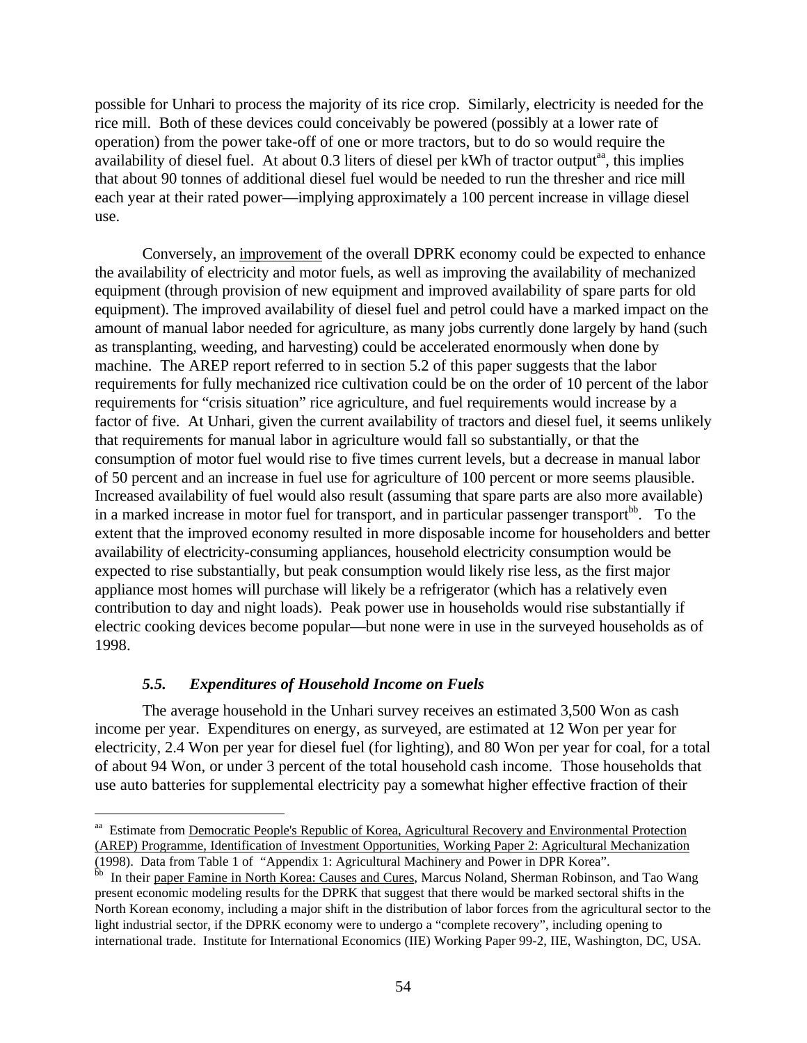possible for Unhari to process the majority of its rice crop. Similarly, electricity is needed for the rice mill. Both of these devices could conceivably be powered (possibly at a lower rate of operation) from the power take-off of one or more tractors, but to do so would require the availability of diesel fuel. At about 0.3 liters of diesel per kWh of tractor output[aa], this implies that about 90 tonnes of additional diesel fuel would be needed to run the thresher and rice mill each year at their rated power—implying approximately a 100 percent increase in village diesel use.

Conversely, an improvement of the overall DPRK economy could be expected to enhance the availability of electricity and motor fuels, as well as improving the availability of mechanized equipment (through provision of new equipment and improved availability of spare parts for old equipment). The improved availability of diesel fuel and petrol could have a marked impact on the amount of manual labor needed for agriculture, as many jobs currently done largely by hand (such as transplanting, weeding, and harvesting) could be accelerated enormously when done by machine. The AREP report referred to in section 5.2 of this paper suggests that the labor requirements for fully mechanized rice cultivation could be on the order of 10 percent of the labor requirements for "crisis situation" rice agriculture, and fuel requirements would increase by a factor of five. At Unhari, given the current availability of tractors and diesel fuel, it seems unlikely that requirements for manual labor in agriculture would fall so substantially, or that the consumption of motor fuel would rise to five times current levels, but a decrease in manual labor of 50 percent and an increase in fuel use for agriculture of 100 percent or more seems plausible. Increased availability of fuel would also result (assuming that spare parts are also more available) in a marked increase in motor fuel for transport, and in particular passenger transport[bb]. To the extent that the improved economy resulted in more disposable income for householders and better availability of electricity-consuming appliances, household electricity consumption would be expected to rise substantially, but peak consumption would likely rise less, as the first major appliance most homes will purchase will likely be a refrigerator (which has a relatively even contribution to day and night loads). Peak power use in households would rise substantially if electric cooking devices become popular—but none were in use in the surveyed households as of 1998.

### *5.5. Expenditures of Household Income on Fuels*

The average household in the Unhari survey receives an estimated 3,500 Won as cash income per year. Expenditures on energy, as surveyed, are estimated at 12 Won per year for electricity, 2.4 Won per year for diesel fuel (for lighting), and 80 Won per year for coal, for a total of about 94 Won, or under 3 percent of the total household cash income. Those households that use auto batteries for supplemental electricity pay a somewhat higher effective fraction of their

---

[aa] Estimate from Democratic People's Republic of Korea, Agricultural Recovery and Environmental Protection (AREP) Programme, Identification of Investment Opportunities, Working Paper 2: Agricultural Mechanization (1998). Data from Table 1 of "Appendix 1: Agricultural Machinery and Power in DPR Korea".

[bb] In their paper Famine in North Korea: Causes and Cures, Marcus Noland, Sherman Robinson, and Tao Wang present economic modeling results for the DPRK that suggest that there would be marked sectoral shifts in the North Korean economy, including a major shift in the distribution of labor forces from the agricultural sector to the light industrial sector, if the DPRK economy were to undergo a "complete recovery", including opening to international trade. Institute for International Economics (IIE) Working Paper 99-2, IIE, Washington, DC, USA.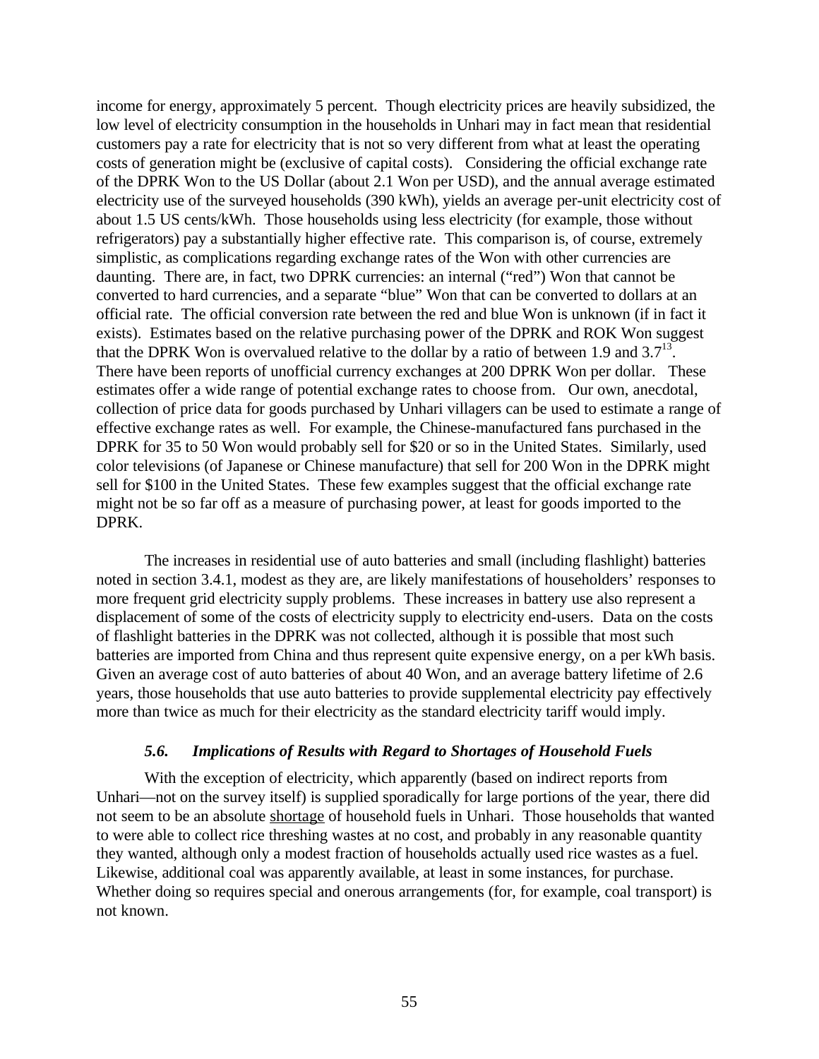income for energy, approximately 5 percent. Though electricity prices are heavily subsidized, the low level of electricity consumption in the households in Unhari may in fact mean that residential customers pay a rate for electricity that is not so very different from what at least the operating costs of generation might be (exclusive of capital costs). Considering the official exchange rate of the DPRK Won to the US Dollar (about 2.1 Won per USD), and the annual average estimated electricity use of the surveyed households (390 kWh), yields an average per-unit electricity cost of about 1.5 US cents/kWh. Those households using less electricity (for example, those without refrigerators) pay a substantially higher effective rate. This comparison is, of course, extremely simplistic, as complications regarding exchange rates of the Won with other currencies are daunting. There are, in fact, two DPRK currencies: an internal ("red") Won that cannot be converted to hard currencies, and a separate "blue" Won that can be converted to dollars at an official rate. The official conversion rate between the red and blue Won is unknown (if in fact it exists). Estimates based on the relative purchasing power of the DPRK and ROK Won suggest that the DPRK Won is overvalued relative to the dollar by a ratio of between 1.9 and 3.7[13]. There have been reports of unofficial currency exchanges at 200 DPRK Won per dollar. These estimates offer a wide range of potential exchange rates to choose from. Our own, anecdotal, collection of price data for goods purchased by Unhari villagers can be used to estimate a range of effective exchange rates as well. For example, the Chinese-manufactured fans purchased in the DPRK for 35 to 50 Won would probably sell for $20 or so in the United States. Similarly, used color televisions (of Japanese or Chinese manufacture) that sell for 200 Won in the DPRK might sell for $100 in the United States. These few examples suggest that the official exchange rate might not be so far off as a measure of purchasing power, at least for goods imported to the DPRK.

The increases in residential use of auto batteries and small (including flashlight) batteries noted in section 3.4.1, modest as they are, are likely manifestations of householders' responses to more frequent grid electricity supply problems. These increases in battery use also represent a displacement of some of the costs of electricity supply to electricity end-users. Data on the costs of flashlight batteries in the DPRK was not collected, although it is possible that most such batteries are imported from China and thus represent quite expensive energy, on a per kWh basis. Given an average cost of auto batteries of about 40 Won, and an average battery lifetime of 2.6 years, those households that use auto batteries to provide supplemental electricity pay effectively more than twice as much for their electricity as the standard electricity tariff would imply.

### *5.6. Implications of Results with Regard to Shortages of Household Fuels*

With the exception of electricity, which apparently (based on indirect reports from Unhari—not on the survey itself) is supplied sporadically for large portions of the year, there did not seem to be an absolute shortage of household fuels in Unhari. Those households that wanted to were able to collect rice threshing wastes at no cost, and probably in any reasonable quantity they wanted, although only a modest fraction of households actually used rice wastes as a fuel. Likewise, additional coal was apparently available, at least in some instances, for purchase. Whether doing so requires special and onerous arrangements (for, for example, coal transport) is not known.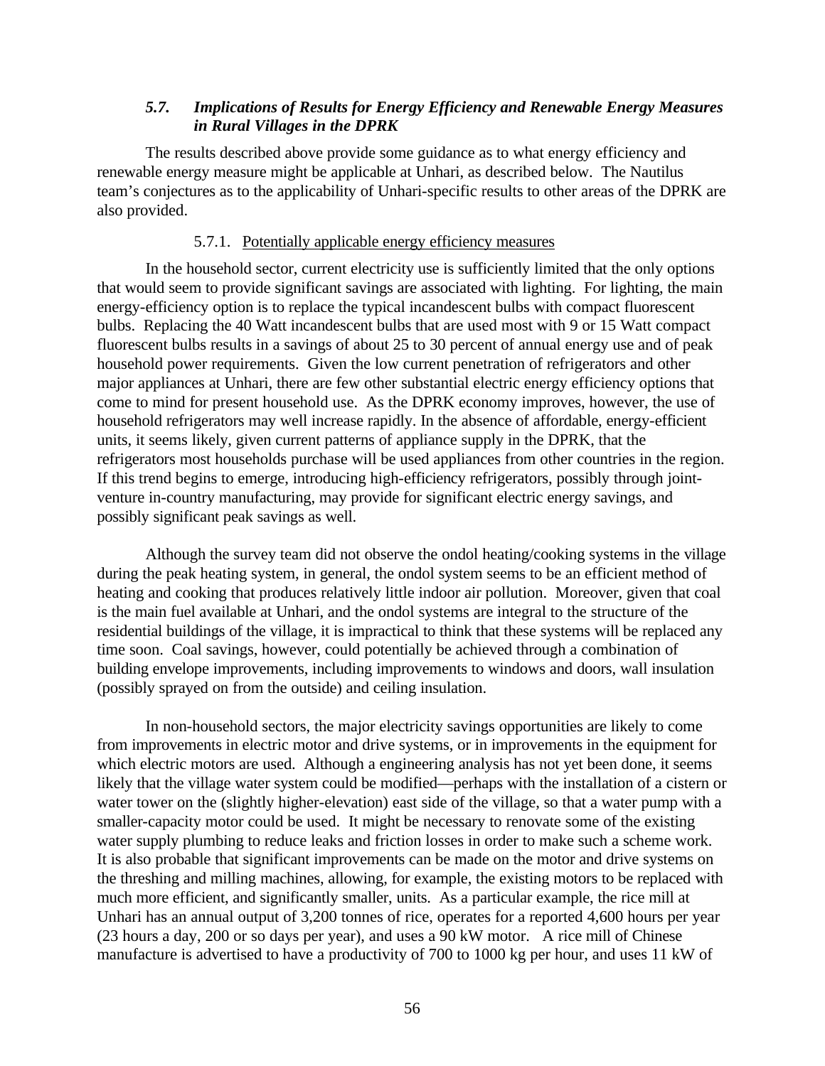### *5.7. Implications of Results for Energy Efficiency and Renewable Energy Measures in Rural Villages in the DPRK*

The results described above provide some guidance as to what energy efficiency and renewable energy measure might be applicable at Unhari, as described below. The Nautilus team's conjectures as to the applicability of Unhari-specific results to other areas of the DPRK are also provided.

#### 5.7.1. Potentially applicable energy efficiency measures

In the household sector, current electricity use is sufficiently limited that the only options that would seem to provide significant savings are associated with lighting. For lighting, the main energy-efficiency option is to replace the typical incandescent bulbs with compact fluorescent bulbs. Replacing the 40 Watt incandescent bulbs that are used most with 9 or 15 Watt compact fluorescent bulbs results in a savings of about 25 to 30 percent of annual energy use and of peak household power requirements. Given the low current penetration of refrigerators and other major appliances at Unhari, there are few other substantial electric energy efficiency options that come to mind for present household use. As the DPRK economy improves, however, the use of household refrigerators may well increase rapidly. In the absence of affordable, energy-efficient units, it seems likely, given current patterns of appliance supply in the DPRK, that the refrigerators most households purchase will be used appliances from other countries in the region. If this trend begins to emerge, introducing high-efficiency refrigerators, possibly through joint-venture in-country manufacturing, may provide for significant electric energy savings, and possibly significant peak savings as well.

Although the survey team did not observe the ondol heating/cooking systems in the village during the peak heating system, in general, the ondol system seems to be an efficient method of heating and cooking that produces relatively little indoor air pollution. Moreover, given that coal is the main fuel available at Unhari, and the ondol systems are integral to the structure of the residential buildings of the village, it is impractical to think that these systems will be replaced any time soon. Coal savings, however, could potentially be achieved through a combination of building envelope improvements, including improvements to windows and doors, wall insulation (possibly sprayed on from the outside) and ceiling insulation.

In non-household sectors, the major electricity savings opportunities are likely to come from improvements in electric motor and drive systems, or in improvements in the equipment for which electric motors are used. Although a engineering analysis has not yet been done, it seems likely that the village water system could be modified—perhaps with the installation of a cistern or water tower on the (slightly higher-elevation) east side of the village, so that a water pump with a smaller-capacity motor could be used. It might be necessary to renovate some of the existing water supply plumbing to reduce leaks and friction losses in order to make such a scheme work. It is also probable that significant improvements can be made on the motor and drive systems on the threshing and milling machines, allowing, for example, the existing motors to be replaced with much more efficient, and significantly smaller, units. As a particular example, the rice mill at Unhari has an annual output of 3,200 tonnes of rice, operates for a reported 4,600 hours per year (23 hours a day, 200 or so days per year), and uses a 90 kW motor. A rice mill of Chinese manufacture is advertised to have a productivity of 700 to 1000 kg per hour, and uses 11 kW of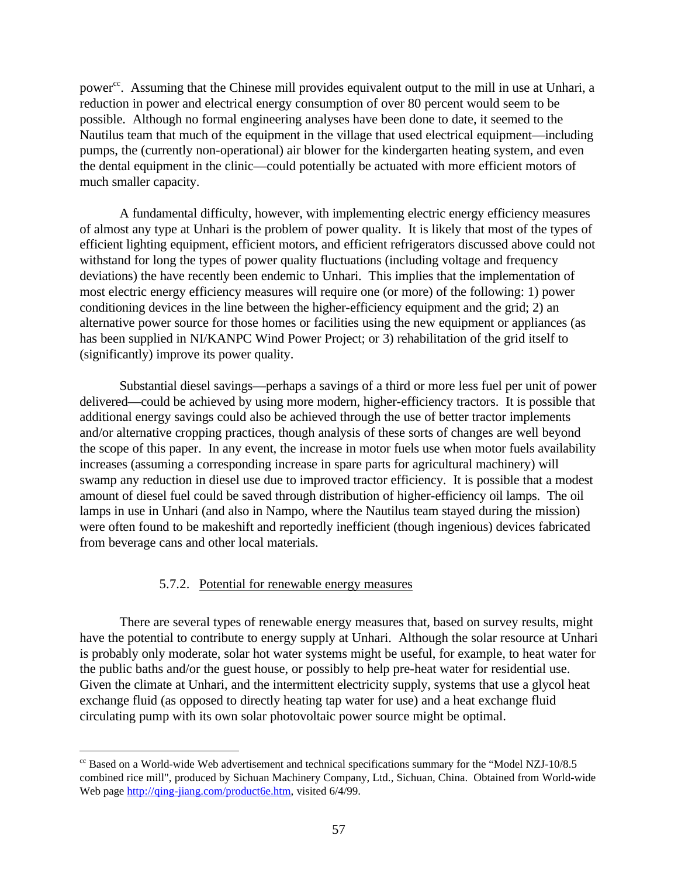power[cc]. Assuming that the Chinese mill provides equivalent output to the mill in use at Unhari, a reduction in power and electrical energy consumption of over 80 percent would seem to be possible. Although no formal engineering analyses have been done to date, it seemed to the Nautilus team that much of the equipment in the village that used electrical equipment—including pumps, the (currently non-operational) air blower for the kindergarten heating system, and even the dental equipment in the clinic—could potentially be actuated with more efficient motors of much smaller capacity.

A fundamental difficulty, however, with implementing electric energy efficiency measures of almost any type at Unhari is the problem of power quality. It is likely that most of the types of efficient lighting equipment, efficient motors, and efficient refrigerators discussed above could not withstand for long the types of power quality fluctuations (including voltage and frequency deviations) the have recently been endemic to Unhari. This implies that the implementation of most electric energy efficiency measures will require one (or more) of the following: 1) power conditioning devices in the line between the higher-efficiency equipment and the grid; 2) an alternative power source for those homes or facilities using the new equipment or appliances (as has been supplied in NI/KANPC Wind Power Project; or 3) rehabilitation of the grid itself to (significantly) improve its power quality.

Substantial diesel savings—perhaps a savings of a third or more less fuel per unit of power delivered—could be achieved by using more modern, higher-efficiency tractors. It is possible that additional energy savings could also be achieved through the use of better tractor implements and/or alternative cropping practices, though analysis of these sorts of changes are well beyond the scope of this paper. In any event, the increase in motor fuels use when motor fuels availability increases (assuming a corresponding increase in spare parts for agricultural machinery) will swamp any reduction in diesel use due to improved tractor efficiency. It is possible that a modest amount of diesel fuel could be saved through distribution of higher-efficiency oil lamps. The oil lamps in use in Unhari (and also in Nampo, where the Nautilus team stayed during the mission) were often found to be makeshift and reportedly inefficient (though ingenious) devices fabricated from beverage cans and other local materials.

#### 5.7.2. Potential for renewable energy measures

There are several types of renewable energy measures that, based on survey results, might have the potential to contribute to energy supply at Unhari. Although the solar resource at Unhari is probably only moderate, solar hot water systems might be useful, for example, to heat water for the public baths and/or the guest house, or possibly to help pre-heat water for residential use. Given the climate at Unhari, and the intermittent electricity supply, systems that use a glycol heat exchange fluid (as opposed to directly heating tap water for use) and a heat exchange fluid circulating pump with its own solar photovoltaic power source might be optimal.

---

[cc] Based on a World-wide Web advertisement and technical specifications summary for the "Model NZJ-10/8.5 combined rice mill", produced by Sichuan Machinery Company, Ltd., Sichuan, China. Obtained from World-wide Web page http://qing-jiang.com/product6e.htm, visited 6/4/99.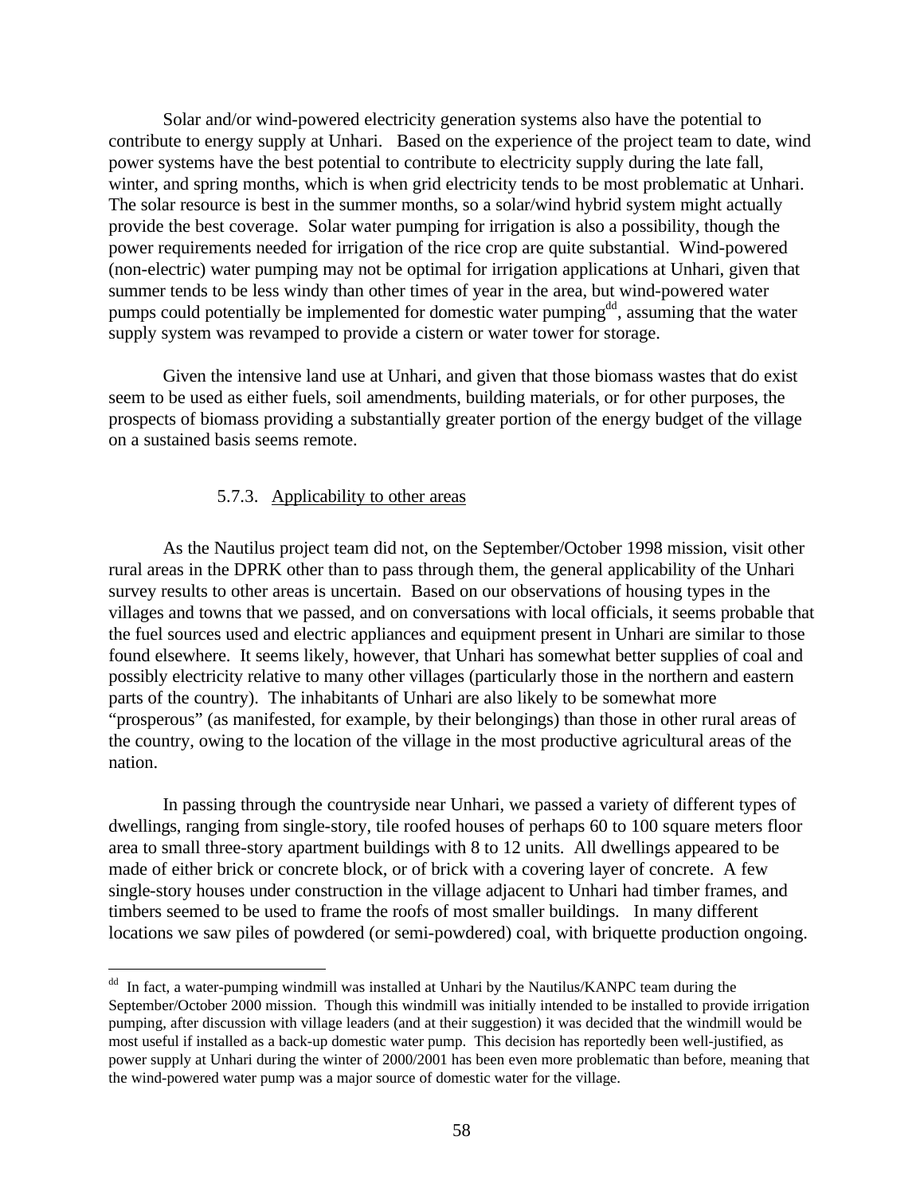Solar and/or wind-powered electricity generation systems also have the potential to contribute to energy supply at Unhari. Based on the experience of the project team to date, wind power systems have the best potential to contribute to electricity supply during the late fall, winter, and spring months, which is when grid electricity tends to be most problematic at Unhari. The solar resource is best in the summer months, so a solar/wind hybrid system might actually provide the best coverage. Solar water pumping for irrigation is also a possibility, though the power requirements needed for irrigation of the rice crop are quite substantial. Wind-powered (non-electric) water pumping may not be optimal for irrigation applications at Unhari, given that summer tends to be less windy than other times of year in the area, but wind-powered water pumps could potentially be implemented for domestic water pumping[dd], assuming that the water supply system was revamped to provide a cistern or water tower for storage.

Given the intensive land use at Unhari, and given that those biomass wastes that do exist seem to be used as either fuels, soil amendments, building materials, or for other purposes, the prospects of biomass providing a substantially greater portion of the energy budget of the village on a sustained basis seems remote.

#### 5.7.3. Applicability to other areas

As the Nautilus project team did not, on the September/October 1998 mission, visit other rural areas in the DPRK other than to pass through them, the general applicability of the Unhari survey results to other areas is uncertain. Based on our observations of housing types in the villages and towns that we passed, and on conversations with local officials, it seems probable that the fuel sources used and electric appliances and equipment present in Unhari are similar to those found elsewhere. It seems likely, however, that Unhari has somewhat better supplies of coal and possibly electricity relative to many other villages (particularly those in the northern and eastern parts of the country). The inhabitants of Unhari are also likely to be somewhat more "prosperous" (as manifested, for example, by their belongings) than those in other rural areas of the country, owing to the location of the village in the most productive agricultural areas of the nation.

In passing through the countryside near Unhari, we passed a variety of different types of dwellings, ranging from single-story, tile roofed houses of perhaps 60 to 100 square meters floor area to small three-story apartment buildings with 8 to 12 units. All dwellings appeared to be made of either brick or concrete block, or of brick with a covering layer of concrete. A few single-story houses under construction in the village adjacent to Unhari had timber frames, and timbers seemed to be used to frame the roofs of most smaller buildings. In many different locations we saw piles of powdered (or semi-powdered) coal, with briquette production ongoing.

---

[dd] In fact, a water-pumping windmill was installed at Unhari by the Nautilus/KANPC team during the September/October 2000 mission. Though this windmill was initially intended to be installed to provide irrigation pumping, after discussion with village leaders (and at their suggestion) it was decided that the windmill would be most useful if installed as a back-up domestic water pump. This decision has reportedly been well-justified, as power supply at Unhari during the winter of 2000/2001 has been even more problematic than before, meaning that the wind-powered water pump was a major source of domestic water for the village.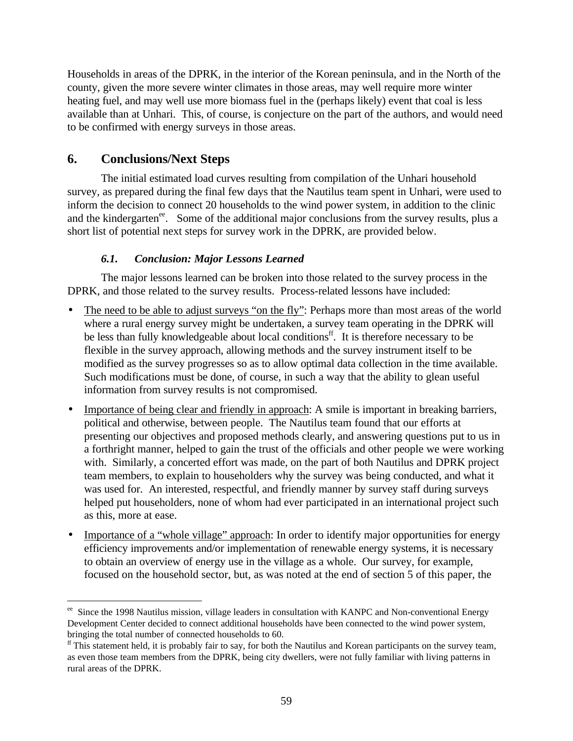Households in areas of the DPRK, in the interior of the Korean peninsula, and in the North of the county, given the more severe winter climates in those areas, may well require more winter heating fuel, and may well use more biomass fuel in the (perhaps likely) event that coal is less available than at Unhari. This, of course, is conjecture on the part of the authors, and would need to be confirmed with energy surveys in those areas.

## 6. Conclusions/Next Steps

The initial estimated load curves resulting from compilation of the Unhari household survey, as prepared during the final few days that the Nautilus team spent in Unhari, were used to inform the decision to connect 20 households to the wind power system, in addition to the clinic and the kindergarten[ee]. Some of the additional major conclusions from the survey results, plus a short list of potential next steps for survey work in the DPRK, are provided below.

### *6.1. Conclusion: Major Lessons Learned*

The major lessons learned can be broken into those related to the survey process in the DPRK, and those related to the survey results. Process-related lessons have included:

- <u>The need to be able to adjust surveys "on the fly"</u>: Perhaps more than most areas of the world where a rural energy survey might be undertaken, a survey team operating in the DPRK will be less than fully knowledgeable about local conditions[ff]. It is therefore necessary to be flexible in the survey approach, allowing methods and the survey instrument itself to be modified as the survey progresses so as to allow optimal data collection in the time available. Such modifications must be done, of course, in such a way that the ability to glean useful information from survey results is not compromised.
- <u>Importance of being clear and friendly in approach</u>: A smile is important in breaking barriers, political and otherwise, between people. The Nautilus team found that our efforts at presenting our objectives and proposed methods clearly, and answering questions put to us in a forthright manner, helped to gain the trust of the officials and other people we were working with. Similarly, a concerted effort was made, on the part of both Nautilus and DPRK project team members, to explain to householders why the survey was being conducted, and what it was used for. An interested, respectful, and friendly manner by survey staff during surveys helped put householders, none of whom had ever participated in an international project such as this, more at ease.
- <u>Importance of a "whole village" approach</u>: In order to identify major opportunities for energy efficiency improvements and/or implementation of renewable energy systems, it is necessary to obtain an overview of energy use in the village as a whole. Our survey, for example, focused on the household sector, but, as was noted at the end of section 5 of this paper, the

---

[ee] Since the 1998 Nautilus mission, village leaders in consultation with KANPC and Non-conventional Energy Development Center decided to connect additional households have been connected to the wind power system, bringing the total number of connected households to 60.

[ff] This statement held, it is probably fair to say, for both the Nautilus and Korean participants on the survey team, as even those team members from the DPRK, being city dwellers, were not fully familiar with living patterns in rural areas of the DPRK.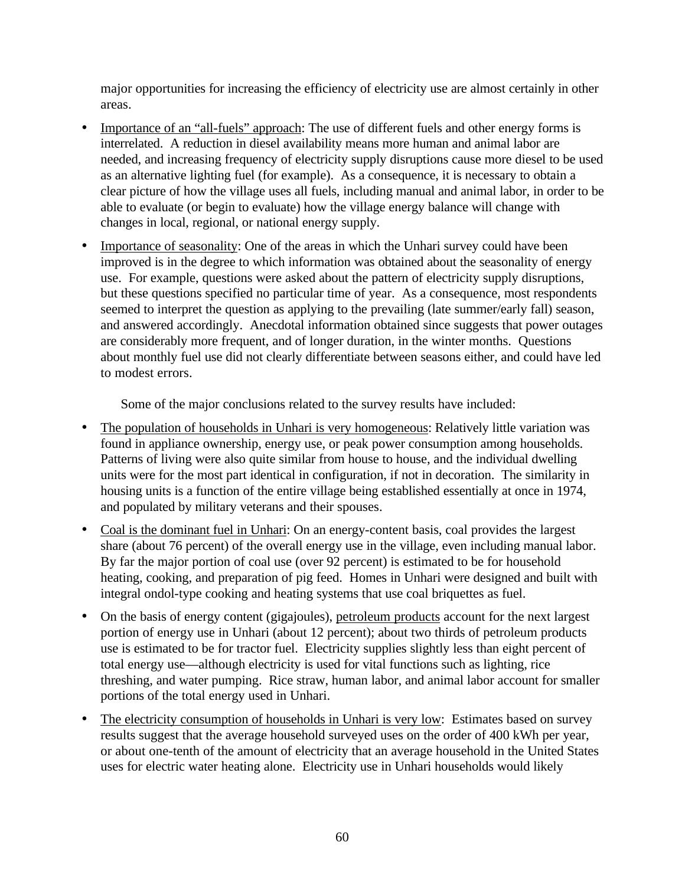major opportunities for increasing the efficiency of electricity use are almost certainly in other areas.

- Importance of an "all-fuels" approach: The use of different fuels and other energy forms is interrelated. A reduction in diesel availability means more human and animal labor are needed, and increasing frequency of electricity supply disruptions cause more diesel to be used as an alternative lighting fuel (for example). As a consequence, it is necessary to obtain a clear picture of how the village uses all fuels, including manual and animal labor, in order to be able to evaluate (or begin to evaluate) how the village energy balance will change with changes in local, regional, or national energy supply.

- Importance of seasonality: One of the areas in which the Unhari survey could have been improved is in the degree to which information was obtained about the seasonality of energy use. For example, questions were asked about the pattern of electricity supply disruptions, but these questions specified no particular time of year. As a consequence, most respondents seemed to interpret the question as applying to the prevailing (late summer/early fall) season, and answered accordingly. Anecdotal information obtained since suggests that power outages are considerably more frequent, and of longer duration, in the winter months. Questions about monthly fuel use did not clearly differentiate between seasons either, and could have led to modest errors.

Some of the major conclusions related to the survey results have included:

- The population of households in Unhari is very homogeneous: Relatively little variation was found in appliance ownership, energy use, or peak power consumption among households. Patterns of living were also quite similar from house to house, and the individual dwelling units were for the most part identical in configuration, if not in decoration. The similarity in housing units is a function of the entire village being established essentially at once in 1974, and populated by military veterans and their spouses.

- Coal is the dominant fuel in Unhari: On an energy-content basis, coal provides the largest share (about 76 percent) of the overall energy use in the village, even including manual labor. By far the major portion of coal use (over 92 percent) is estimated to be for household heating, cooking, and preparation of pig feed. Homes in Unhari were designed and built with integral ondol-type cooking and heating systems that use coal briquettes as fuel.

- On the basis of energy content (gigajoules), petroleum products account for the next largest portion of energy use in Unhari (about 12 percent); about two thirds of petroleum products use is estimated to be for tractor fuel. Electricity supplies slightly less than eight percent of total energy use—although electricity is used for vital functions such as lighting, rice threshing, and water pumping. Rice straw, human labor, and animal labor account for smaller portions of the total energy used in Unhari.

- The electricity consumption of households in Unhari is very low: Estimates based on survey results suggest that the average household surveyed uses on the order of 400 kWh per year, or about one-tenth of the amount of electricity that an average household in the United States uses for electric water heating alone. Electricity use in Unhari households would likely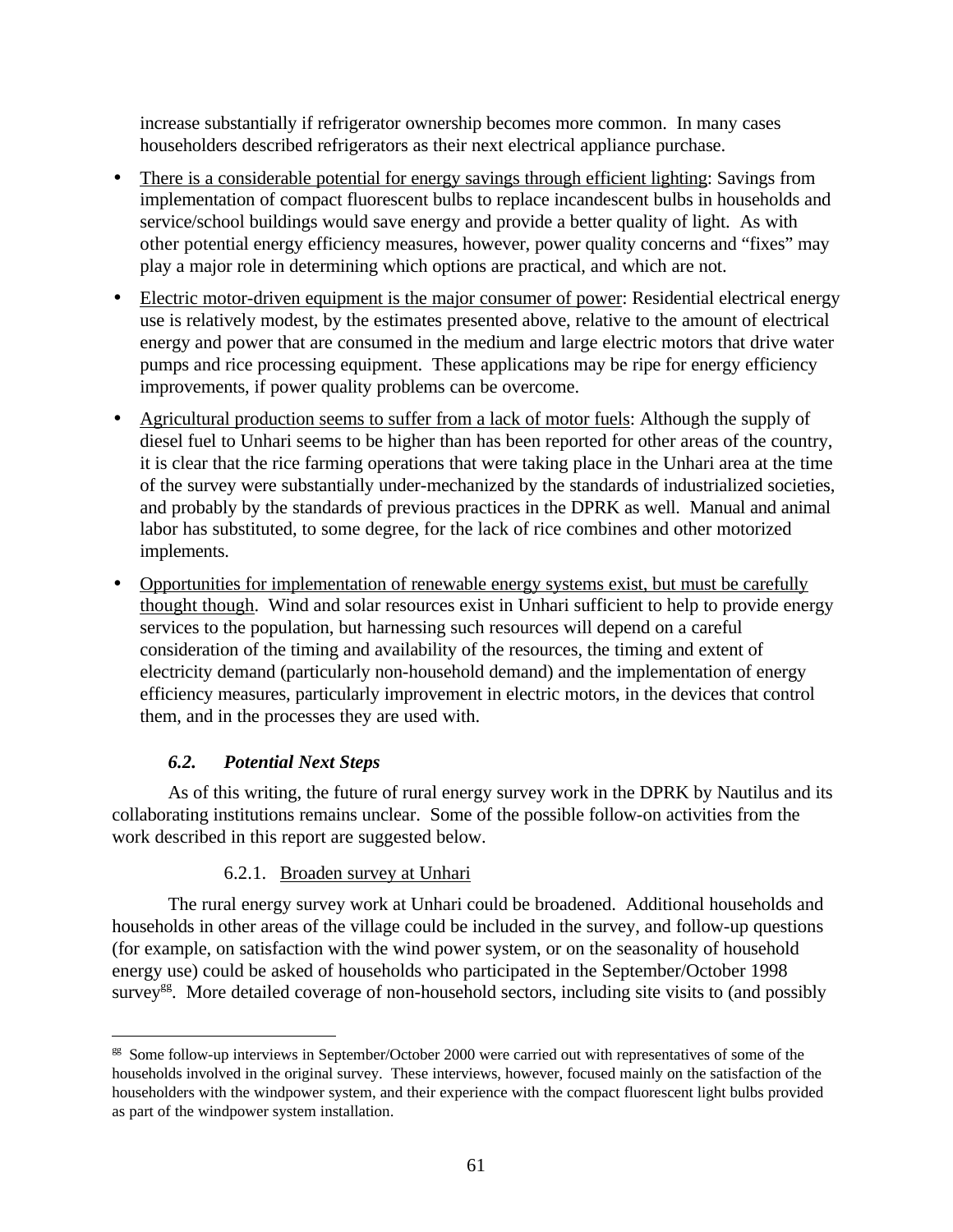increase substantially if refrigerator ownership becomes more common. In many cases householders described refrigerators as their next electrical appliance purchase.

- There is a considerable potential for energy savings through efficient lighting: Savings from implementation of compact fluorescent bulbs to replace incandescent bulbs in households and service/school buildings would save energy and provide a better quality of light. As with other potential energy efficiency measures, however, power quality concerns and "fixes" may play a major role in determining which options are practical, and which are not.
- Electric motor-driven equipment is the major consumer of power: Residential electrical energy use is relatively modest, by the estimates presented above, relative to the amount of electrical energy and power that are consumed in the medium and large electric motors that drive water pumps and rice processing equipment. These applications may be ripe for energy efficiency improvements, if power quality problems can be overcome.
- Agricultural production seems to suffer from a lack of motor fuels: Although the supply of diesel fuel to Unhari seems to be higher than has been reported for other areas of the country, it is clear that the rice farming operations that were taking place in the Unhari area at the time of the survey were substantially under-mechanized by the standards of industrialized societies, and probably by the standards of previous practices in the DPRK as well. Manual and animal labor has substituted, to some degree, for the lack of rice combines and other motorized implements.
- Opportunities for implementation of renewable energy systems exist, but must be carefully thought though. Wind and solar resources exist in Unhari sufficient to help to provide energy services to the population, but harnessing such resources will depend on a careful consideration of the timing and availability of the resources, the timing and extent of electricity demand (particularly non-household demand) and the implementation of energy efficiency measures, particularly improvement in electric motors, in the devices that control them, and in the processes they are used with.

### *6.2. Potential Next Steps*

As of this writing, the future of rural energy survey work in the DPRK by Nautilus and its collaborating institutions remains unclear. Some of the possible follow-on activities from the work described in this report are suggested below.

#### 6.2.1. Broaden survey at Unhari

The rural energy survey work at Unhari could be broadened. Additional households and households in other areas of the village could be included in the survey, and follow-up questions (for example, on satisfaction with the wind power system, or on the seasonality of household energy use) could be asked of households who participated in the September/October 1998 survey[gg]. More detailed coverage of non-household sectors, including site visits to (and possibly

[gg] Some follow-up interviews in September/October 2000 were carried out with representatives of some of the households involved in the original survey. These interviews, however, focused mainly on the satisfaction of the householders with the windpower system, and their experience with the compact fluorescent light bulbs provided as part of the windpower system installation.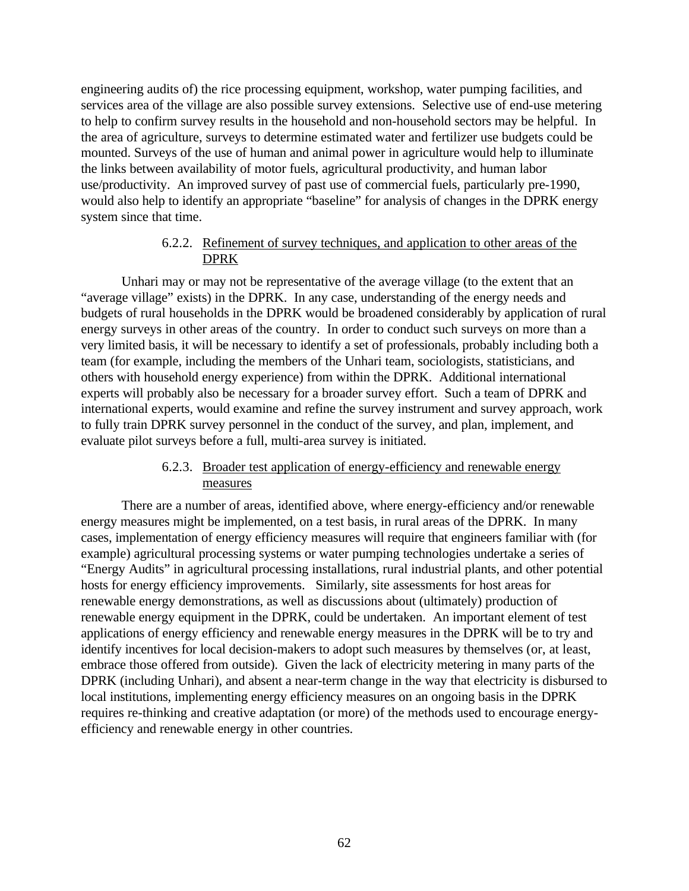engineering audits of) the rice processing equipment, workshop, water pumping facilities, and services area of the village are also possible survey extensions. Selective use of end-use metering to help to confirm survey results in the household and non-household sectors may be helpful. In the area of agriculture, surveys to determine estimated water and fertilizer use budgets could be mounted. Surveys of the use of human and animal power in agriculture would help to illuminate the links between availability of motor fuels, agricultural productivity, and human labor use/productivity. An improved survey of past use of commercial fuels, particularly pre-1990, would also help to identify an appropriate "baseline" for analysis of changes in the DPRK energy system since that time.

#### 6.2.2. Refinement of survey techniques, and application to other areas of the DPRK

Unhari may or may not be representative of the average village (to the extent that an "average village" exists) in the DPRK. In any case, understanding of the energy needs and budgets of rural households in the DPRK would be broadened considerably by application of rural energy surveys in other areas of the country. In order to conduct such surveys on more than a very limited basis, it will be necessary to identify a set of professionals, probably including both a team (for example, including the members of the Unhari team, sociologists, statisticians, and others with household energy experience) from within the DPRK. Additional international experts will probably also be necessary for a broader survey effort. Such a team of DPRK and international experts, would examine and refine the survey instrument and survey approach, work to fully train DPRK survey personnel in the conduct of the survey, and plan, implement, and evaluate pilot surveys before a full, multi-area survey is initiated.

#### 6.2.3. Broader test application of energy-efficiency and renewable energy measures

There are a number of areas, identified above, where energy-efficiency and/or renewable energy measures might be implemented, on a test basis, in rural areas of the DPRK. In many cases, implementation of energy efficiency measures will require that engineers familiar with (for example) agricultural processing systems or water pumping technologies undertake a series of "Energy Audits" in agricultural processing installations, rural industrial plants, and other potential hosts for energy efficiency improvements. Similarly, site assessments for host areas for renewable energy demonstrations, as well as discussions about (ultimately) production of renewable energy equipment in the DPRK, could be undertaken. An important element of test applications of energy efficiency and renewable energy measures in the DPRK will be to try and identify incentives for local decision-makers to adopt such measures by themselves (or, at least, embrace those offered from outside). Given the lack of electricity metering in many parts of the DPRK (including Unhari), and absent a near-term change in the way that electricity is disbursed to local institutions, implementing energy efficiency measures on an ongoing basis in the DPRK requires re-thinking and creative adaptation (or more) of the methods used to encourage energy-efficiency and renewable energy in other countries.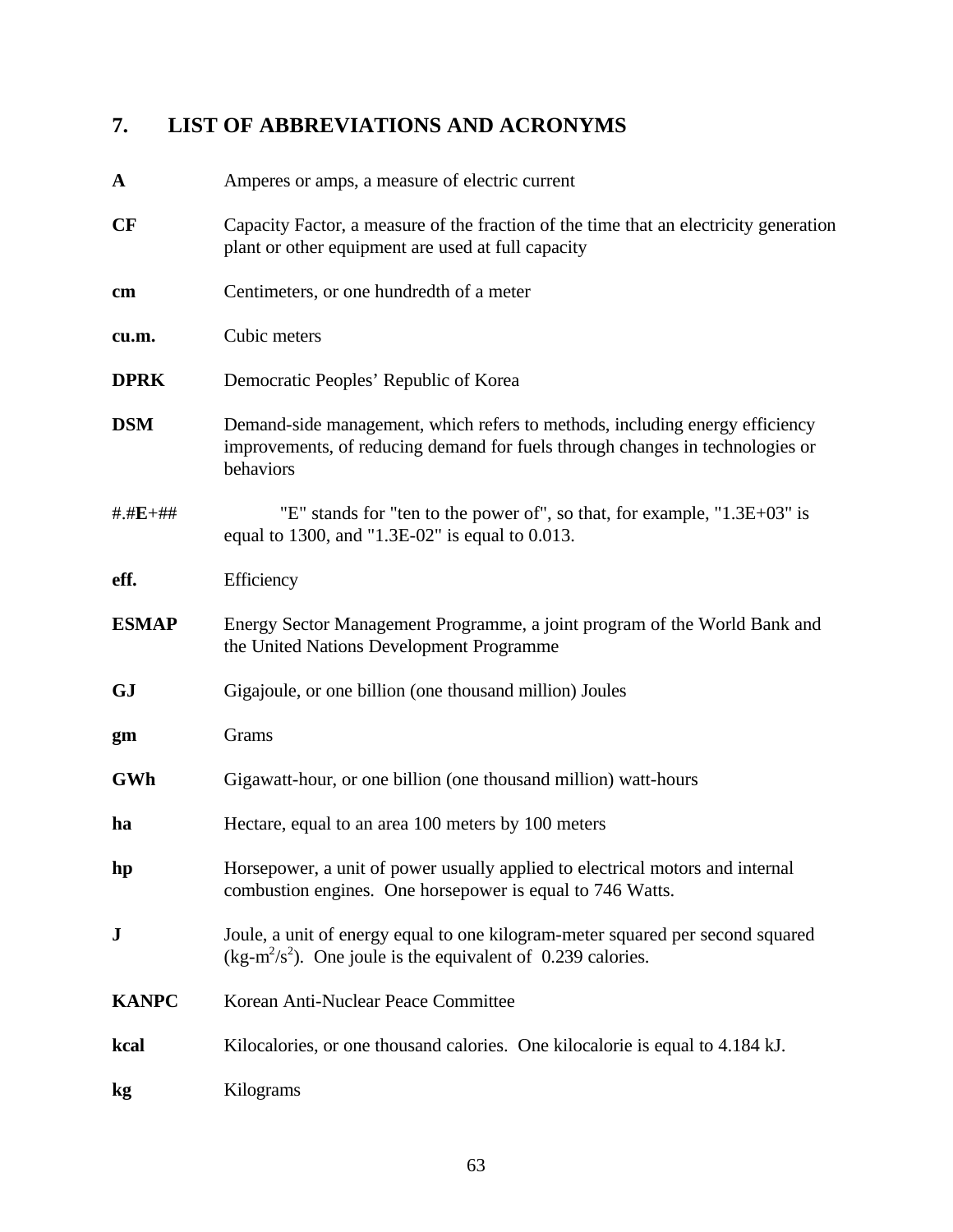## 7. LIST OF ABBREVIATIONS AND ACRONYMS

| | |
|---|---|
| **A** | Amperes or amps, a measure of electric current |
| **CF** | Capacity Factor, a measure of the fraction of the time that an electricity generation plant or other equipment are used at full capacity |
| **cm** | Centimeters, or one hundredth of a meter |
| **cu.m.** | Cubic meters |
| **DPRK** | Democratic Peoples' Republic of Korea |
| **DSM** | Demand-side management, which refers to methods, including energy efficiency improvements, of reducing demand for fuels through changes in technologies or behaviors |
| #.#**E**+## | "E" stands for "ten to the power of", so that, for example, "1.3E+03" is equal to 1300, and "1.3E-02" is equal to 0.013. |
| **eff.** | Efficiency |
| **ESMAP** | Energy Sector Management Programme, a joint program of the World Bank and the United Nations Development Programme |
| **GJ** | Gigajoule, or one billion (one thousand million) Joules |
| **gm** | Grams |
| **GWh** | Gigawatt-hour, or one billion (one thousand million) watt-hours |
| **ha** | Hectare, equal to an area 100 meters by 100 meters |
| **hp** | Horsepower, a unit of power usually applied to electrical motors and internal combustion engines. One horsepower is equal to 746 Watts. |
| **J** | Joule, a unit of energy equal to one kilogram-meter squared per second squared ($kg\text{-}m^2/s^2$). One joule is the equivalent of 0.239 calories. |
| **KANPC** | Korean Anti-Nuclear Peace Committee |
| **kcal** | Kilocalories, or one thousand calories. One kilocalorie is equal to 4.184 kJ. |
| **kg** | Kilograms |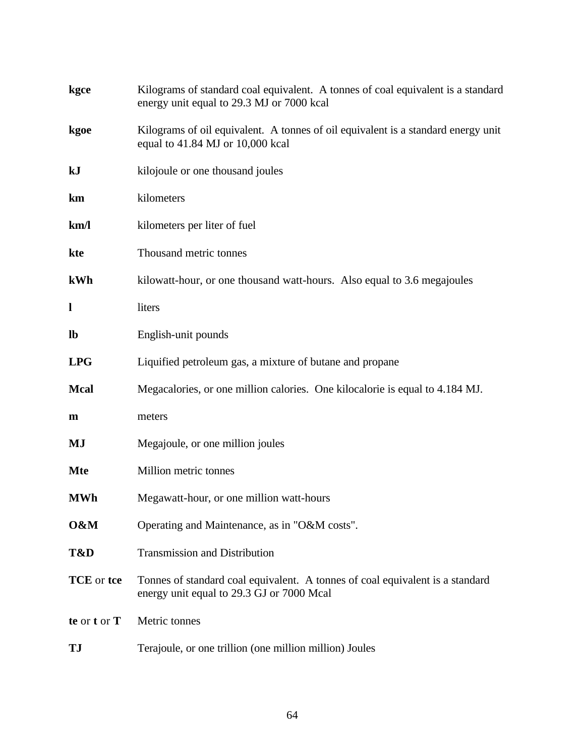**kgce** Kilograms of standard coal equivalent. A tonnes of coal equivalent is a standard energy unit equal to 29.3 MJ or 7000 kcal

**kgoe** Kilograms of oil equivalent. A tonnes of oil equivalent is a standard energy unit equal to 41.84 MJ or 10,000 kcal

**kJ** kilojoule or one thousand joules

**km** kilometers

**km/l** kilometers per liter of fuel

**kte** Thousand metric tonnes

**kWh** kilowatt-hour, or one thousand watt-hours. Also equal to 3.6 megajoules

**l** liters

**lb** English-unit pounds

**LPG** Liquified petroleum gas, a mixture of butane and propane

**Mcal** Megacalories, or one million calories. One kilocalorie is equal to 4.184 MJ.

**m** meters

**MJ** Megajoule, or one million joules

**Mte** Million metric tonnes

**MWh** Megawatt-hour, or one million watt-hours

**O&M** Operating and Maintenance, as in "O&M costs".

**T&D** Transmission and Distribution

**TCE** or **tce** Tonnes of standard coal equivalent. A tonnes of coal equivalent is a standard energy unit equal to 29.3 GJ or 7000 Mcal

**te** or **t** or **T** Metric tonnes

**TJ** Terajoule, or one trillion (one million million) Joules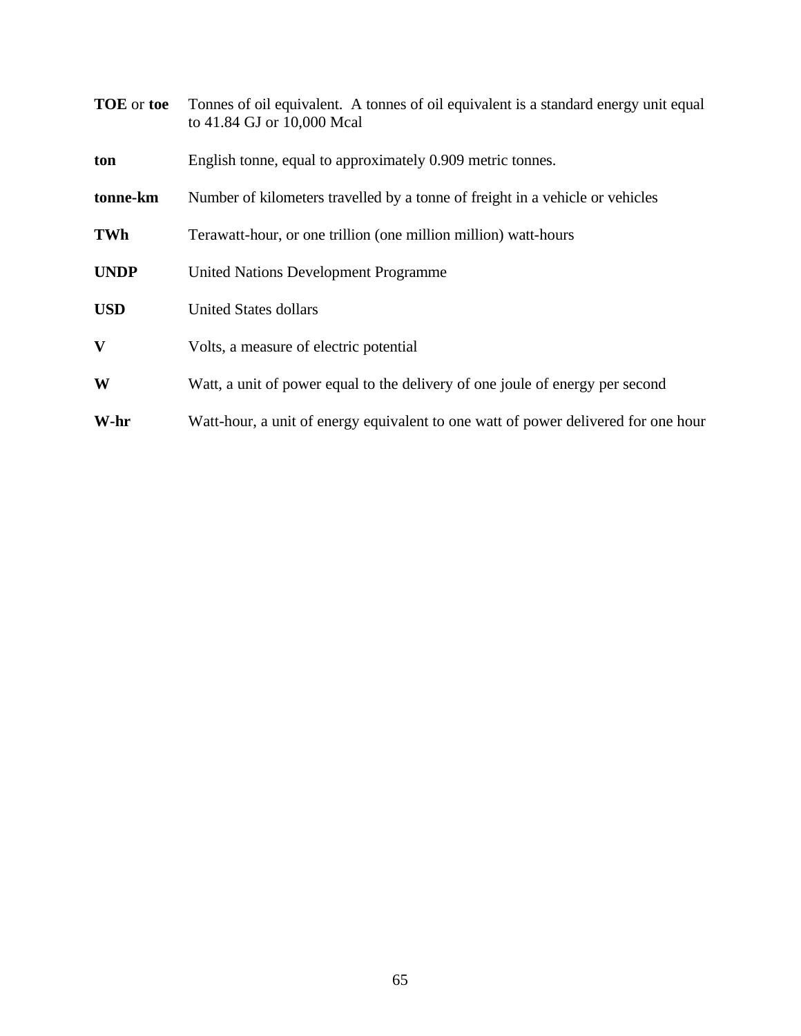**TOE** or **toe** Tonnes of oil equivalent. A tonnes of oil equivalent is a standard energy unit equal to 41.84 GJ or 10,000 Mcal

**ton** English tonne, equal to approximately 0.909 metric tonnes.

**tonne-km** Number of kilometers travelled by a tonne of freight in a vehicle or vehicles

**TWh** Terawatt-hour, or one trillion (one million million) watt-hours

**UNDP** United Nations Development Programme

**USD** United States dollars

**V** Volts, a measure of electric potential

**W** Watt, a unit of power equal to the delivery of one joule of energy per second

**W-hr** Watt-hour, a unit of energy equivalent to one watt of power delivered for one hour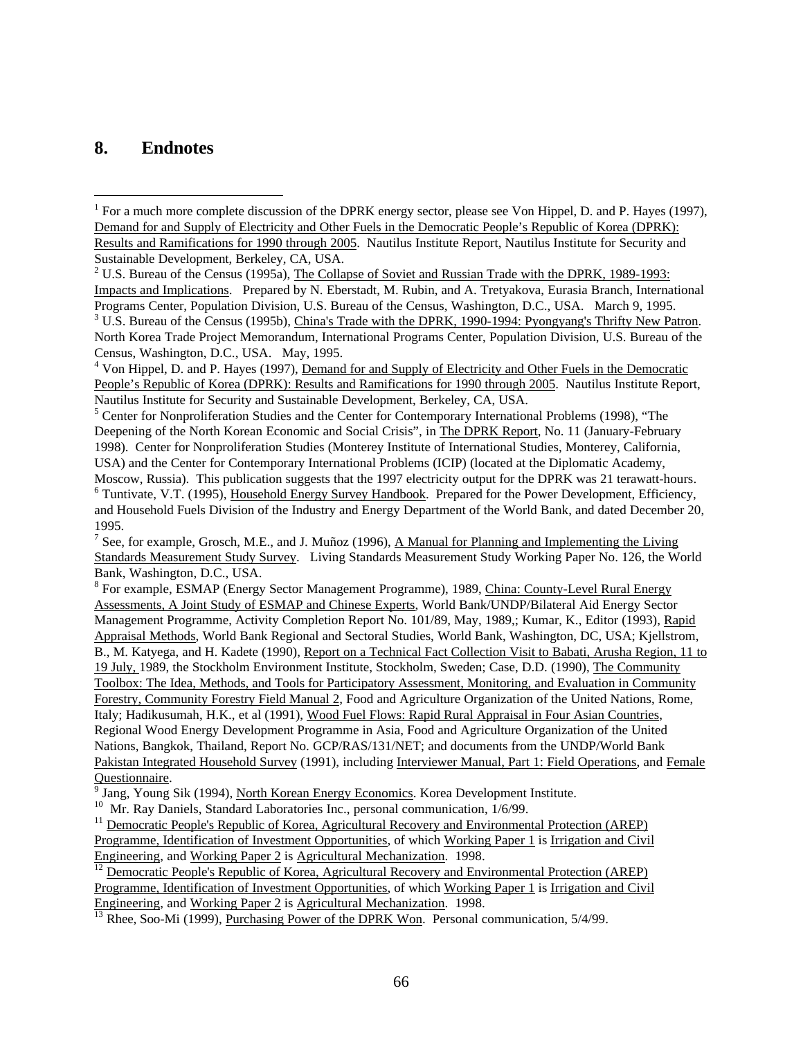## 8. Endnotes

[1] For a much more complete discussion of the DPRK energy sector, please see Von Hippel, D. and P. Hayes (1997), Demand for and Supply of Electricity and Other Fuels in the Democratic People's Republic of Korea (DPRK): Results and Ramifications for 1990 through 2005. Nautilus Institute Report, Nautilus Institute for Security and Sustainable Development, Berkeley, CA, USA.

[2] U.S. Bureau of the Census (1995a), The Collapse of Soviet and Russian Trade with the DPRK, 1989-1993: Impacts and Implications. Prepared by N. Eberstadt, M. Rubin, and A. Tretyakova, Eurasia Branch, International Programs Center, Population Division, U.S. Bureau of the Census, Washington, D.C., USA. March 9, 1995.

[3] U.S. Bureau of the Census (1995b), China's Trade with the DPRK, 1990-1994: Pyongyang's Thrifty New Patron. North Korea Trade Project Memorandum, International Programs Center, Population Division, U.S. Bureau of the Census, Washington, D.C., USA. May, 1995.

[4] Von Hippel, D. and P. Hayes (1997), Demand for and Supply of Electricity and Other Fuels in the Democratic People's Republic of Korea (DPRK): Results and Ramifications for 1990 through 2005. Nautilus Institute Report, Nautilus Institute for Security and Sustainable Development, Berkeley, CA, USA.

[5] Center for Nonproliferation Studies and the Center for Contemporary International Problems (1998), "The Deepening of the North Korean Economic and Social Crisis", in The DPRK Report, No. 11 (January-February 1998). Center for Nonproliferation Studies (Monterey Institute of International Studies, Monterey, California, USA) and the Center for Contemporary International Problems (ICIP) (located at the Diplomatic Academy, Moscow, Russia). This publication suggests that the 1997 electricity output for the DPRK was 21 terawatt-hours.

[6] Tuntivate, V.T. (1995), Household Energy Survey Handbook. Prepared for the Power Development, Efficiency, and Household Fuels Division of the Industry and Energy Department of the World Bank, and dated December 20, 1995.

[7] See, for example, Grosch, M.E., and J. Muñoz (1996), A Manual for Planning and Implementing the Living Standards Measurement Study Survey. Living Standards Measurement Study Working Paper No. 126, the World Bank, Washington, D.C., USA.

[8] For example, ESMAP (Energy Sector Management Programme), 1989, China: County-Level Rural Energy Assessments, A Joint Study of ESMAP and Chinese Experts, World Bank/UNDP/Bilateral Aid Energy Sector Management Programme, Activity Completion Report No. 101/89, May, 1989,; Kumar, K., Editor (1993), Rapid Appraisal Methods, World Bank Regional and Sectoral Studies, World Bank, Washington, DC, USA; Kjellstrom, B., M. Katyega, and H. Kadete (1990), Report on a Technical Fact Collection Visit to Babati, Arusha Region, 11 to 19 July, 1989, the Stockholm Environment Institute, Stockholm, Sweden; Case, D.D. (1990), The Community Toolbox: The Idea, Methods, and Tools for Participatory Assessment, Monitoring, and Evaluation in Community Forestry, Community Forestry Field Manual 2, Food and Agriculture Organization of the United Nations, Rome, Italy; Hadikusumah, H.K., et al (1991), Wood Fuel Flows: Rapid Rural Appraisal in Four Asian Countries, Regional Wood Energy Development Programme in Asia, Food and Agriculture Organization of the United Nations, Bangkok, Thailand, Report No. GCP/RAS/131/NET; and documents from the UNDP/World Bank Pakistan Integrated Household Survey (1991), including Interviewer Manual, Part 1: Field Operations, and Female Questionnaire.

[9] Jang, Young Sik (1994), North Korean Energy Economics. Korea Development Institute.

[10] Mr. Ray Daniels, Standard Laboratories Inc., personal communication, 1/6/99.

[11] Democratic People's Republic of Korea, Agricultural Recovery and Environmental Protection (AREP) Programme, Identification of Investment Opportunities, of which Working Paper 1 is Irrigation and Civil Engineering, and Working Paper 2 is Agricultural Mechanization. 1998.

[12] Democratic People's Republic of Korea, Agricultural Recovery and Environmental Protection (AREP) Programme, Identification of Investment Opportunities, of which Working Paper 1 is Irrigation and Civil Engineering, and Working Paper 2 is Agricultural Mechanization. 1998.

[13] Rhee, Soo-Mi (1999), Purchasing Power of the DPRK Won. Personal communication, 5/4/99.